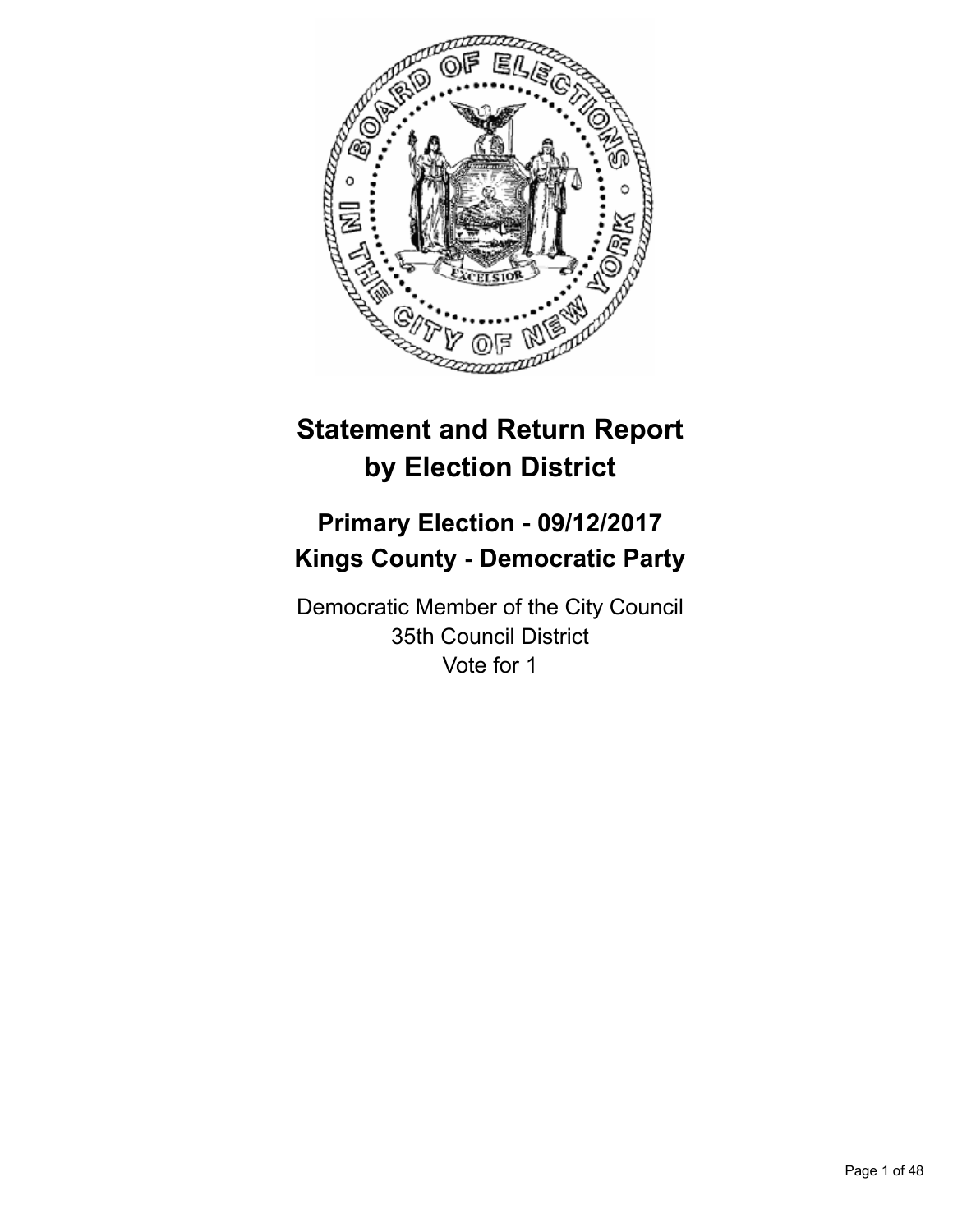# Statement and Return Report by Election District

## Primary Election - 09/12/2017
## Kings County - Democratic Party

Democratic Member of the City Council
35th Council District
Vote for 1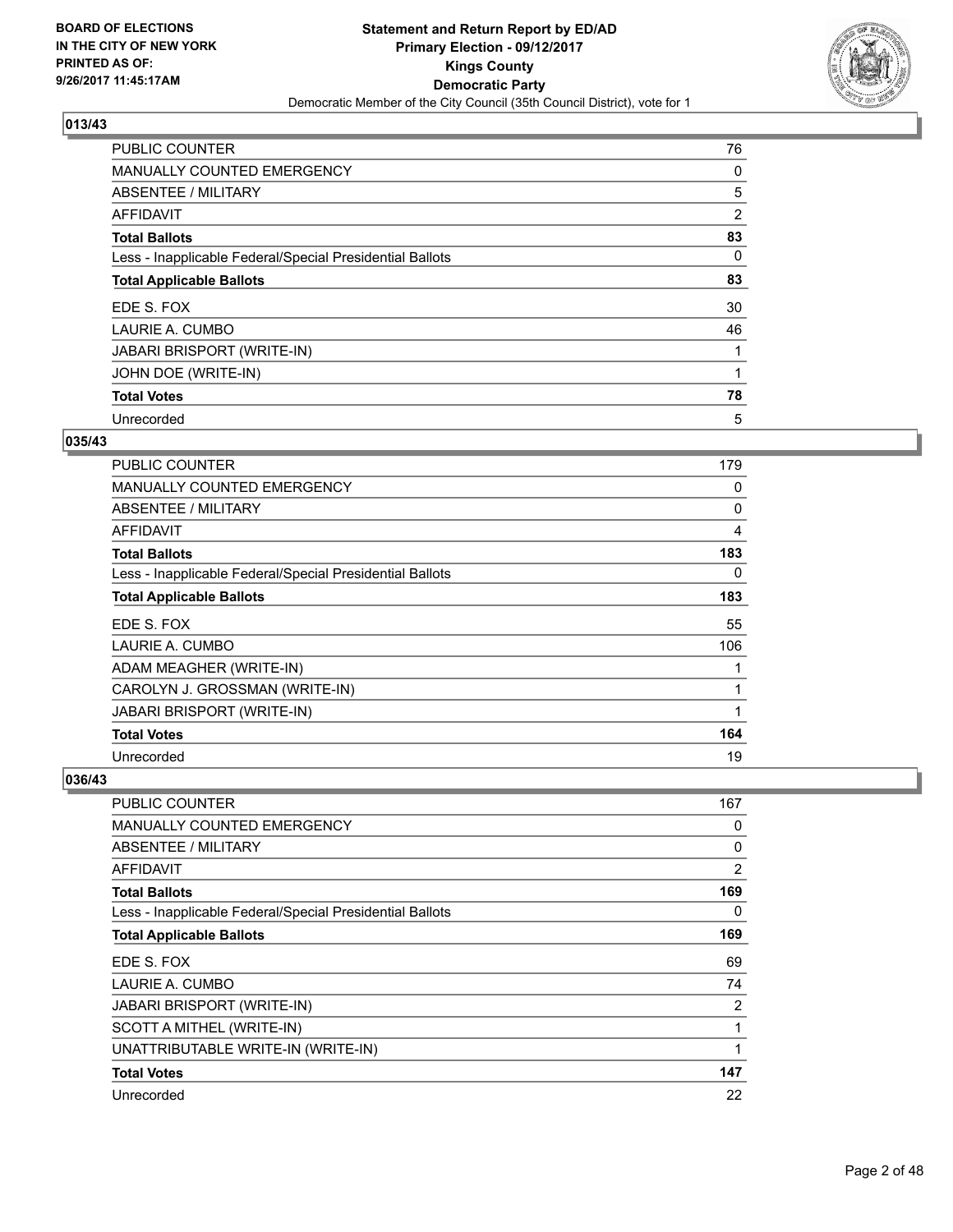## 013/43

| | |
|---|---|
| PUBLIC COUNTER | 76 |
| MANUALLY COUNTED EMERGENCY | 0 |
| ABSENTEE / MILITARY | 5 |
| AFFIDAVIT | 2 |
| **Total Ballots** | **83** |
| Less - Inapplicable Federal/Special Presidential Ballots | 0 |
| **Total Applicable Ballots** | **83** |
| EDE S. FOX | 30 |
| LAURIE A. CUMBO | 46 |
| JABARI BRISPORT (WRITE-IN) | 1 |
| JOHN DOE (WRITE-IN) | 1 |
| **Total Votes** | **78** |
| Unrecorded | 5 |

## 035/43

| | |
|---|---|
| PUBLIC COUNTER | 179 |
| MANUALLY COUNTED EMERGENCY | 0 |
| ABSENTEE / MILITARY | 0 |
| AFFIDAVIT | 4 |
| **Total Ballots** | **183** |
| Less - Inapplicable Federal/Special Presidential Ballots | 0 |
| **Total Applicable Ballots** | **183** |
| EDE S. FOX | 55 |
| LAURIE A. CUMBO | 106 |
| ADAM MEAGHER (WRITE-IN) | 1 |
| CAROLYN J. GROSSMAN (WRITE-IN) | 1 |
| JABARI BRISPORT (WRITE-IN) | 1 |
| **Total Votes** | **164** |
| Unrecorded | 19 |

## 036/43

| | |
|---|---|
| PUBLIC COUNTER | 167 |
| MANUALLY COUNTED EMERGENCY | 0 |
| ABSENTEE / MILITARY | 0 |
| AFFIDAVIT | 2 |
| **Total Ballots** | **169** |
| Less - Inapplicable Federal/Special Presidential Ballots | 0 |
| **Total Applicable Ballots** | **169** |
| EDE S. FOX | 69 |
| LAURIE A. CUMBO | 74 |
| JABARI BRISPORT (WRITE-IN) | 2 |
| SCOTT A MITHEL (WRITE-IN) | 1 |
| UNATTRIBUTABLE WRITE-IN (WRITE-IN) | 1 |
| **Total Votes** | **147** |
| Unrecorded | 22 |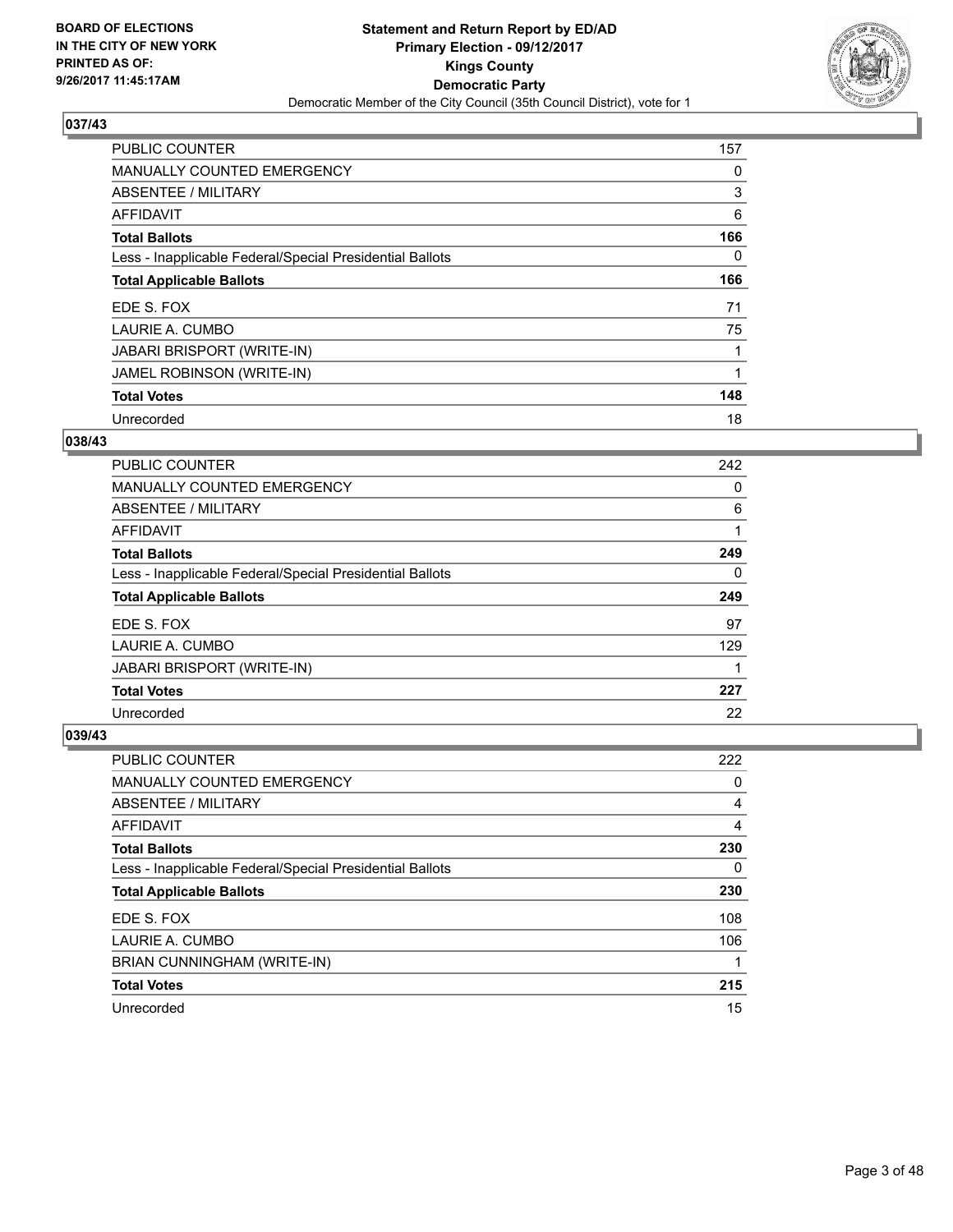**BOARD OF ELECTIONS IN THE CITY OF NEW YORK PRINTED AS OF: 9/26/2017 11:45:17AM**

**Statement and Return Report by ED/AD**
**Primary Election - 09/12/2017**
**Kings County**
**Democratic Party**
Democratic Member of the City Council (35th Council District), vote for 1

## 037/43

| | |
|---|---|
| PUBLIC COUNTER | 157 |
| MANUALLY COUNTED EMERGENCY | 0 |
| ABSENTEE / MILITARY | 3 |
| AFFIDAVIT | 6 |
| **Total Ballots** | **166** |
| Less - Inapplicable Federal/Special Presidential Ballots | 0 |
| **Total Applicable Ballots** | **166** |
| EDE S. FOX | 71 |
| LAURIE A. CUMBO | 75 |
| JABARI BRISPORT (WRITE-IN) | 1 |
| JAMEL ROBINSON (WRITE-IN) | 1 |
| **Total Votes** | **148** |
| Unrecorded | 18 |

## 038/43

| | |
|---|---|
| PUBLIC COUNTER | 242 |
| MANUALLY COUNTED EMERGENCY | 0 |
| ABSENTEE / MILITARY | 6 |
| AFFIDAVIT | 1 |
| **Total Ballots** | **249** |
| Less - Inapplicable Federal/Special Presidential Ballots | 0 |
| **Total Applicable Ballots** | **249** |
| EDE S. FOX | 97 |
| LAURIE A. CUMBO | 129 |
| JABARI BRISPORT (WRITE-IN) | 1 |
| **Total Votes** | **227** |
| Unrecorded | 22 |

## 039/43

| | |
|---|---|
| PUBLIC COUNTER | 222 |
| MANUALLY COUNTED EMERGENCY | 0 |
| ABSENTEE / MILITARY | 4 |
| AFFIDAVIT | 4 |
| **Total Ballots** | **230** |
| Less - Inapplicable Federal/Special Presidential Ballots | 0 |
| **Total Applicable Ballots** | **230** |
| EDE S. FOX | 108 |
| LAURIE A. CUMBO | 106 |
| BRIAN CUNNINGHAM (WRITE-IN) | 1 |
| **Total Votes** | **215** |
| Unrecorded | 15 |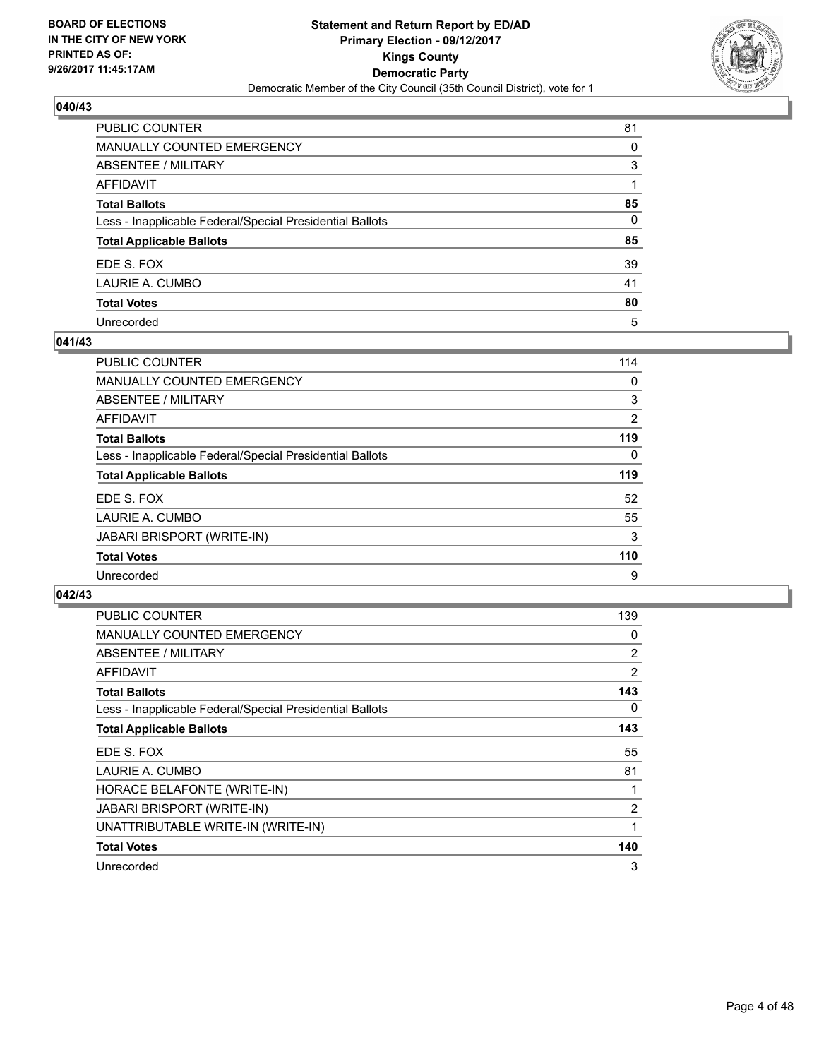### 040/43

| | |
|---|---|
| PUBLIC COUNTER | 81 |
| MANUALLY COUNTED EMERGENCY | 0 |
| ABSENTEE / MILITARY | 3 |
| AFFIDAVIT | 1 |
| **Total Ballots** | **85** |
| Less - Inapplicable Federal/Special Presidential Ballots | 0 |
| **Total Applicable Ballots** | **85** |
| EDE S. FOX | 39 |
| LAURIE A. CUMBO | 41 |
| **Total Votes** | **80** |
| Unrecorded | 5 |

### 041/43

| | |
|---|---|
| PUBLIC COUNTER | 114 |
| MANUALLY COUNTED EMERGENCY | 0 |
| ABSENTEE / MILITARY | 3 |
| AFFIDAVIT | 2 |
| **Total Ballots** | **119** |
| Less - Inapplicable Federal/Special Presidential Ballots | 0 |
| **Total Applicable Ballots** | **119** |
| EDE S. FOX | 52 |
| LAURIE A. CUMBO | 55 |
| JABARI BRISPORT (WRITE-IN) | 3 |
| **Total Votes** | **110** |
| Unrecorded | 9 |

### 042/43

| | |
|---|---|
| PUBLIC COUNTER | 139 |
| MANUALLY COUNTED EMERGENCY | 0 |
| ABSENTEE / MILITARY | 2 |
| AFFIDAVIT | 2 |
| **Total Ballots** | **143** |
| Less - Inapplicable Federal/Special Presidential Ballots | 0 |
| **Total Applicable Ballots** | **143** |
| EDE S. FOX | 55 |
| LAURIE A. CUMBO | 81 |
| HORACE BELAFONTE (WRITE-IN) | 1 |
| JABARI BRISPORT (WRITE-IN) | 2 |
| UNATTRIBUTABLE WRITE-IN (WRITE-IN) | 1 |
| **Total Votes** | **140** |
| Unrecorded | 3 |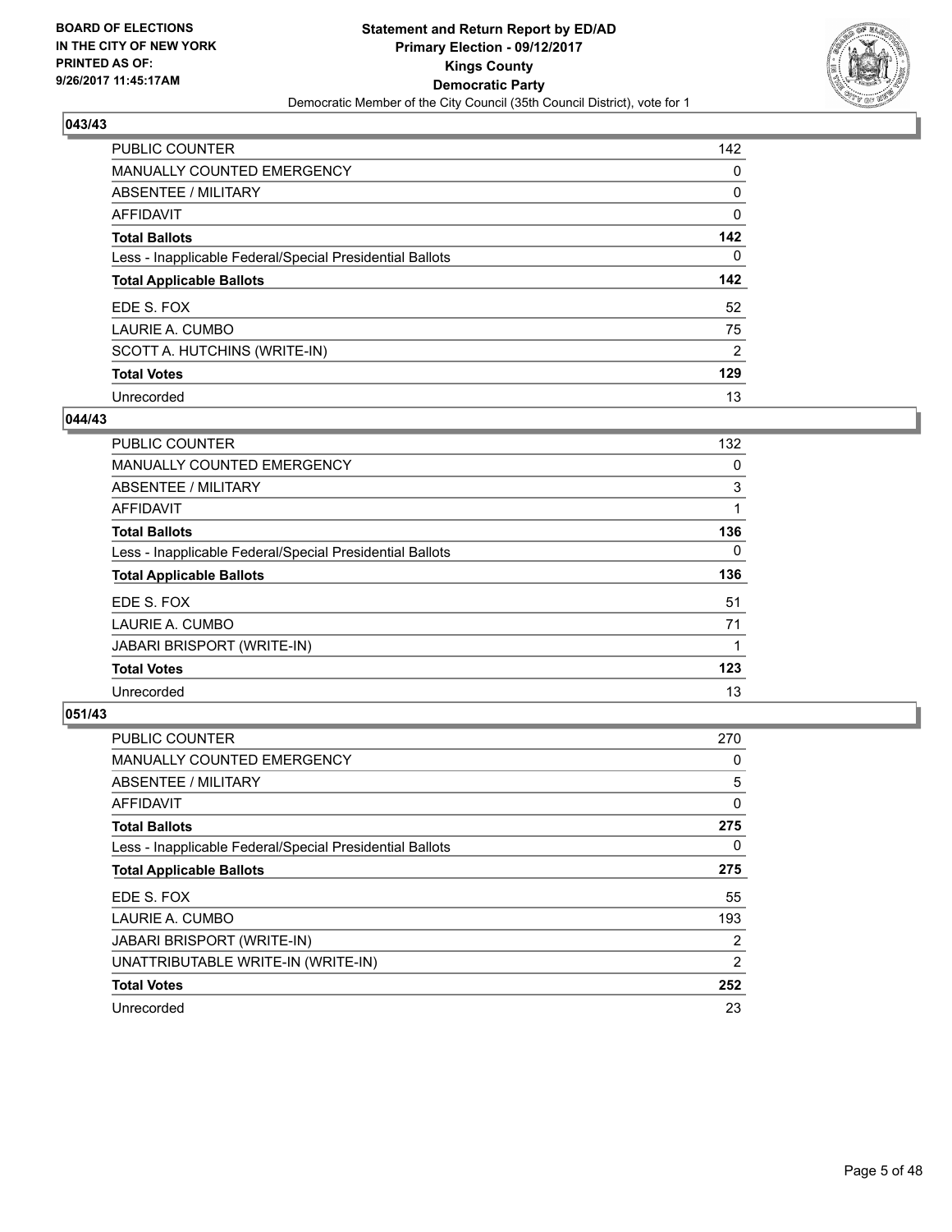**Statement and Return Report by ED/AD**
**Primary Election - 09/12/2017**
**Kings County**
**Democratic Party**
Democratic Member of the City Council (35th Council District), vote for 1

BOARD OF ELECTIONS
IN THE CITY OF NEW YORK
PRINTED AS OF:
9/26/2017 11:45:17AM

### 043/43

| | |
|---|---|
| PUBLIC COUNTER | 142 |
| MANUALLY COUNTED EMERGENCY | 0 |
| ABSENTEE / MILITARY | 0 |
| AFFIDAVIT | 0 |
| **Total Ballots** | **142** |
| Less - Inapplicable Federal/Special Presidential Ballots | 0 |
| **Total Applicable Ballots** | **142** |
| EDE S. FOX | 52 |
| LAURIE A. CUMBO | 75 |
| SCOTT A. HUTCHINS (WRITE-IN) | 2 |
| **Total Votes** | **129** |
| Unrecorded | 13 |

### 044/43

| | |
|---|---|
| PUBLIC COUNTER | 132 |
| MANUALLY COUNTED EMERGENCY | 0 |
| ABSENTEE / MILITARY | 3 |
| AFFIDAVIT | 1 |
| **Total Ballots** | **136** |
| Less - Inapplicable Federal/Special Presidential Ballots | 0 |
| **Total Applicable Ballots** | **136** |
| EDE S. FOX | 51 |
| LAURIE A. CUMBO | 71 |
| JABARI BRISPORT (WRITE-IN) | 1 |
| **Total Votes** | **123** |
| Unrecorded | 13 |

### 051/43

| | |
|---|---|
| PUBLIC COUNTER | 270 |
| MANUALLY COUNTED EMERGENCY | 0 |
| ABSENTEE / MILITARY | 5 |
| AFFIDAVIT | 0 |
| **Total Ballots** | **275** |
| Less - Inapplicable Federal/Special Presidential Ballots | 0 |
| **Total Applicable Ballots** | **275** |
| EDE S. FOX | 55 |
| LAURIE A. CUMBO | 193 |
| JABARI BRISPORT (WRITE-IN) | 2 |
| UNATTRIBUTABLE WRITE-IN (WRITE-IN) | 2 |
| **Total Votes** | **252** |
| Unrecorded | 23 |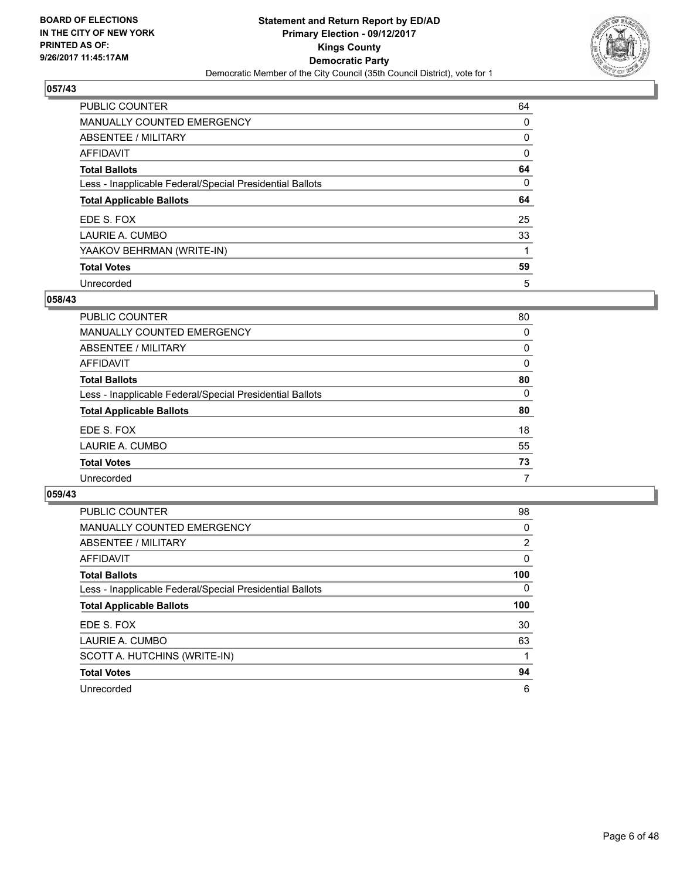**BOARD OF ELECTIONS IN THE CITY OF NEW YORK PRINTED AS OF: 9/26/2017 11:45:17AM**

**Statement and Return Report by ED/AD**
**Primary Election - 09/12/2017**
**Kings County**
**Democratic Party**
Democratic Member of the City Council (35th Council District), vote for 1

## 057/43

| | |
|---|---|
| PUBLIC COUNTER | 64 |
| MANUALLY COUNTED EMERGENCY | 0 |
| ABSENTEE / MILITARY | 0 |
| AFFIDAVIT | 0 |
| **Total Ballots** | **64** |
| Less - Inapplicable Federal/Special Presidential Ballots | 0 |
| **Total Applicable Ballots** | **64** |
| EDE S. FOX | 25 |
| LAURIE A. CUMBO | 33 |
| YAAKOV BEHRMAN (WRITE-IN) | 1 |
| **Total Votes** | **59** |
| Unrecorded | 5 |

## 058/43

| | |
|---|---|
| PUBLIC COUNTER | 80 |
| MANUALLY COUNTED EMERGENCY | 0 |
| ABSENTEE / MILITARY | 0 |
| AFFIDAVIT | 0 |
| **Total Ballots** | **80** |
| Less - Inapplicable Federal/Special Presidential Ballots | 0 |
| **Total Applicable Ballots** | **80** |
| EDE S. FOX | 18 |
| LAURIE A. CUMBO | 55 |
| **Total Votes** | **73** |
| Unrecorded | 7 |

## 059/43

| | |
|---|---|
| PUBLIC COUNTER | 98 |
| MANUALLY COUNTED EMERGENCY | 0 |
| ABSENTEE / MILITARY | 2 |
| AFFIDAVIT | 0 |
| **Total Ballots** | **100** |
| Less - Inapplicable Federal/Special Presidential Ballots | 0 |
| **Total Applicable Ballots** | **100** |
| EDE S. FOX | 30 |
| LAURIE A. CUMBO | 63 |
| SCOTT A. HUTCHINS (WRITE-IN) | 1 |
| **Total Votes** | **94** |
| Unrecorded | 6 |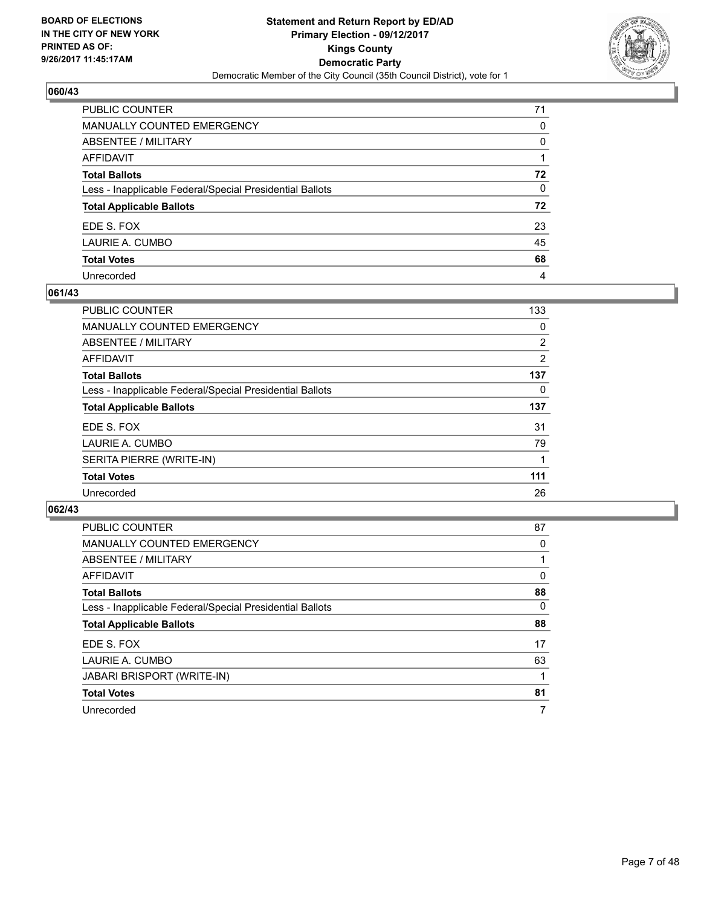**BOARD OF ELECTIONS IN THE CITY OF NEW YORK PRINTED AS OF: 9/26/2017 11:45:17AM**

**Statement and Return Report by ED/AD**
**Primary Election - 09/12/2017**
**Kings County**
**Democratic Party**
Democratic Member of the City Council (35th Council District), vote for 1

## 060/43

| | |
|---|---|
| PUBLIC COUNTER | 71 |
| MANUALLY COUNTED EMERGENCY | 0 |
| ABSENTEE / MILITARY | 0 |
| AFFIDAVIT | 1 |
| **Total Ballots** | **72** |
| Less - Inapplicable Federal/Special Presidential Ballots | 0 |
| **Total Applicable Ballots** | **72** |
| EDE S. FOX | 23 |
| LAURIE A. CUMBO | 45 |
| **Total Votes** | **68** |
| Unrecorded | 4 |

## 061/43

| | |
|---|---|
| PUBLIC COUNTER | 133 |
| MANUALLY COUNTED EMERGENCY | 0 |
| ABSENTEE / MILITARY | 2 |
| AFFIDAVIT | 2 |
| **Total Ballots** | **137** |
| Less - Inapplicable Federal/Special Presidential Ballots | 0 |
| **Total Applicable Ballots** | **137** |
| EDE S. FOX | 31 |
| LAURIE A. CUMBO | 79 |
| SERITA PIERRE (WRITE-IN) | 1 |
| **Total Votes** | **111** |
| Unrecorded | 26 |

## 062/43

| | |
|---|---|
| PUBLIC COUNTER | 87 |
| MANUALLY COUNTED EMERGENCY | 0 |
| ABSENTEE / MILITARY | 1 |
| AFFIDAVIT | 0 |
| **Total Ballots** | **88** |
| Less - Inapplicable Federal/Special Presidential Ballots | 0 |
| **Total Applicable Ballots** | **88** |
| EDE S. FOX | 17 |
| LAURIE A. CUMBO | 63 |
| JABARI BRISPORT (WRITE-IN) | 1 |
| **Total Votes** | **81** |
| Unrecorded | 7 |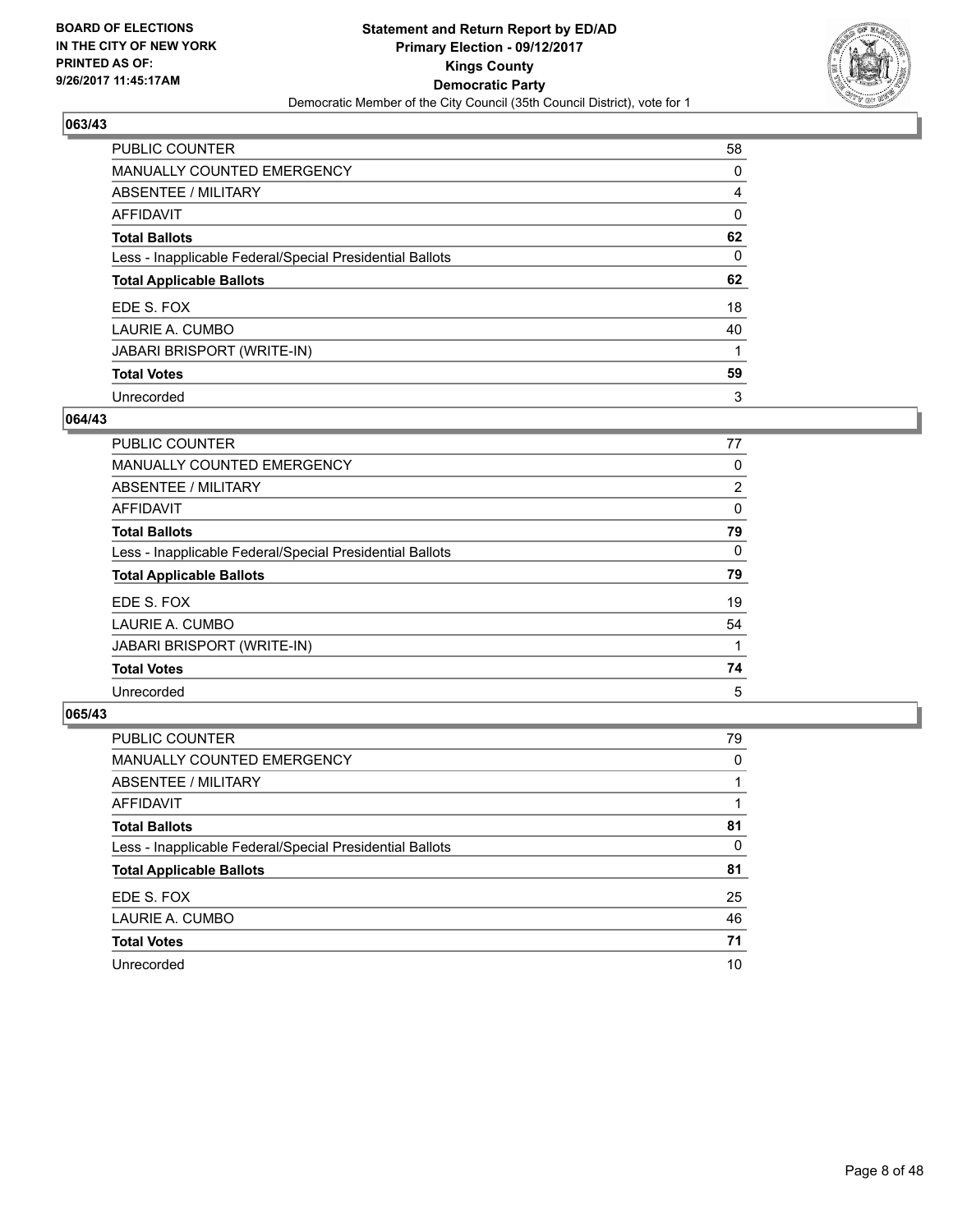**BOARD OF ELECTIONS IN THE CITY OF NEW YORK PRINTED AS OF: 9/26/2017 11:45:17AM**

**Statement and Return Report by ED/AD**
**Primary Election - 09/12/2017**
**Kings County**
**Democratic Party**
Democratic Member of the City Council (35th Council District), vote for 1

### 063/43

| | |
|---|---|
| PUBLIC COUNTER | 58 |
| MANUALLY COUNTED EMERGENCY | 0 |
| ABSENTEE / MILITARY | 4 |
| AFFIDAVIT | 0 |
| **Total Ballots** | **62** |
| Less - Inapplicable Federal/Special Presidential Ballots | 0 |
| **Total Applicable Ballots** | **62** |
| EDE S. FOX | 18 |
| LAURIE A. CUMBO | 40 |
| JABARI BRISPORT (WRITE-IN) | 1 |
| **Total Votes** | **59** |
| Unrecorded | 3 |

### 064/43

| | |
|---|---|
| PUBLIC COUNTER | 77 |
| MANUALLY COUNTED EMERGENCY | 0 |
| ABSENTEE / MILITARY | 2 |
| AFFIDAVIT | 0 |
| **Total Ballots** | **79** |
| Less - Inapplicable Federal/Special Presidential Ballots | 0 |
| **Total Applicable Ballots** | **79** |
| EDE S. FOX | 19 |
| LAURIE A. CUMBO | 54 |
| JABARI BRISPORT (WRITE-IN) | 1 |
| **Total Votes** | **74** |
| Unrecorded | 5 |

### 065/43

| | |
|---|---|
| PUBLIC COUNTER | 79 |
| MANUALLY COUNTED EMERGENCY | 0 |
| ABSENTEE / MILITARY | 1 |
| AFFIDAVIT | 1 |
| **Total Ballots** | **81** |
| Less - Inapplicable Federal/Special Presidential Ballots | 0 |
| **Total Applicable Ballots** | **81** |
| EDE S. FOX | 25 |
| LAURIE A. CUMBO | 46 |
| **Total Votes** | **71** |
| Unrecorded | 10 |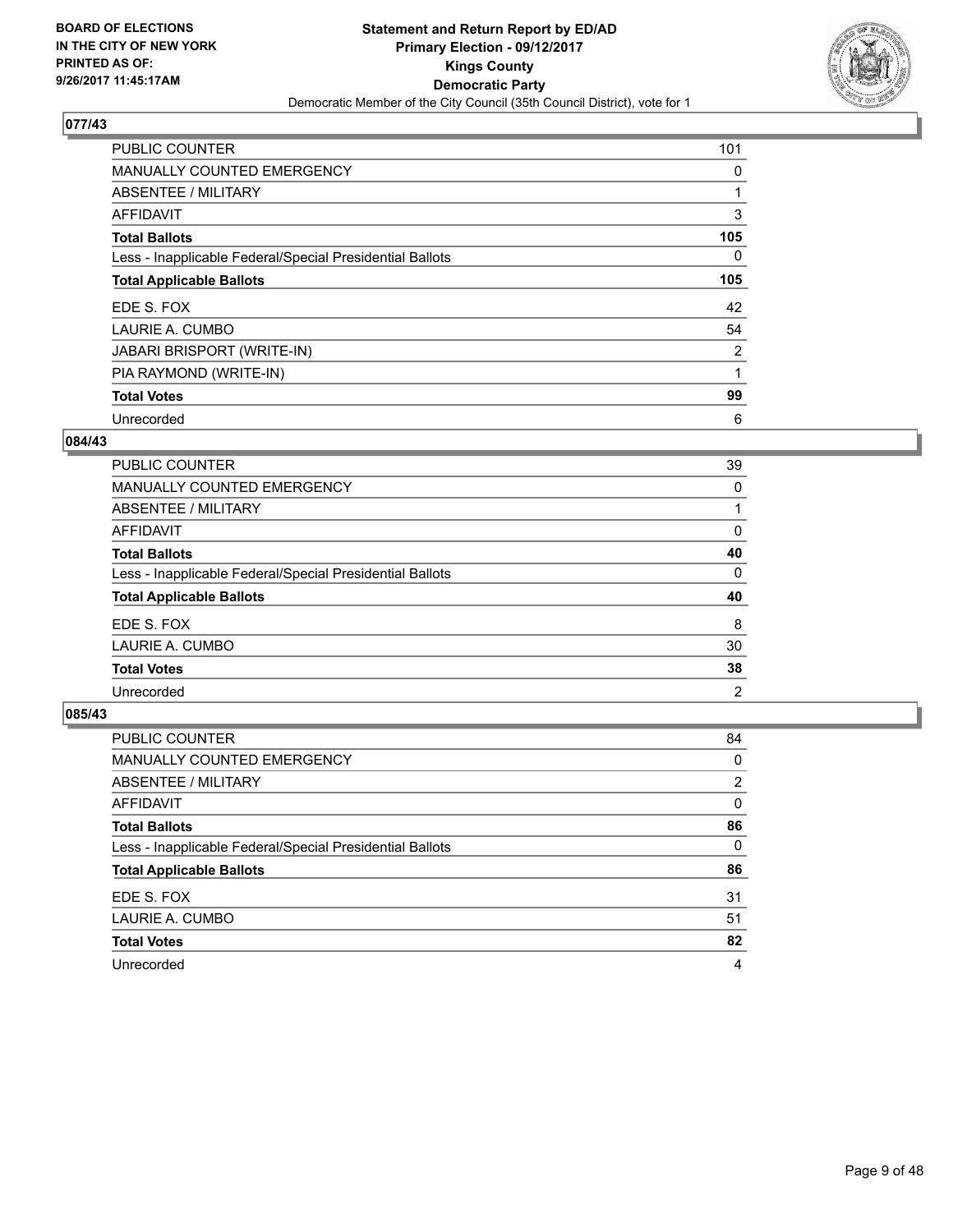BOARD OF ELECTIONS
IN THE CITY OF NEW YORK
PRINTED AS OF:
9/26/2017 11:45:17AM

**Statement and Return Report by ED/AD**
**Primary Election - 09/12/2017**
**Kings County**
**Democratic Party**
Democratic Member of the City Council (35th Council District), vote for 1

### 077/43

| | |
|---|---|
| PUBLIC COUNTER | 101 |
| MANUALLY COUNTED EMERGENCY | 0 |
| ABSENTEE / MILITARY | 1 |
| AFFIDAVIT | 3 |
| **Total Ballots** | **105** |
| Less - Inapplicable Federal/Special Presidential Ballots | 0 |
| **Total Applicable Ballots** | **105** |
| EDE S. FOX | 42 |
| LAURIE A. CUMBO | 54 |
| JABARI BRISPORT (WRITE-IN) | 2 |
| PIA RAYMOND (WRITE-IN) | 1 |
| **Total Votes** | **99** |
| Unrecorded | 6 |

### 084/43

| | |
|---|---|
| PUBLIC COUNTER | 39 |
| MANUALLY COUNTED EMERGENCY | 0 |
| ABSENTEE / MILITARY | 1 |
| AFFIDAVIT | 0 |
| **Total Ballots** | **40** |
| Less - Inapplicable Federal/Special Presidential Ballots | 0 |
| **Total Applicable Ballots** | **40** |
| EDE S. FOX | 8 |
| LAURIE A. CUMBO | 30 |
| **Total Votes** | **38** |
| Unrecorded | 2 |

### 085/43

| | |
|---|---|
| PUBLIC COUNTER | 84 |
| MANUALLY COUNTED EMERGENCY | 0 |
| ABSENTEE / MILITARY | 2 |
| AFFIDAVIT | 0 |
| **Total Ballots** | **86** |
| Less - Inapplicable Federal/Special Presidential Ballots | 0 |
| **Total Applicable Ballots** | **86** |
| EDE S. FOX | 31 |
| LAURIE A. CUMBO | 51 |
| **Total Votes** | **82** |
| Unrecorded | 4 |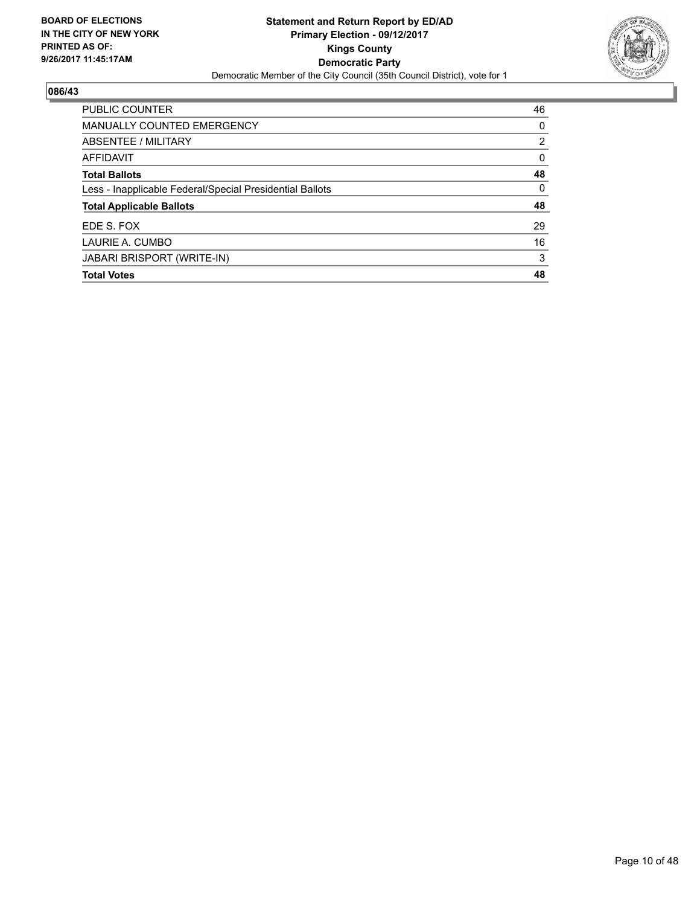BOARD OF ELECTIONS
IN THE CITY OF NEW YORK
PRINTED AS OF:
9/26/2017 11:45:17AM

**Statement and Return Report by ED/AD**
**Primary Election - 09/12/2017**
**Kings County**
**Democratic Party**
Democratic Member of the City Council (35th Council District), vote for 1

## 086/43

| | |
|---|---|
| PUBLIC COUNTER | 46 |
| MANUALLY COUNTED EMERGENCY | 0 |
| ABSENTEE / MILITARY | 2 |
| AFFIDAVIT | 0 |
| **Total Ballots** | **48** |
| Less - Inapplicable Federal/Special Presidential Ballots | 0 |
| **Total Applicable Ballots** | **48** |
| EDE S. FOX | 29 |
| LAURIE A. CUMBO | 16 |
| JABARI BRISPORT (WRITE-IN) | 3 |
| **Total Votes** | **48** |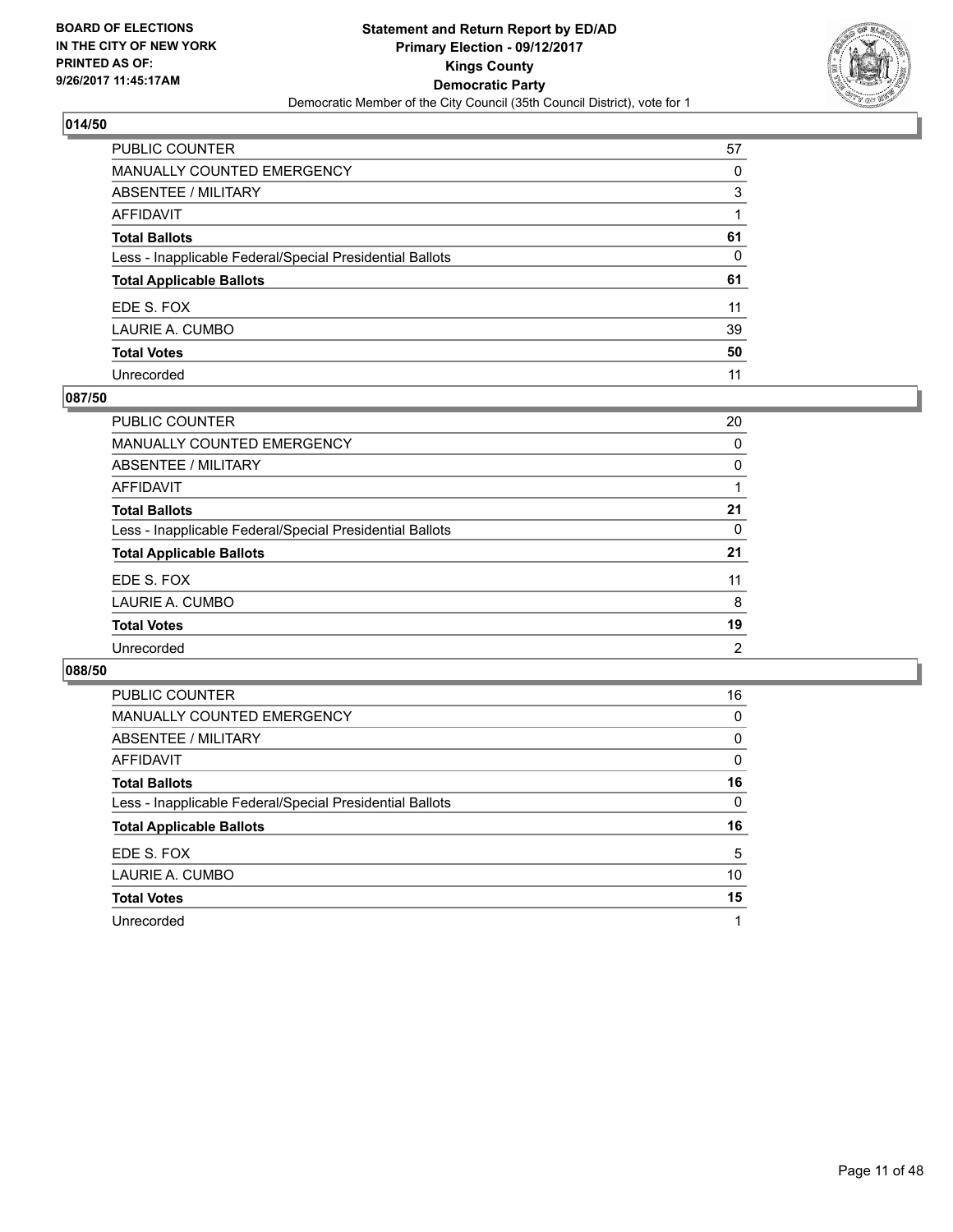**BOARD OF ELECTIONS IN THE CITY OF NEW YORK PRINTED AS OF: 9/26/2017 11:45:17AM**

# Statement and Return Report by ED/AD
## Primary Election - 09/12/2017
## Kings County
## Democratic Party
### Democratic Member of the City Council (35th Council District), vote for 1

### 014/50

| | |
|---|---|
| PUBLIC COUNTER | 57 |
| MANUALLY COUNTED EMERGENCY | 0 |
| ABSENTEE / MILITARY | 3 |
| AFFIDAVIT | 1 |
| **Total Ballots** | **61** |
| Less - Inapplicable Federal/Special Presidential Ballots | 0 |
| **Total Applicable Ballots** | **61** |
| EDE S. FOX | 11 |
| LAURIE A. CUMBO | 39 |
| **Total Votes** | **50** |
| Unrecorded | 11 |

### 087/50

| | |
|---|---|
| PUBLIC COUNTER | 20 |
| MANUALLY COUNTED EMERGENCY | 0 |
| ABSENTEE / MILITARY | 0 |
| AFFIDAVIT | 1 |
| **Total Ballots** | **21** |
| Less - Inapplicable Federal/Special Presidential Ballots | 0 |
| **Total Applicable Ballots** | **21** |
| EDE S. FOX | 11 |
| LAURIE A. CUMBO | 8 |
| **Total Votes** | **19** |
| Unrecorded | 2 |

### 088/50

| | |
|---|---|
| PUBLIC COUNTER | 16 |
| MANUALLY COUNTED EMERGENCY | 0 |
| ABSENTEE / MILITARY | 0 |
| AFFIDAVIT | 0 |
| **Total Ballots** | **16** |
| Less - Inapplicable Federal/Special Presidential Ballots | 0 |
| **Total Applicable Ballots** | **16** |
| EDE S. FOX | 5 |
| LAURIE A. CUMBO | 10 |
| **Total Votes** | **15** |
| Unrecorded | 1 |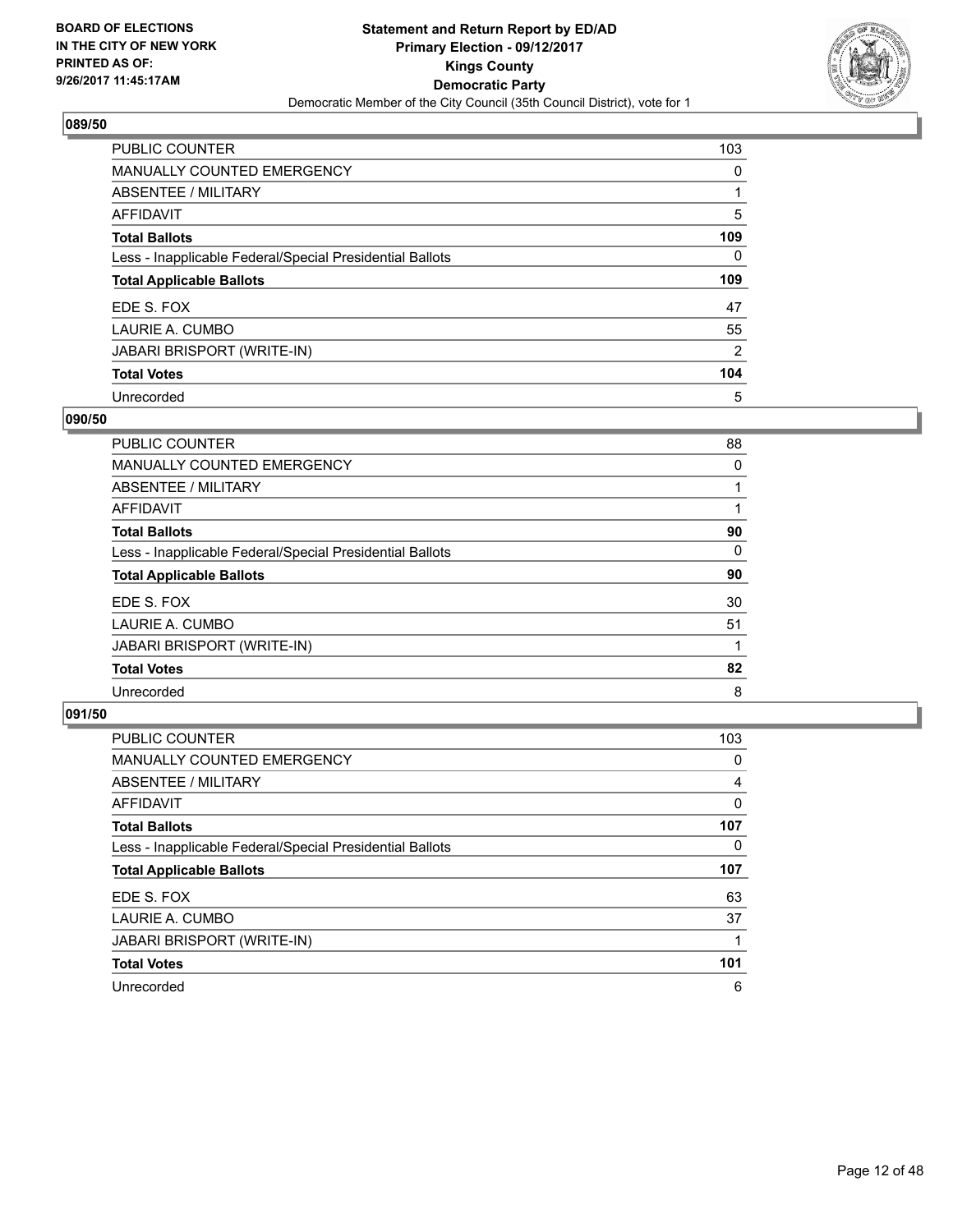BOARD OF ELECTIONS
IN THE CITY OF NEW YORK
PRINTED AS OF:
9/26/2017 11:45:17AM

**Statement and Return Report by ED/AD**
**Primary Election - 09/12/2017**
**Kings County**
**Democratic Party**
Democratic Member of the City Council (35th Council District), vote for 1

### 089/50

| | |
|---|---|
| PUBLIC COUNTER | 103 |
| MANUALLY COUNTED EMERGENCY | 0 |
| ABSENTEE / MILITARY | 1 |
| AFFIDAVIT | 5 |
| **Total Ballots** | **109** |
| Less - Inapplicable Federal/Special Presidential Ballots | 0 |
| **Total Applicable Ballots** | **109** |
| EDE S. FOX | 47 |
| LAURIE A. CUMBO | 55 |
| JABARI BRISPORT (WRITE-IN) | 2 |
| **Total Votes** | **104** |
| Unrecorded | 5 |

### 090/50

| | |
|---|---|
| PUBLIC COUNTER | 88 |
| MANUALLY COUNTED EMERGENCY | 0 |
| ABSENTEE / MILITARY | 1 |
| AFFIDAVIT | 1 |
| **Total Ballots** | **90** |
| Less - Inapplicable Federal/Special Presidential Ballots | 0 |
| **Total Applicable Ballots** | **90** |
| EDE S. FOX | 30 |
| LAURIE A. CUMBO | 51 |
| JABARI BRISPORT (WRITE-IN) | 1 |
| **Total Votes** | **82** |
| Unrecorded | 8 |

### 091/50

| | |
|---|---|
| PUBLIC COUNTER | 103 |
| MANUALLY COUNTED EMERGENCY | 0 |
| ABSENTEE / MILITARY | 4 |
| AFFIDAVIT | 0 |
| **Total Ballots** | **107** |
| Less - Inapplicable Federal/Special Presidential Ballots | 0 |
| **Total Applicable Ballots** | **107** |
| EDE S. FOX | 63 |
| LAURIE A. CUMBO | 37 |
| JABARI BRISPORT (WRITE-IN) | 1 |
| **Total Votes** | **101** |
| Unrecorded | 6 |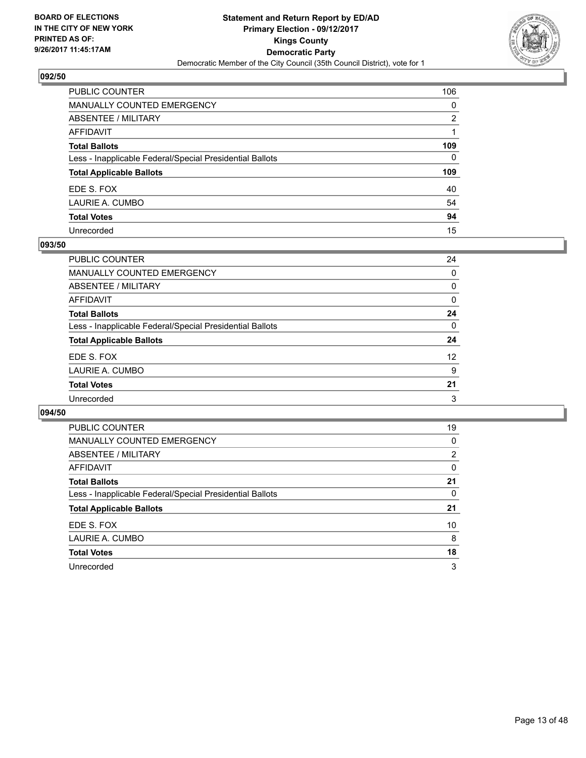BOARD OF ELECTIONS
IN THE CITY OF NEW YORK
PRINTED AS OF:
9/26/2017 11:45:17AM

**Statement and Return Report by ED/AD**
**Primary Election - 09/12/2017**
**Kings County**
**Democratic Party**
Democratic Member of the City Council (35th Council District), vote for 1

## 092/50

| | |
|---|---|
| PUBLIC COUNTER | 106 |
| MANUALLY COUNTED EMERGENCY | 0 |
| ABSENTEE / MILITARY | 2 |
| AFFIDAVIT | 1 |
| **Total Ballots** | **109** |
| Less - Inapplicable Federal/Special Presidential Ballots | 0 |
| **Total Applicable Ballots** | **109** |
| EDE S. FOX | 40 |
| LAURIE A. CUMBO | 54 |
| **Total Votes** | **94** |
| Unrecorded | 15 |

## 093/50

| | |
|---|---|
| PUBLIC COUNTER | 24 |
| MANUALLY COUNTED EMERGENCY | 0 |
| ABSENTEE / MILITARY | 0 |
| AFFIDAVIT | 0 |
| **Total Ballots** | **24** |
| Less - Inapplicable Federal/Special Presidential Ballots | 0 |
| **Total Applicable Ballots** | **24** |
| EDE S. FOX | 12 |
| LAURIE A. CUMBO | 9 |
| **Total Votes** | **21** |
| Unrecorded | 3 |

## 094/50

| | |
|---|---|
| PUBLIC COUNTER | 19 |
| MANUALLY COUNTED EMERGENCY | 0 |
| ABSENTEE / MILITARY | 2 |
| AFFIDAVIT | 0 |
| **Total Ballots** | **21** |
| Less - Inapplicable Federal/Special Presidential Ballots | 0 |
| **Total Applicable Ballots** | **21** |
| EDE S. FOX | 10 |
| LAURIE A. CUMBO | 8 |
| **Total Votes** | **18** |
| Unrecorded | 3 |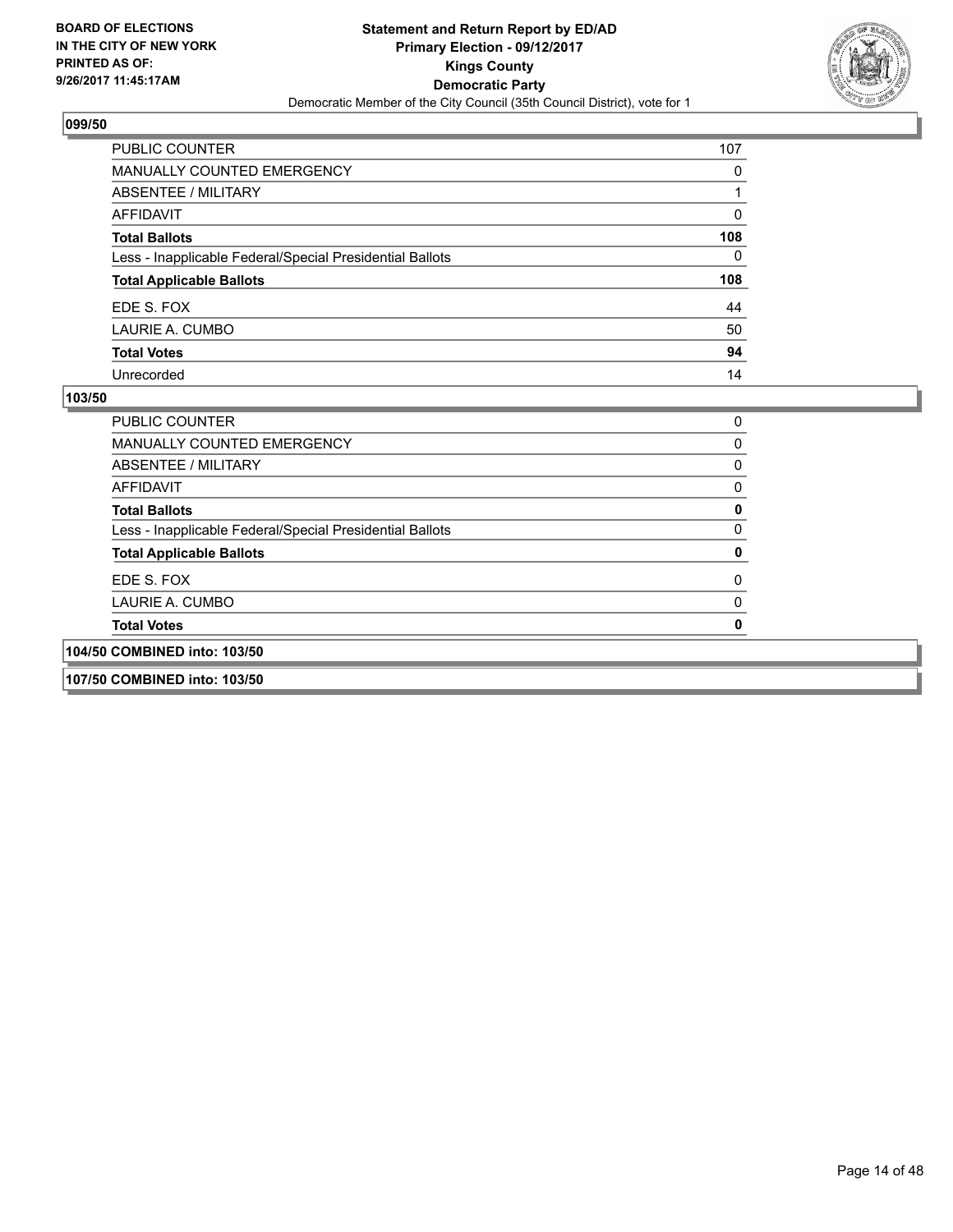### 099/50

| | |
|---|---|
| PUBLIC COUNTER | 107 |
| MANUALLY COUNTED EMERGENCY | 0 |
| ABSENTEE / MILITARY | 1 |
| AFFIDAVIT | 0 |
| **Total Ballots** | **108** |
| Less - Inapplicable Federal/Special Presidential Ballots | 0 |
| **Total Applicable Ballots** | **108** |
| EDE S. FOX | 44 |
| LAURIE A. CUMBO | 50 |
| **Total Votes** | **94** |
| Unrecorded | 14 |

### 103/50

| | |
|---|---|
| PUBLIC COUNTER | 0 |
| MANUALLY COUNTED EMERGENCY | 0 |
| ABSENTEE / MILITARY | 0 |
| AFFIDAVIT | 0 |
| **Total Ballots** | **0** |
| Less - Inapplicable Federal/Special Presidential Ballots | 0 |
| **Total Applicable Ballots** | **0** |
| EDE S. FOX | 0 |
| LAURIE A. CUMBO | 0 |
| **Total Votes** | **0** |

### 104/50 COMBINED into: 103/50

### 107/50 COMBINED into: 103/50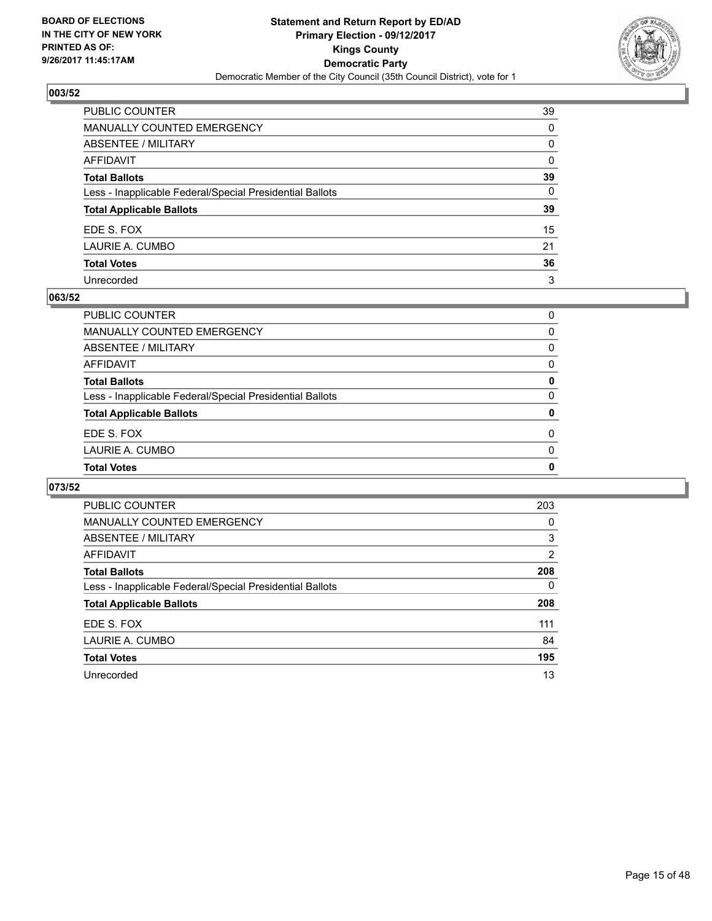**BOARD OF ELECTIONS**
**IN THE CITY OF NEW YORK**
**PRINTED AS OF:**
**9/26/2017 11:45:17AM**

# Statement and Return Report by ED/AD
## Primary Election - 09/12/2017
## Kings County
## Democratic Party
Democratic Member of the City Council (35th Council District), vote for 1

### 003/52

| | |
|---|---|
| PUBLIC COUNTER | 39 |
| MANUALLY COUNTED EMERGENCY | 0 |
| ABSENTEE / MILITARY | 0 |
| AFFIDAVIT | 0 |
| **Total Ballots** | **39** |
| Less - Inapplicable Federal/Special Presidential Ballots | 0 |
| **Total Applicable Ballots** | **39** |
| EDE S. FOX | 15 |
| LAURIE A. CUMBO | 21 |
| **Total Votes** | **36** |
| Unrecorded | 3 |

### 063/52

| | |
|---|---|
| PUBLIC COUNTER | 0 |
| MANUALLY COUNTED EMERGENCY | 0 |
| ABSENTEE / MILITARY | 0 |
| AFFIDAVIT | 0 |
| **Total Ballots** | **0** |
| Less - Inapplicable Federal/Special Presidential Ballots | 0 |
| **Total Applicable Ballots** | **0** |
| EDE S. FOX | 0 |
| LAURIE A. CUMBO | 0 |
| **Total Votes** | **0** |

### 073/52

| | |
|---|---|
| PUBLIC COUNTER | 203 |
| MANUALLY COUNTED EMERGENCY | 0 |
| ABSENTEE / MILITARY | 3 |
| AFFIDAVIT | 2 |
| **Total Ballots** | **208** |
| Less - Inapplicable Federal/Special Presidential Ballots | 0 |
| **Total Applicable Ballots** | **208** |
| EDE S. FOX | 111 |
| LAURIE A. CUMBO | 84 |
| **Total Votes** | **195** |
| Unrecorded | 13 |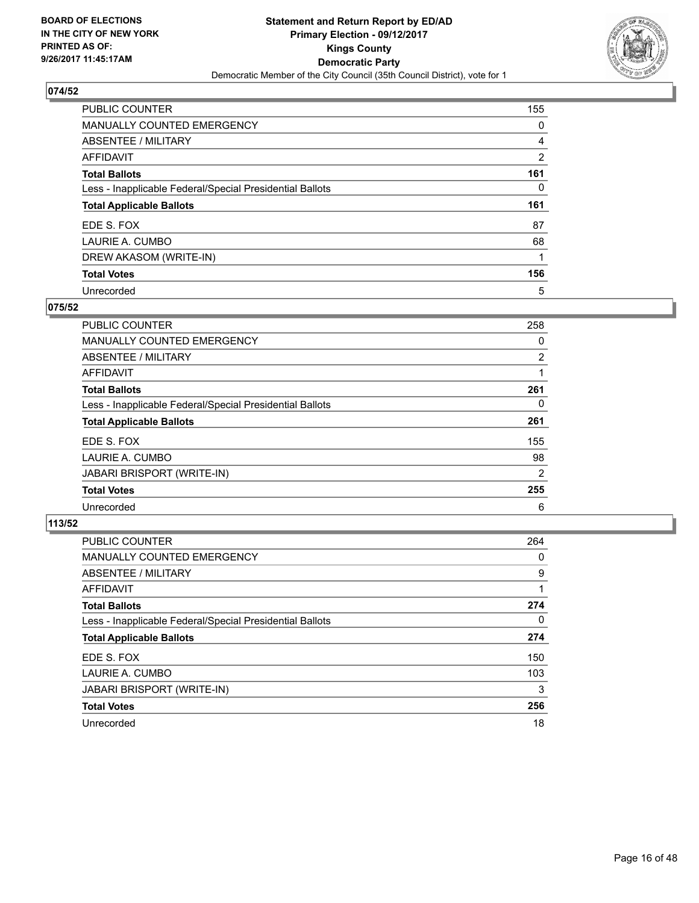BOARD OF ELECTIONS
IN THE CITY OF NEW YORK
PRINTED AS OF:
9/26/2017 11:45:17AM

**Statement and Return Report by ED/AD**
**Primary Election - 09/12/2017**
**Kings County**
**Democratic Party**
Democratic Member of the City Council (35th Council District), vote for 1

## 074/52

| | |
|---|---|
| PUBLIC COUNTER | 155 |
| MANUALLY COUNTED EMERGENCY | 0 |
| ABSENTEE / MILITARY | 4 |
| AFFIDAVIT | 2 |
| **Total Ballots** | **161** |
| Less - Inapplicable Federal/Special Presidential Ballots | 0 |
| **Total Applicable Ballots** | **161** |
| EDE S. FOX | 87 |
| LAURIE A. CUMBO | 68 |
| DREW AKASOM (WRITE-IN) | 1 |
| **Total Votes** | **156** |
| Unrecorded | 5 |

## 075/52

| | |
|---|---|
| PUBLIC COUNTER | 258 |
| MANUALLY COUNTED EMERGENCY | 0 |
| ABSENTEE / MILITARY | 2 |
| AFFIDAVIT | 1 |
| **Total Ballots** | **261** |
| Less - Inapplicable Federal/Special Presidential Ballots | 0 |
| **Total Applicable Ballots** | **261** |
| EDE S. FOX | 155 |
| LAURIE A. CUMBO | 98 |
| JABARI BRISPORT (WRITE-IN) | 2 |
| **Total Votes** | **255** |
| Unrecorded | 6 |

## 113/52

| | |
|---|---|
| PUBLIC COUNTER | 264 |
| MANUALLY COUNTED EMERGENCY | 0 |
| ABSENTEE / MILITARY | 9 |
| AFFIDAVIT | 1 |
| **Total Ballots** | **274** |
| Less - Inapplicable Federal/Special Presidential Ballots | 0 |
| **Total Applicable Ballots** | **274** |
| EDE S. FOX | 150 |
| LAURIE A. CUMBO | 103 |
| JABARI BRISPORT (WRITE-IN) | 3 |
| **Total Votes** | **256** |
| Unrecorded | 18 |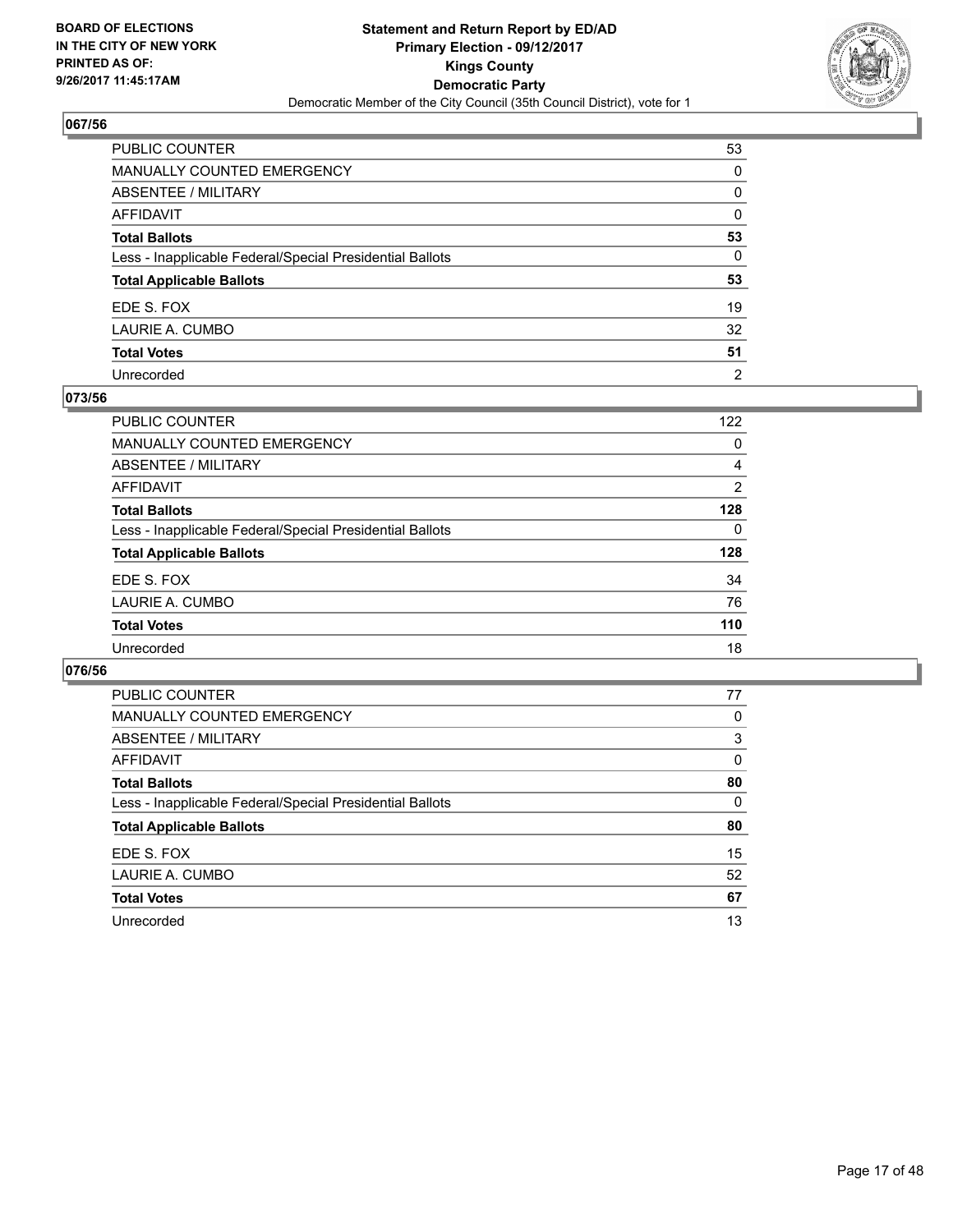**BOARD OF ELECTIONS IN THE CITY OF NEW YORK PRINTED AS OF: 9/26/2017 11:45:17AM**

**Statement and Return Report by ED/AD**
**Primary Election - 09/12/2017**
**Kings County**
**Democratic Party**
Democratic Member of the City Council (35th Council District), vote for 1

## 067/56

| | |
|---|---|
| PUBLIC COUNTER | 53 |
| MANUALLY COUNTED EMERGENCY | 0 |
| ABSENTEE / MILITARY | 0 |
| AFFIDAVIT | 0 |
| **Total Ballots** | **53** |
| Less - Inapplicable Federal/Special Presidential Ballots | 0 |
| **Total Applicable Ballots** | **53** |
| EDE S. FOX | 19 |
| LAURIE A. CUMBO | 32 |
| **Total Votes** | **51** |
| Unrecorded | 2 |

## 073/56

| | |
|---|---|
| PUBLIC COUNTER | 122 |
| MANUALLY COUNTED EMERGENCY | 0 |
| ABSENTEE / MILITARY | 4 |
| AFFIDAVIT | 2 |
| **Total Ballots** | **128** |
| Less - Inapplicable Federal/Special Presidential Ballots | 0 |
| **Total Applicable Ballots** | **128** |
| EDE S. FOX | 34 |
| LAURIE A. CUMBO | 76 |
| **Total Votes** | **110** |
| Unrecorded | 18 |

## 076/56

| | |
|---|---|
| PUBLIC COUNTER | 77 |
| MANUALLY COUNTED EMERGENCY | 0 |
| ABSENTEE / MILITARY | 3 |
| AFFIDAVIT | 0 |
| **Total Ballots** | **80** |
| Less - Inapplicable Federal/Special Presidential Ballots | 0 |
| **Total Applicable Ballots** | **80** |
| EDE S. FOX | 15 |
| LAURIE A. CUMBO | 52 |
| **Total Votes** | **67** |
| Unrecorded | 13 |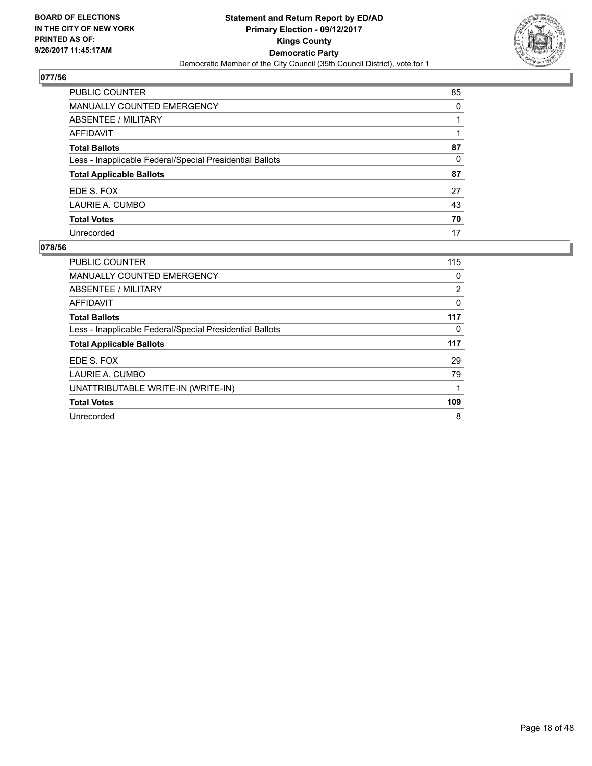BOARD OF ELECTIONS
IN THE CITY OF NEW YORK
PRINTED AS OF:
9/26/2017 11:45:17AM

**Statement and Return Report by ED/AD**
**Primary Election - 09/12/2017**
**Kings County**
**Democratic Party**
Democratic Member of the City Council (35th Council District), vote for 1

## 077/56

| | |
|---|---|
| PUBLIC COUNTER | 85 |
| MANUALLY COUNTED EMERGENCY | 0 |
| ABSENTEE / MILITARY | 1 |
| AFFIDAVIT | 1 |
| **Total Ballots** | **87** |
| Less - Inapplicable Federal/Special Presidential Ballots | 0 |
| **Total Applicable Ballots** | **87** |
| EDE S. FOX | 27 |
| LAURIE A. CUMBO | 43 |
| **Total Votes** | **70** |
| Unrecorded | 17 |

## 078/56

| | |
|---|---|
| PUBLIC COUNTER | 115 |
| MANUALLY COUNTED EMERGENCY | 0 |
| ABSENTEE / MILITARY | 2 |
| AFFIDAVIT | 0 |
| **Total Ballots** | **117** |
| Less - Inapplicable Federal/Special Presidential Ballots | 0 |
| **Total Applicable Ballots** | **117** |
| EDE S. FOX | 29 |
| LAURIE A. CUMBO | 79 |
| UNATTRIBUTABLE WRITE-IN (WRITE-IN) | 1 |
| **Total Votes** | **109** |
| Unrecorded | 8 |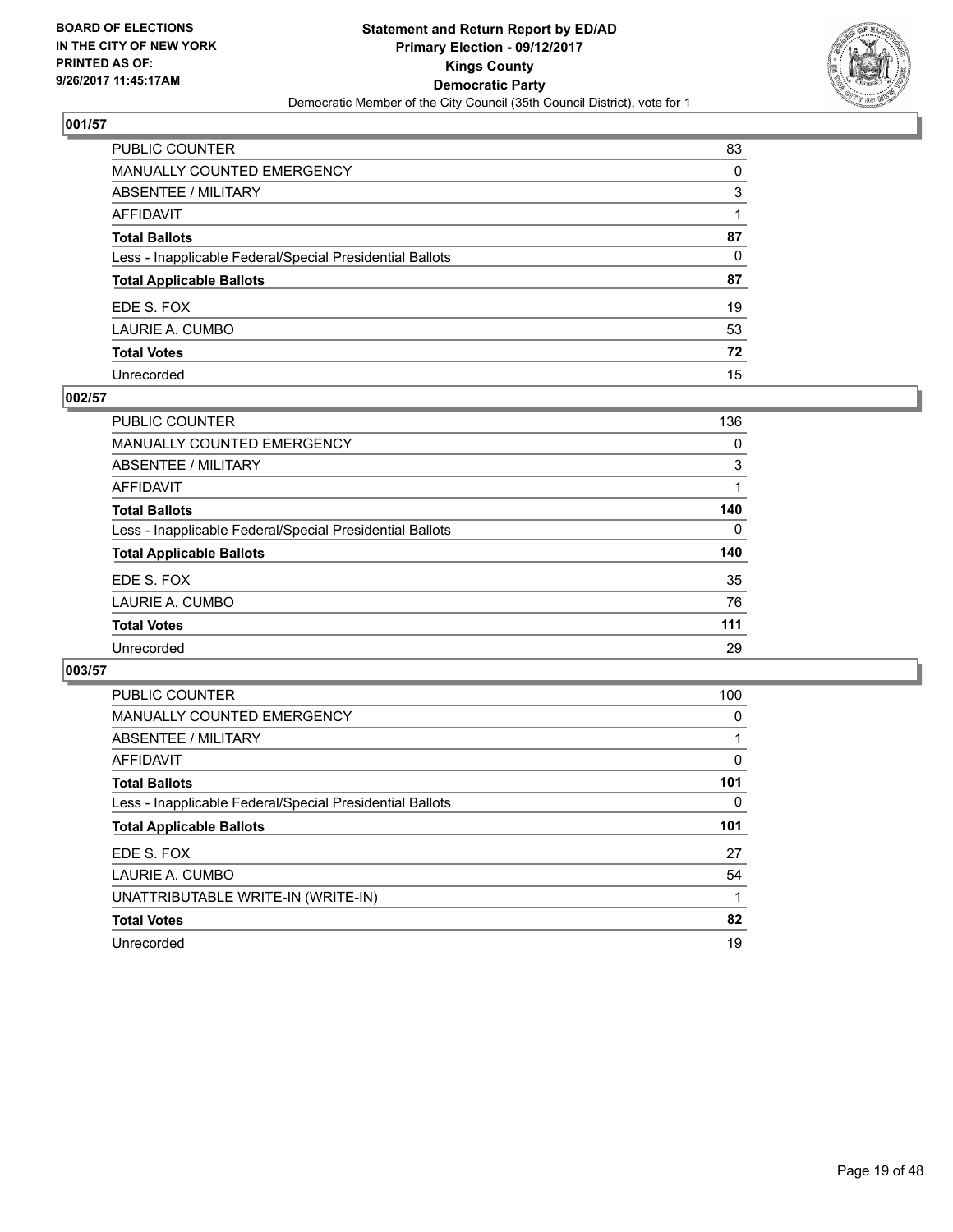**BOARD OF ELECTIONS IN THE CITY OF NEW YORK PRINTED AS OF: 9/26/2017 11:45:17AM**

# Statement and Return Report by ED/AD
## Primary Election - 09/12/2017
## Kings County
## Democratic Party
Democratic Member of the City Council (35th Council District), vote for 1

### 001/57

| | |
|---|---|
| PUBLIC COUNTER | 83 |
| MANUALLY COUNTED EMERGENCY | 0 |
| ABSENTEE / MILITARY | 3 |
| AFFIDAVIT | 1 |
| **Total Ballots** | **87** |
| Less - Inapplicable Federal/Special Presidential Ballots | 0 |
| **Total Applicable Ballots** | **87** |
| EDE S. FOX | 19 |
| LAURIE A. CUMBO | 53 |
| **Total Votes** | **72** |
| Unrecorded | 15 |

### 002/57

| | |
|---|---|
| PUBLIC COUNTER | 136 |
| MANUALLY COUNTED EMERGENCY | 0 |
| ABSENTEE / MILITARY | 3 |
| AFFIDAVIT | 1 |
| **Total Ballots** | **140** |
| Less - Inapplicable Federal/Special Presidential Ballots | 0 |
| **Total Applicable Ballots** | **140** |
| EDE S. FOX | 35 |
| LAURIE A. CUMBO | 76 |
| **Total Votes** | **111** |
| Unrecorded | 29 |

### 003/57

| | |
|---|---|
| PUBLIC COUNTER | 100 |
| MANUALLY COUNTED EMERGENCY | 0 |
| ABSENTEE / MILITARY | 1 |
| AFFIDAVIT | 0 |
| **Total Ballots** | **101** |
| Less - Inapplicable Federal/Special Presidential Ballots | 0 |
| **Total Applicable Ballots** | **101** |
| EDE S. FOX | 27 |
| LAURIE A. CUMBO | 54 |
| UNATTRIBUTABLE WRITE-IN (WRITE-IN) | 1 |
| **Total Votes** | **82** |
| Unrecorded | 19 |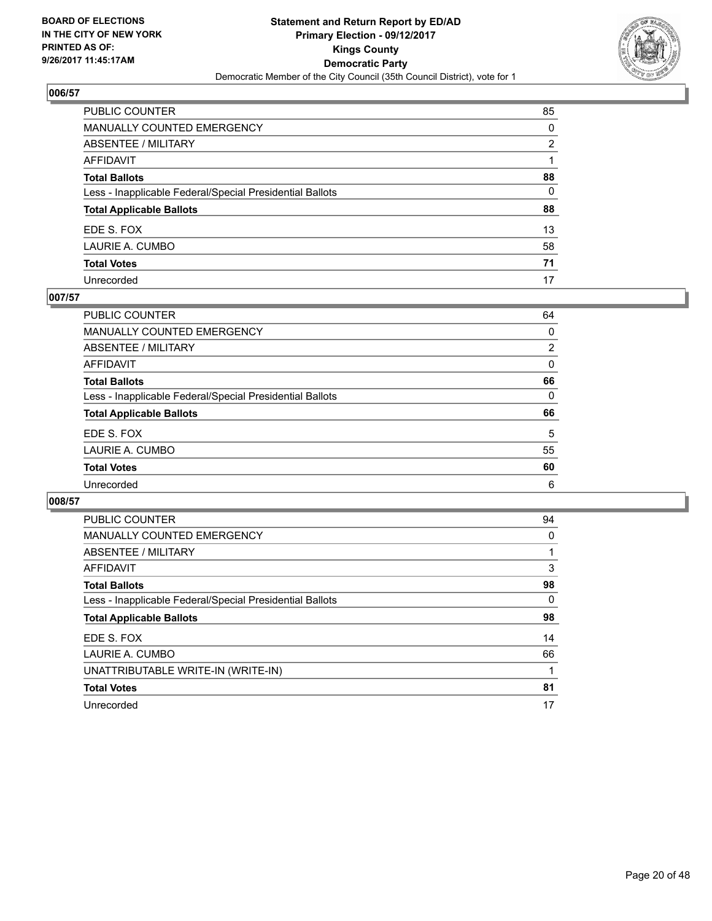BOARD OF ELECTIONS
IN THE CITY OF NEW YORK
PRINTED AS OF:
9/26/2017 11:45:17AM

**Statement and Return Report by ED/AD**
**Primary Election - 09/12/2017**
**Kings County**
**Democratic Party**
Democratic Member of the City Council (35th Council District), vote for 1

### 006/57

| | |
|---|---|
| PUBLIC COUNTER | 85 |
| MANUALLY COUNTED EMERGENCY | 0 |
| ABSENTEE / MILITARY | 2 |
| AFFIDAVIT | 1 |
| **Total Ballots** | **88** |
| Less - Inapplicable Federal/Special Presidential Ballots | 0 |
| **Total Applicable Ballots** | **88** |
| EDE S. FOX | 13 |
| LAURIE A. CUMBO | 58 |
| **Total Votes** | **71** |
| Unrecorded | 17 |

### 007/57

| | |
|---|---|
| PUBLIC COUNTER | 64 |
| MANUALLY COUNTED EMERGENCY | 0 |
| ABSENTEE / MILITARY | 2 |
| AFFIDAVIT | 0 |
| **Total Ballots** | **66** |
| Less - Inapplicable Federal/Special Presidential Ballots | 0 |
| **Total Applicable Ballots** | **66** |
| EDE S. FOX | 5 |
| LAURIE A. CUMBO | 55 |
| **Total Votes** | **60** |
| Unrecorded | 6 |

### 008/57

| | |
|---|---|
| PUBLIC COUNTER | 94 |
| MANUALLY COUNTED EMERGENCY | 0 |
| ABSENTEE / MILITARY | 1 |
| AFFIDAVIT | 3 |
| **Total Ballots** | **98** |
| Less - Inapplicable Federal/Special Presidential Ballots | 0 |
| **Total Applicable Ballots** | **98** |
| EDE S. FOX | 14 |
| LAURIE A. CUMBO | 66 |
| UNATTRIBUTABLE WRITE-IN (WRITE-IN) | 1 |
| **Total Votes** | **81** |
| Unrecorded | 17 |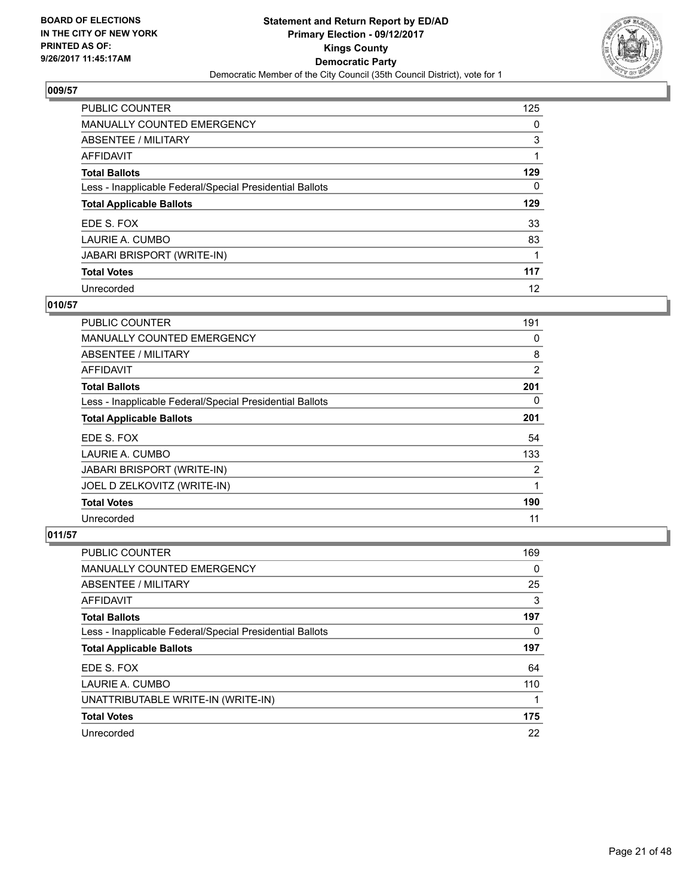BOARD OF ELECTIONS
IN THE CITY OF NEW YORK
PRINTED AS OF:
9/26/2017 11:45:17AM

**Statement and Return Report by ED/AD**
**Primary Election - 09/12/2017**
**Kings County**
**Democratic Party**
Democratic Member of the City Council (35th Council District), vote for 1

### 009/57

| | |
|---|---|
| PUBLIC COUNTER | 125 |
| MANUALLY COUNTED EMERGENCY | 0 |
| ABSENTEE / MILITARY | 3 |
| AFFIDAVIT | 1 |
| **Total Ballots** | **129** |
| Less - Inapplicable Federal/Special Presidential Ballots | 0 |
| **Total Applicable Ballots** | **129** |
| EDE S. FOX | 33 |
| LAURIE A. CUMBO | 83 |
| JABARI BRISPORT (WRITE-IN) | 1 |
| **Total Votes** | **117** |
| Unrecorded | 12 |

### 010/57

| | |
|---|---|
| PUBLIC COUNTER | 191 |
| MANUALLY COUNTED EMERGENCY | 0 |
| ABSENTEE / MILITARY | 8 |
| AFFIDAVIT | 2 |
| **Total Ballots** | **201** |
| Less - Inapplicable Federal/Special Presidential Ballots | 0 |
| **Total Applicable Ballots** | **201** |
| EDE S. FOX | 54 |
| LAURIE A. CUMBO | 133 |
| JABARI BRISPORT (WRITE-IN) | 2 |
| JOEL D ZELKOVITZ (WRITE-IN) | 1 |
| **Total Votes** | **190** |
| Unrecorded | 11 |

### 011/57

| | |
|---|---|
| PUBLIC COUNTER | 169 |
| MANUALLY COUNTED EMERGENCY | 0 |
| ABSENTEE / MILITARY | 25 |
| AFFIDAVIT | 3 |
| **Total Ballots** | **197** |
| Less - Inapplicable Federal/Special Presidential Ballots | 0 |
| **Total Applicable Ballots** | **197** |
| EDE S. FOX | 64 |
| LAURIE A. CUMBO | 110 |
| UNATTRIBUTABLE WRITE-IN (WRITE-IN) | 1 |
| **Total Votes** | **175** |
| Unrecorded | 22 |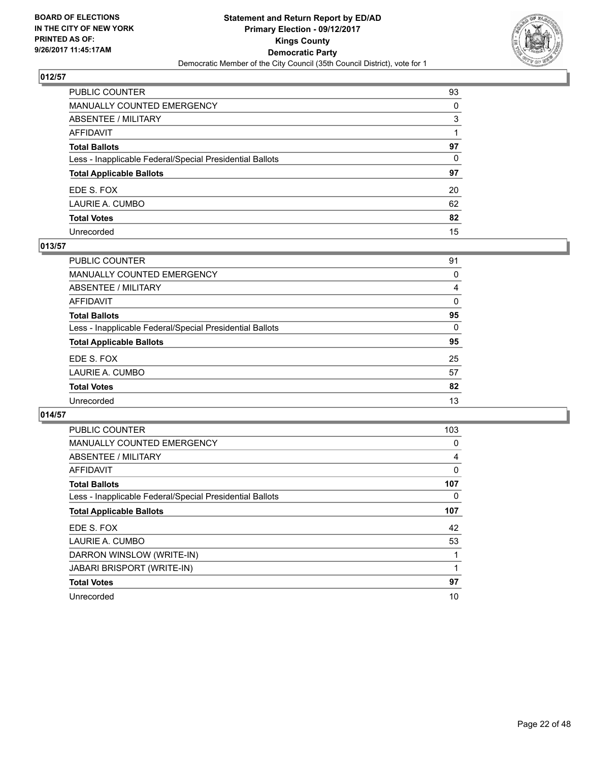## 012/57

| | |
|---|---|
| PUBLIC COUNTER | 93 |
| MANUALLY COUNTED EMERGENCY | 0 |
| ABSENTEE / MILITARY | 3 |
| AFFIDAVIT | 1 |
| **Total Ballots** | **97** |
| Less - Inapplicable Federal/Special Presidential Ballots | 0 |
| **Total Applicable Ballots** | **97** |
| EDE S. FOX | 20 |
| LAURIE A. CUMBO | 62 |
| **Total Votes** | **82** |
| Unrecorded | 15 |

## 013/57

| | |
|---|---|
| PUBLIC COUNTER | 91 |
| MANUALLY COUNTED EMERGENCY | 0 |
| ABSENTEE / MILITARY | 4 |
| AFFIDAVIT | 0 |
| **Total Ballots** | **95** |
| Less - Inapplicable Federal/Special Presidential Ballots | 0 |
| **Total Applicable Ballots** | **95** |
| EDE S. FOX | 25 |
| LAURIE A. CUMBO | 57 |
| **Total Votes** | **82** |
| Unrecorded | 13 |

## 014/57

| | |
|---|---|
| PUBLIC COUNTER | 103 |
| MANUALLY COUNTED EMERGENCY | 0 |
| ABSENTEE / MILITARY | 4 |
| AFFIDAVIT | 0 |
| **Total Ballots** | **107** |
| Less - Inapplicable Federal/Special Presidential Ballots | 0 |
| **Total Applicable Ballots** | **107** |
| EDE S. FOX | 42 |
| LAURIE A. CUMBO | 53 |
| DARRON WINSLOW (WRITE-IN) | 1 |
| JABARI BRISPORT (WRITE-IN) | 1 |
| **Total Votes** | **97** |
| Unrecorded | 10 |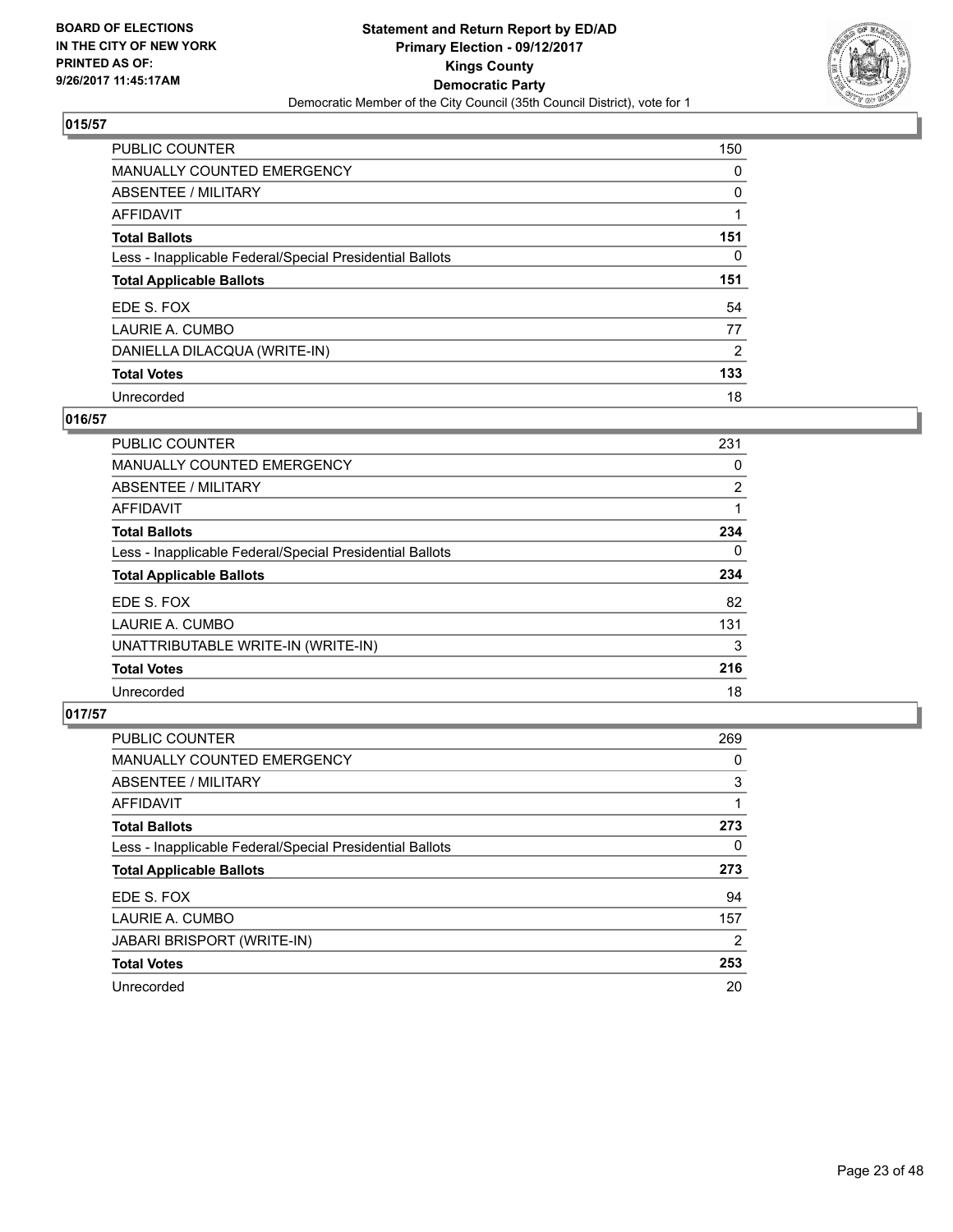**BOARD OF ELECTIONS IN THE CITY OF NEW YORK PRINTED AS OF: 9/26/2017 11:45:17AM**

**Statement and Return Report by ED/AD**
**Primary Election - 09/12/2017**
**Kings County**
**Democratic Party**
Democratic Member of the City Council (35th Council District), vote for 1

## 015/57

| | |
|---|---|
| PUBLIC COUNTER | 150 |
| MANUALLY COUNTED EMERGENCY | 0 |
| ABSENTEE / MILITARY | 0 |
| AFFIDAVIT | 1 |
| **Total Ballots** | **151** |
| Less - Inapplicable Federal/Special Presidential Ballots | 0 |
| **Total Applicable Ballots** | **151** |
| EDE S. FOX | 54 |
| LAURIE A. CUMBO | 77 |
| DANIELLA DILACQUA (WRITE-IN) | 2 |
| **Total Votes** | **133** |
| Unrecorded | 18 |

## 016/57

| | |
|---|---|
| PUBLIC COUNTER | 231 |
| MANUALLY COUNTED EMERGENCY | 0 |
| ABSENTEE / MILITARY | 2 |
| AFFIDAVIT | 1 |
| **Total Ballots** | **234** |
| Less - Inapplicable Federal/Special Presidential Ballots | 0 |
| **Total Applicable Ballots** | **234** |
| EDE S. FOX | 82 |
| LAURIE A. CUMBO | 131 |
| UNATTRIBUTABLE WRITE-IN (WRITE-IN) | 3 |
| **Total Votes** | **216** |
| Unrecorded | 18 |

## 017/57

| | |
|---|---|
| PUBLIC COUNTER | 269 |
| MANUALLY COUNTED EMERGENCY | 0 |
| ABSENTEE / MILITARY | 3 |
| AFFIDAVIT | 1 |
| **Total Ballots** | **273** |
| Less - Inapplicable Federal/Special Presidential Ballots | 0 |
| **Total Applicable Ballots** | **273** |
| EDE S. FOX | 94 |
| LAURIE A. CUMBO | 157 |
| JABARI BRISPORT (WRITE-IN) | 2 |
| **Total Votes** | **253** |
| Unrecorded | 20 |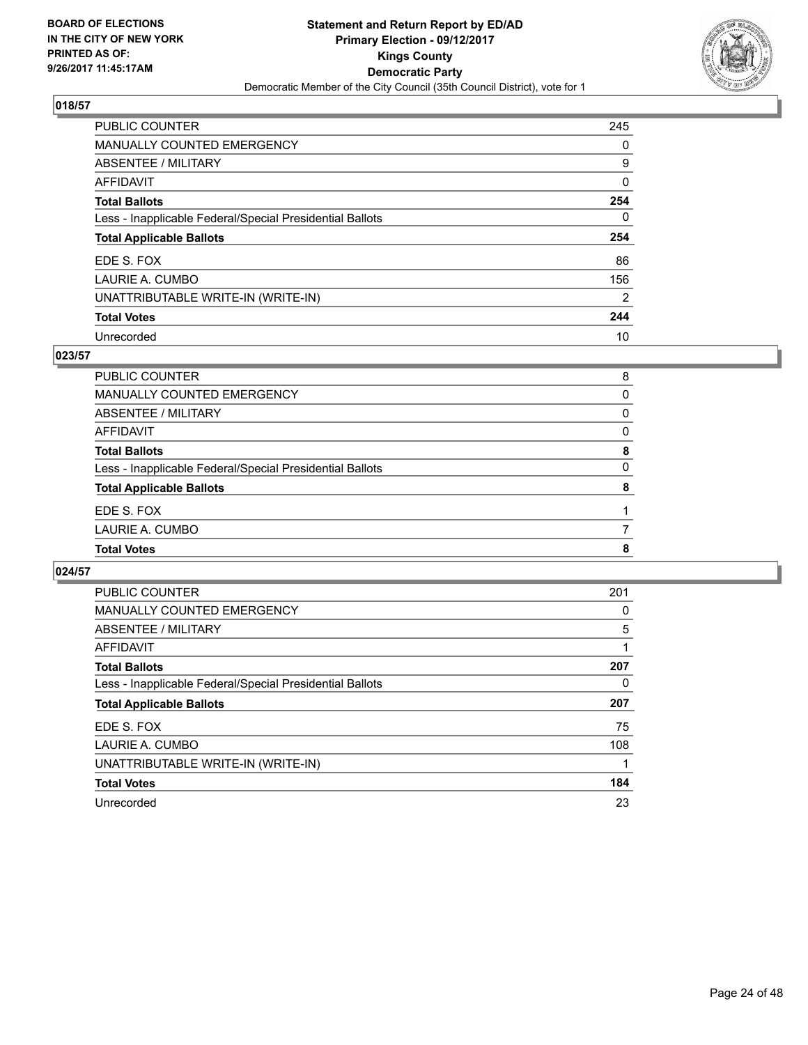BOARD OF ELECTIONS
IN THE CITY OF NEW YORK
PRINTED AS OF:
9/26/2017 11:45:17AM

**Statement and Return Report by ED/AD**
**Primary Election - 09/12/2017**
**Kings County**
**Democratic Party**
Democratic Member of the City Council (35th Council District), vote for 1

## 018/57

| | |
|---|---|
| PUBLIC COUNTER | 245 |
| MANUALLY COUNTED EMERGENCY | 0 |
| ABSENTEE / MILITARY | 9 |
| AFFIDAVIT | 0 |
| **Total Ballots** | **254** |
| Less - Inapplicable Federal/Special Presidential Ballots | 0 |
| **Total Applicable Ballots** | **254** |
| EDE S. FOX | 86 |
| LAURIE A. CUMBO | 156 |
| UNATTRIBUTABLE WRITE-IN (WRITE-IN) | 2 |
| **Total Votes** | **244** |
| Unrecorded | 10 |

## 023/57

| | |
|---|---|
| PUBLIC COUNTER | 8 |
| MANUALLY COUNTED EMERGENCY | 0 |
| ABSENTEE / MILITARY | 0 |
| AFFIDAVIT | 0 |
| **Total Ballots** | **8** |
| Less - Inapplicable Federal/Special Presidential Ballots | 0 |
| **Total Applicable Ballots** | **8** |
| EDE S. FOX | 1 |
| LAURIE A. CUMBO | 7 |
| **Total Votes** | **8** |

## 024/57

| | |
|---|---|
| PUBLIC COUNTER | 201 |
| MANUALLY COUNTED EMERGENCY | 0 |
| ABSENTEE / MILITARY | 5 |
| AFFIDAVIT | 1 |
| **Total Ballots** | **207** |
| Less - Inapplicable Federal/Special Presidential Ballots | 0 |
| **Total Applicable Ballots** | **207** |
| EDE S. FOX | 75 |
| LAURIE A. CUMBO | 108 |
| UNATTRIBUTABLE WRITE-IN (WRITE-IN) | 1 |
| **Total Votes** | **184** |
| Unrecorded | 23 |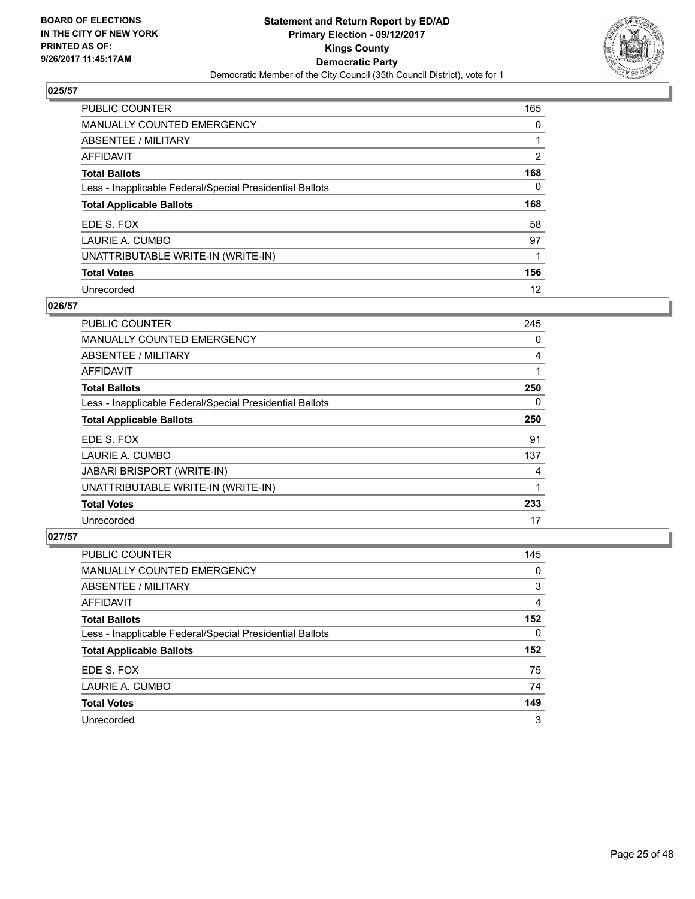**BOARD OF ELECTIONS IN THE CITY OF NEW YORK PRINTED AS OF: 9/26/2017 11:45:17AM**

**Statement and Return Report by ED/AD Primary Election - 09/12/2017 Kings County Democratic Party**

Democratic Member of the City Council (35th Council District), vote for 1

### 025/57

| | |
|---|---|
| PUBLIC COUNTER | 165 |
| MANUALLY COUNTED EMERGENCY | 0 |
| ABSENTEE / MILITARY | 1 |
| AFFIDAVIT | 2 |
| **Total Ballots** | **168** |
| Less - Inapplicable Federal/Special Presidential Ballots | 0 |
| **Total Applicable Ballots** | **168** |
| EDE S. FOX | 58 |
| LAURIE A. CUMBO | 97 |
| UNATTRIBUTABLE WRITE-IN (WRITE-IN) | 1 |
| **Total Votes** | **156** |
| Unrecorded | 12 |

### 026/57

| | |
|---|---|
| PUBLIC COUNTER | 245 |
| MANUALLY COUNTED EMERGENCY | 0 |
| ABSENTEE / MILITARY | 4 |
| AFFIDAVIT | 1 |
| **Total Ballots** | **250** |
| Less - Inapplicable Federal/Special Presidential Ballots | 0 |
| **Total Applicable Ballots** | **250** |
| EDE S. FOX | 91 |
| LAURIE A. CUMBO | 137 |
| JABARI BRISPORT (WRITE-IN) | 4 |
| UNATTRIBUTABLE WRITE-IN (WRITE-IN) | 1 |
| **Total Votes** | **233** |
| Unrecorded | 17 |

### 027/57

| | |
|---|---|
| PUBLIC COUNTER | 145 |
| MANUALLY COUNTED EMERGENCY | 0 |
| ABSENTEE / MILITARY | 3 |
| AFFIDAVIT | 4 |
| **Total Ballots** | **152** |
| Less - Inapplicable Federal/Special Presidential Ballots | 0 |
| **Total Applicable Ballots** | **152** |
| EDE S. FOX | 75 |
| LAURIE A. CUMBO | 74 |
| **Total Votes** | **149** |
| Unrecorded | 3 |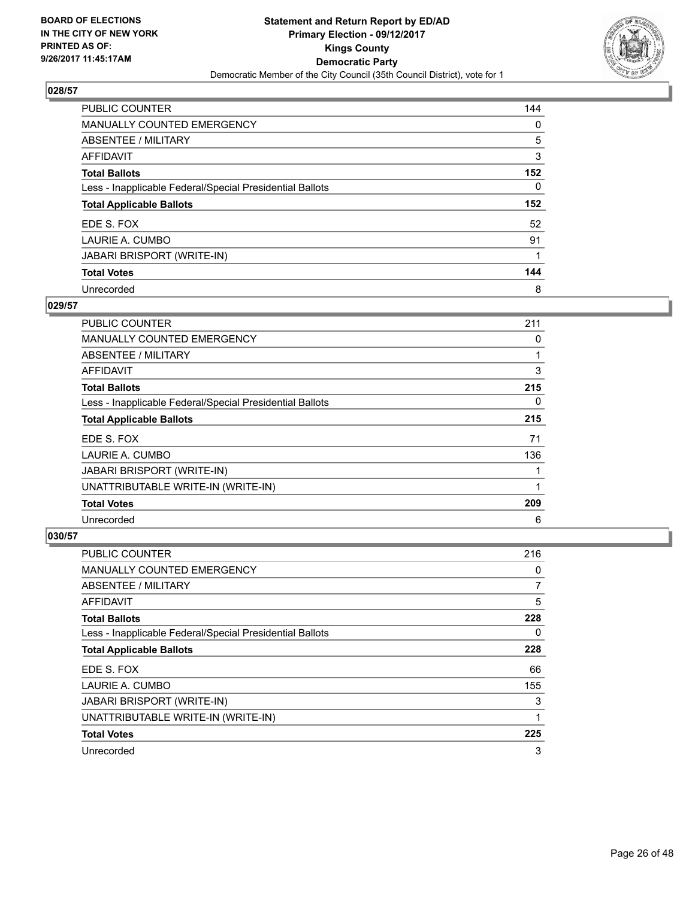**BOARD OF ELECTIONS IN THE CITY OF NEW YORK PRINTED AS OF: 9/26/2017 11:45:17AM**

**Statement and Return Report by ED/AD**
**Primary Election - 09/12/2017**
**Kings County**
**Democratic Party**
Democratic Member of the City Council (35th Council District), vote for 1

## 028/57

| | |
|---|---|
| PUBLIC COUNTER | 144 |
| MANUALLY COUNTED EMERGENCY | 0 |
| ABSENTEE / MILITARY | 5 |
| AFFIDAVIT | 3 |
| **Total Ballots** | **152** |
| Less - Inapplicable Federal/Special Presidential Ballots | 0 |
| **Total Applicable Ballots** | **152** |
| EDE S. FOX | 52 |
| LAURIE A. CUMBO | 91 |
| JABARI BRISPORT (WRITE-IN) | 1 |
| **Total Votes** | **144** |
| Unrecorded | 8 |

## 029/57

| | |
|---|---|
| PUBLIC COUNTER | 211 |
| MANUALLY COUNTED EMERGENCY | 0 |
| ABSENTEE / MILITARY | 1 |
| AFFIDAVIT | 3 |
| **Total Ballots** | **215** |
| Less - Inapplicable Federal/Special Presidential Ballots | 0 |
| **Total Applicable Ballots** | **215** |
| EDE S. FOX | 71 |
| LAURIE A. CUMBO | 136 |
| JABARI BRISPORT (WRITE-IN) | 1 |
| UNATTRIBUTABLE WRITE-IN (WRITE-IN) | 1 |
| **Total Votes** | **209** |
| Unrecorded | 6 |

## 030/57

| | |
|---|---|
| PUBLIC COUNTER | 216 |
| MANUALLY COUNTED EMERGENCY | 0 |
| ABSENTEE / MILITARY | 7 |
| AFFIDAVIT | 5 |
| **Total Ballots** | **228** |
| Less - Inapplicable Federal/Special Presidential Ballots | 0 |
| **Total Applicable Ballots** | **228** |
| EDE S. FOX | 66 |
| LAURIE A. CUMBO | 155 |
| JABARI BRISPORT (WRITE-IN) | 3 |
| UNATTRIBUTABLE WRITE-IN (WRITE-IN) | 1 |
| **Total Votes** | **225** |
| Unrecorded | 3 |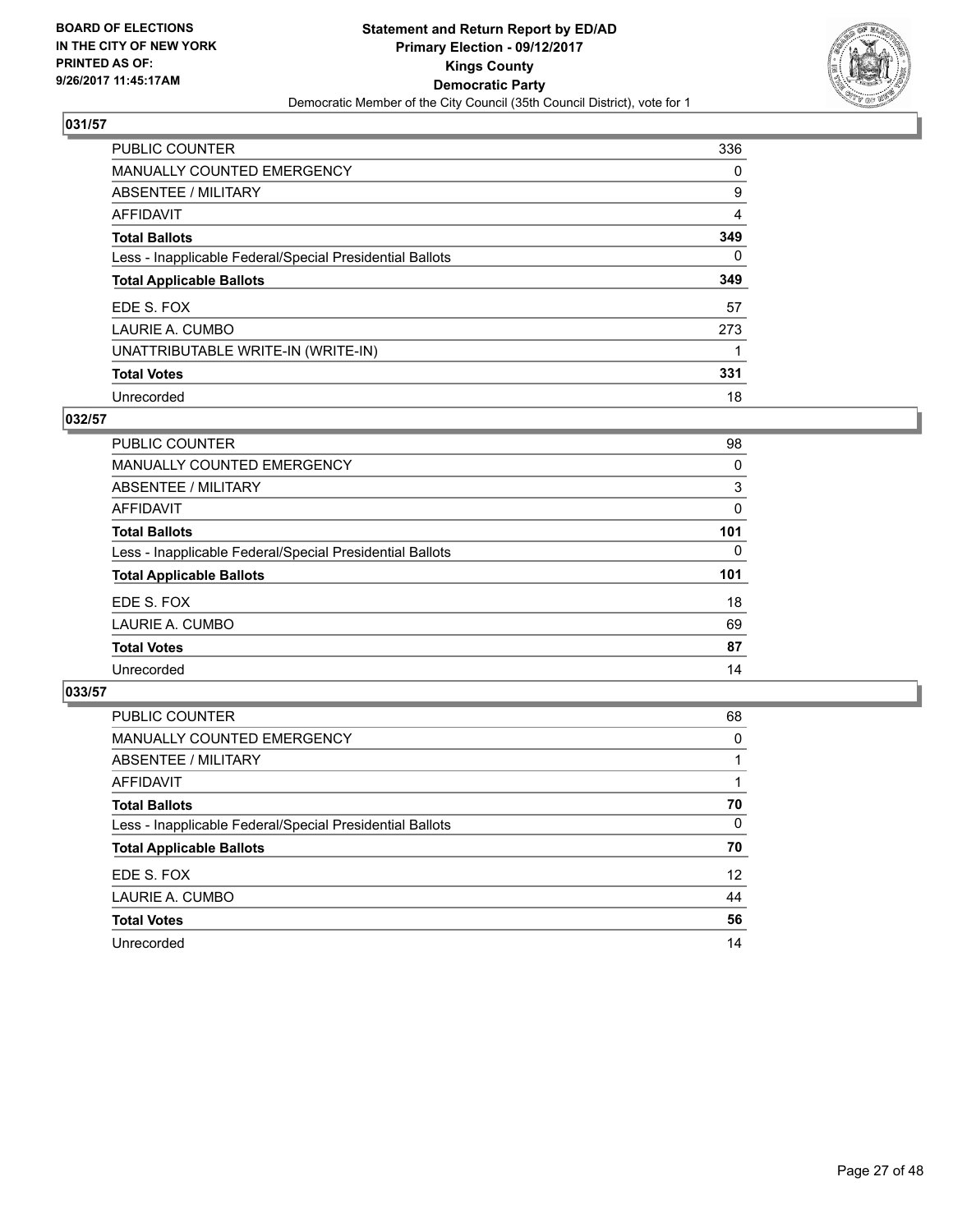BOARD OF ELECTIONS
IN THE CITY OF NEW YORK
PRINTED AS OF:
9/26/2017 11:45:17AM

**Statement and Return Report by ED/AD**
**Primary Election - 09/12/2017**
**Kings County**
**Democratic Party**
Democratic Member of the City Council (35th Council District), vote for 1

## 031/57

| | |
|---|---|
| PUBLIC COUNTER | 336 |
| MANUALLY COUNTED EMERGENCY | 0 |
| ABSENTEE / MILITARY | 9 |
| AFFIDAVIT | 4 |
| **Total Ballots** | **349** |
| Less - Inapplicable Federal/Special Presidential Ballots | 0 |
| **Total Applicable Ballots** | **349** |
| EDE S. FOX | 57 |
| LAURIE A. CUMBO | 273 |
| UNATTRIBUTABLE WRITE-IN (WRITE-IN) | 1 |
| **Total Votes** | **331** |
| Unrecorded | 18 |

## 032/57

| | |
|---|---|
| PUBLIC COUNTER | 98 |
| MANUALLY COUNTED EMERGENCY | 0 |
| ABSENTEE / MILITARY | 3 |
| AFFIDAVIT | 0 |
| **Total Ballots** | **101** |
| Less - Inapplicable Federal/Special Presidential Ballots | 0 |
| **Total Applicable Ballots** | **101** |
| EDE S. FOX | 18 |
| LAURIE A. CUMBO | 69 |
| **Total Votes** | **87** |
| Unrecorded | 14 |

## 033/57

| | |
|---|---|
| PUBLIC COUNTER | 68 |
| MANUALLY COUNTED EMERGENCY | 0 |
| ABSENTEE / MILITARY | 1 |
| AFFIDAVIT | 1 |
| **Total Ballots** | **70** |
| Less - Inapplicable Federal/Special Presidential Ballots | 0 |
| **Total Applicable Ballots** | **70** |
| EDE S. FOX | 12 |
| LAURIE A. CUMBO | 44 |
| **Total Votes** | **56** |
| Unrecorded | 14 |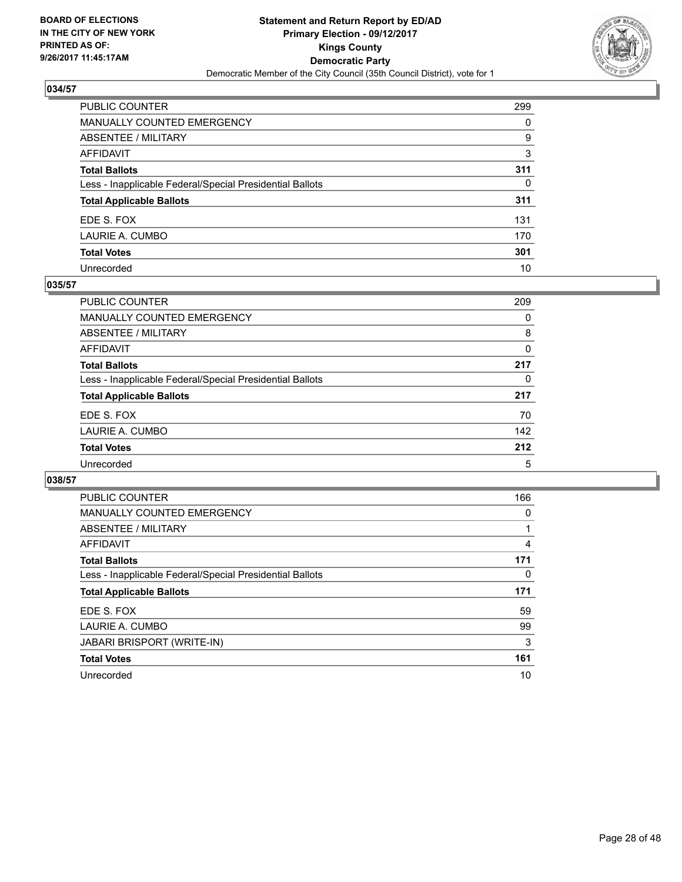BOARD OF ELECTIONS
IN THE CITY OF NEW YORK
PRINTED AS OF:
9/26/2017 11:45:17AM

**Statement and Return Report by ED/AD**
**Primary Election - 09/12/2017**
**Kings County**
**Democratic Party**
Democratic Member of the City Council (35th Council District), vote for 1

## 034/57

| | |
|---|---|
| PUBLIC COUNTER | 299 |
| MANUALLY COUNTED EMERGENCY | 0 |
| ABSENTEE / MILITARY | 9 |
| AFFIDAVIT | 3 |
| **Total Ballots** | **311** |
| Less - Inapplicable Federal/Special Presidential Ballots | 0 |
| **Total Applicable Ballots** | **311** |
| EDE S. FOX | 131 |
| LAURIE A. CUMBO | 170 |
| **Total Votes** | **301** |
| Unrecorded | 10 |

## 035/57

| | |
|---|---|
| PUBLIC COUNTER | 209 |
| MANUALLY COUNTED EMERGENCY | 0 |
| ABSENTEE / MILITARY | 8 |
| AFFIDAVIT | 0 |
| **Total Ballots** | **217** |
| Less - Inapplicable Federal/Special Presidential Ballots | 0 |
| **Total Applicable Ballots** | **217** |
| EDE S. FOX | 70 |
| LAURIE A. CUMBO | 142 |
| **Total Votes** | **212** |
| Unrecorded | 5 |

## 038/57

| | |
|---|---|
| PUBLIC COUNTER | 166 |
| MANUALLY COUNTED EMERGENCY | 0 |
| ABSENTEE / MILITARY | 1 |
| AFFIDAVIT | 4 |
| **Total Ballots** | **171** |
| Less - Inapplicable Federal/Special Presidential Ballots | 0 |
| **Total Applicable Ballots** | **171** |
| EDE S. FOX | 59 |
| LAURIE A. CUMBO | 99 |
| JABARI BRISPORT (WRITE-IN) | 3 |
| **Total Votes** | **161** |
| Unrecorded | 10 |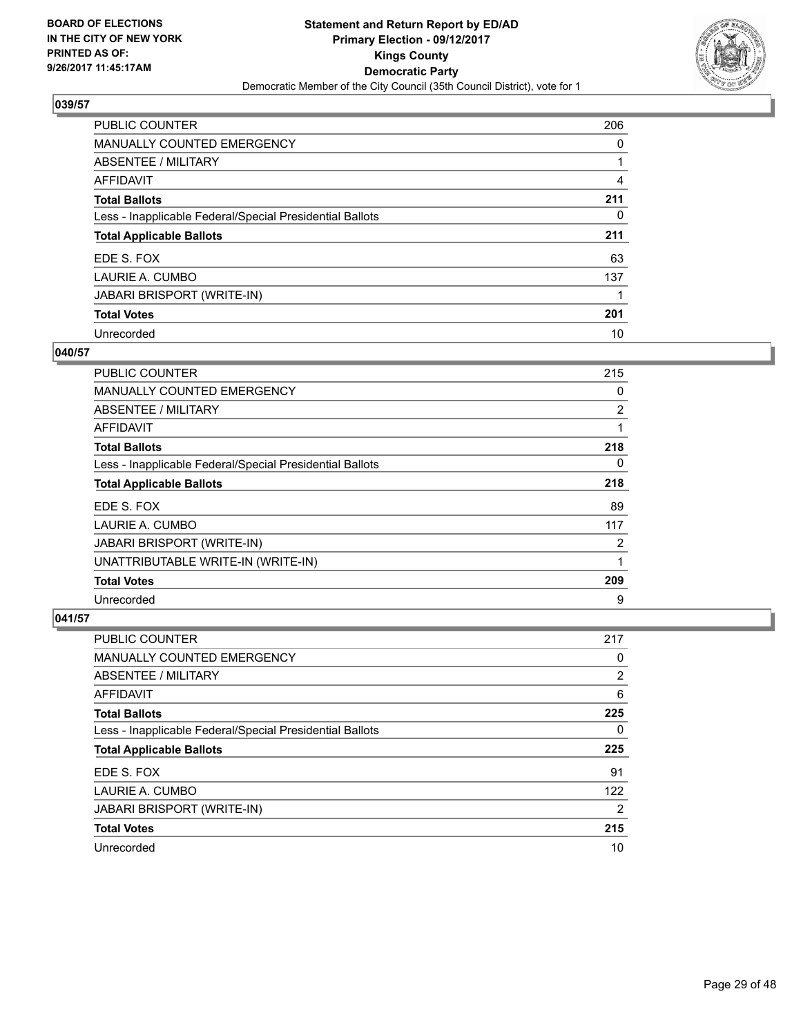**BOARD OF ELECTIONS IN THE CITY OF NEW YORK PRINTED AS OF: 9/26/2017 11:45:17AM**

**Statement and Return Report by ED/AD Primary Election - 09/12/2017 Kings County Democratic Party**

Democratic Member of the City Council (35th Council District), vote for 1

### 039/57

| | |
|---|---|
| PUBLIC COUNTER | 206 |
| MANUALLY COUNTED EMERGENCY | 0 |
| ABSENTEE / MILITARY | 1 |
| AFFIDAVIT | 4 |
| **Total Ballots** | **211** |
| Less - Inapplicable Federal/Special Presidential Ballots | 0 |
| **Total Applicable Ballots** | **211** |
| EDE S. FOX | 63 |
| LAURIE A. CUMBO | 137 |
| JABARI BRISPORT (WRITE-IN) | 1 |
| **Total Votes** | **201** |
| Unrecorded | 10 |

### 040/57

| | |
|---|---|
| PUBLIC COUNTER | 215 |
| MANUALLY COUNTED EMERGENCY | 0 |
| ABSENTEE / MILITARY | 2 |
| AFFIDAVIT | 1 |
| **Total Ballots** | **218** |
| Less - Inapplicable Federal/Special Presidential Ballots | 0 |
| **Total Applicable Ballots** | **218** |
| EDE S. FOX | 89 |
| LAURIE A. CUMBO | 117 |
| JABARI BRISPORT (WRITE-IN) | 2 |
| UNATTRIBUTABLE WRITE-IN (WRITE-IN) | 1 |
| **Total Votes** | **209** |
| Unrecorded | 9 |

### 041/57

| | |
|---|---|
| PUBLIC COUNTER | 217 |
| MANUALLY COUNTED EMERGENCY | 0 |
| ABSENTEE / MILITARY | 2 |
| AFFIDAVIT | 6 |
| **Total Ballots** | **225** |
| Less - Inapplicable Federal/Special Presidential Ballots | 0 |
| **Total Applicable Ballots** | **225** |
| EDE S. FOX | 91 |
| LAURIE A. CUMBO | 122 |
| JABARI BRISPORT (WRITE-IN) | 2 |
| **Total Votes** | **215** |
| Unrecorded | 10 |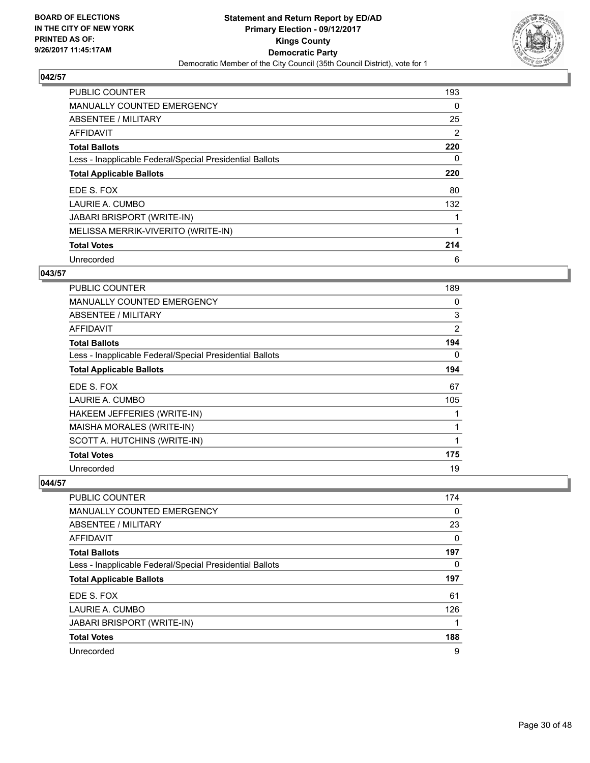**BOARD OF ELECTIONS IN THE CITY OF NEW YORK PRINTED AS OF: 9/26/2017 11:45:17AM**

**Statement and Return Report by ED/AD**
**Primary Election - 09/12/2017**
**Kings County**
**Democratic Party**
Democratic Member of the City Council (35th Council District), vote for 1

### 042/57

| | |
|---|---|
| PUBLIC COUNTER | 193 |
| MANUALLY COUNTED EMERGENCY | 0 |
| ABSENTEE / MILITARY | 25 |
| AFFIDAVIT | 2 |
| **Total Ballots** | **220** |
| Less - Inapplicable Federal/Special Presidential Ballots | 0 |
| **Total Applicable Ballots** | **220** |
| EDE S. FOX | 80 |
| LAURIE A. CUMBO | 132 |
| JABARI BRISPORT (WRITE-IN) | 1 |
| MELISSA MERRIK-VIVERITO (WRITE-IN) | 1 |
| **Total Votes** | **214** |
| Unrecorded | 6 |

### 043/57

| | |
|---|---|
| PUBLIC COUNTER | 189 |
| MANUALLY COUNTED EMERGENCY | 0 |
| ABSENTEE / MILITARY | 3 |
| AFFIDAVIT | 2 |
| **Total Ballots** | **194** |
| Less - Inapplicable Federal/Special Presidential Ballots | 0 |
| **Total Applicable Ballots** | **194** |
| EDE S. FOX | 67 |
| LAURIE A. CUMBO | 105 |
| HAKEEM JEFFERIES (WRITE-IN) | 1 |
| MAISHA MORALES (WRITE-IN) | 1 |
| SCOTT A. HUTCHINS (WRITE-IN) | 1 |
| **Total Votes** | **175** |
| Unrecorded | 19 |

### 044/57

| | |
|---|---|
| PUBLIC COUNTER | 174 |
| MANUALLY COUNTED EMERGENCY | 0 |
| ABSENTEE / MILITARY | 23 |
| AFFIDAVIT | 0 |
| **Total Ballots** | **197** |
| Less - Inapplicable Federal/Special Presidential Ballots | 0 |
| **Total Applicable Ballots** | **197** |
| EDE S. FOX | 61 |
| LAURIE A. CUMBO | 126 |
| JABARI BRISPORT (WRITE-IN) | 1 |
| **Total Votes** | **188** |
| Unrecorded | 9 |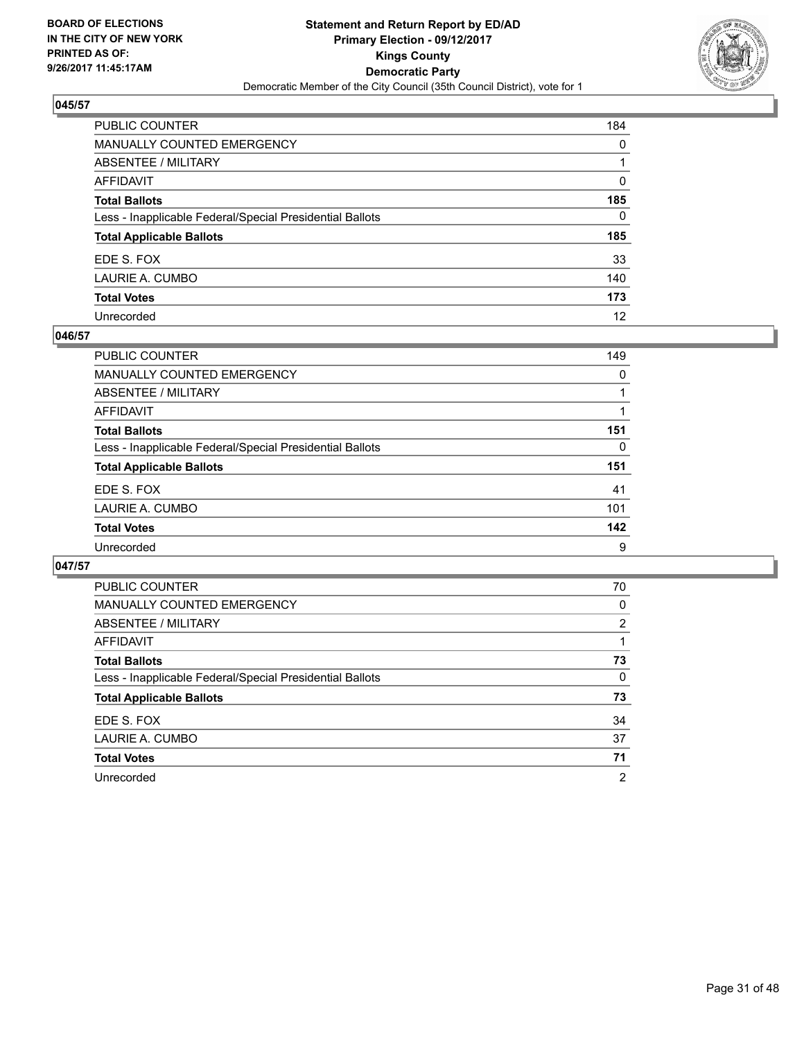BOARD OF ELECTIONS
IN THE CITY OF NEW YORK
PRINTED AS OF:
9/26/2017 11:45:17AM

**Statement and Return Report by ED/AD**
**Primary Election - 09/12/2017**
**Kings County**
**Democratic Party**
Democratic Member of the City Council (35th Council District), vote for 1

### 045/57

| | |
|---|---|
| PUBLIC COUNTER | 184 |
| MANUALLY COUNTED EMERGENCY | 0 |
| ABSENTEE / MILITARY | 1 |
| AFFIDAVIT | 0 |
| **Total Ballots** | **185** |
| Less - Inapplicable Federal/Special Presidential Ballots | 0 |
| **Total Applicable Ballots** | **185** |
| EDE S. FOX | 33 |
| LAURIE A. CUMBO | 140 |
| **Total Votes** | **173** |
| Unrecorded | 12 |

### 046/57

| | |
|---|---|
| PUBLIC COUNTER | 149 |
| MANUALLY COUNTED EMERGENCY | 0 |
| ABSENTEE / MILITARY | 1 |
| AFFIDAVIT | 1 |
| **Total Ballots** | **151** |
| Less - Inapplicable Federal/Special Presidential Ballots | 0 |
| **Total Applicable Ballots** | **151** |
| EDE S. FOX | 41 |
| LAURIE A. CUMBO | 101 |
| **Total Votes** | **142** |
| Unrecorded | 9 |

### 047/57

| | |
|---|---|
| PUBLIC COUNTER | 70 |
| MANUALLY COUNTED EMERGENCY | 0 |
| ABSENTEE / MILITARY | 2 |
| AFFIDAVIT | 1 |
| **Total Ballots** | **73** |
| Less - Inapplicable Federal/Special Presidential Ballots | 0 |
| **Total Applicable Ballots** | **73** |
| EDE S. FOX | 34 |
| LAURIE A. CUMBO | 37 |
| **Total Votes** | **71** |
| Unrecorded | 2 |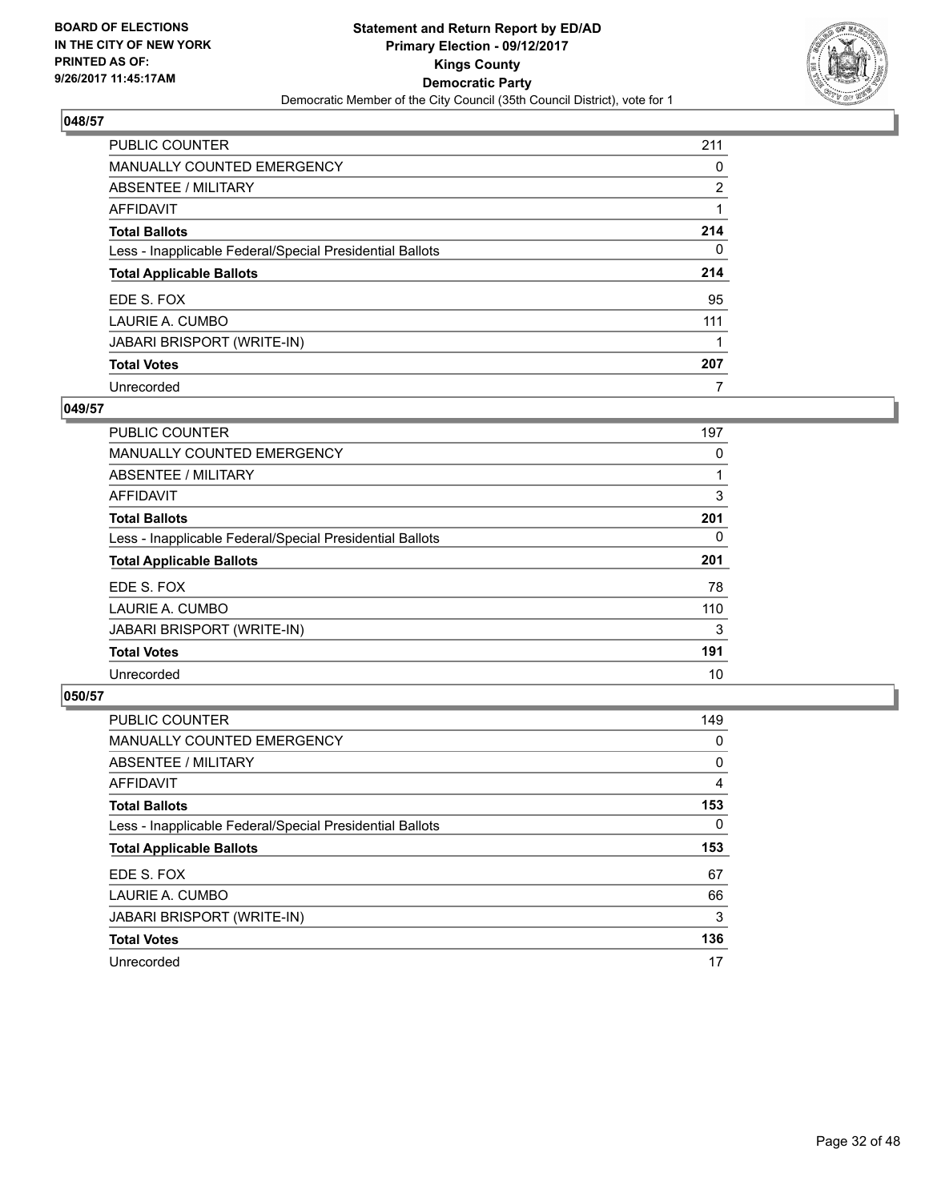## 048/57

| | |
|---|---|
| PUBLIC COUNTER | 211 |
| MANUALLY COUNTED EMERGENCY | 0 |
| ABSENTEE / MILITARY | 2 |
| AFFIDAVIT | 1 |
| **Total Ballots** | **214** |
| Less - Inapplicable Federal/Special Presidential Ballots | 0 |
| **Total Applicable Ballots** | **214** |
| EDE S. FOX | 95 |
| LAURIE A. CUMBO | 111 |
| JABARI BRISPORT (WRITE-IN) | 1 |
| **Total Votes** | **207** |
| Unrecorded | 7 |

## 049/57

| | |
|---|---|
| PUBLIC COUNTER | 197 |
| MANUALLY COUNTED EMERGENCY | 0 |
| ABSENTEE / MILITARY | 1 |
| AFFIDAVIT | 3 |
| **Total Ballots** | **201** |
| Less - Inapplicable Federal/Special Presidential Ballots | 0 |
| **Total Applicable Ballots** | **201** |
| EDE S. FOX | 78 |
| LAURIE A. CUMBO | 110 |
| JABARI BRISPORT (WRITE-IN) | 3 |
| **Total Votes** | **191** |
| Unrecorded | 10 |

## 050/57

| | |
|---|---|
| PUBLIC COUNTER | 149 |
| MANUALLY COUNTED EMERGENCY | 0 |
| ABSENTEE / MILITARY | 0 |
| AFFIDAVIT | 4 |
| **Total Ballots** | **153** |
| Less - Inapplicable Federal/Special Presidential Ballots | 0 |
| **Total Applicable Ballots** | **153** |
| EDE S. FOX | 67 |
| LAURIE A. CUMBO | 66 |
| JABARI BRISPORT (WRITE-IN) | 3 |
| **Total Votes** | **136** |
| Unrecorded | 17 |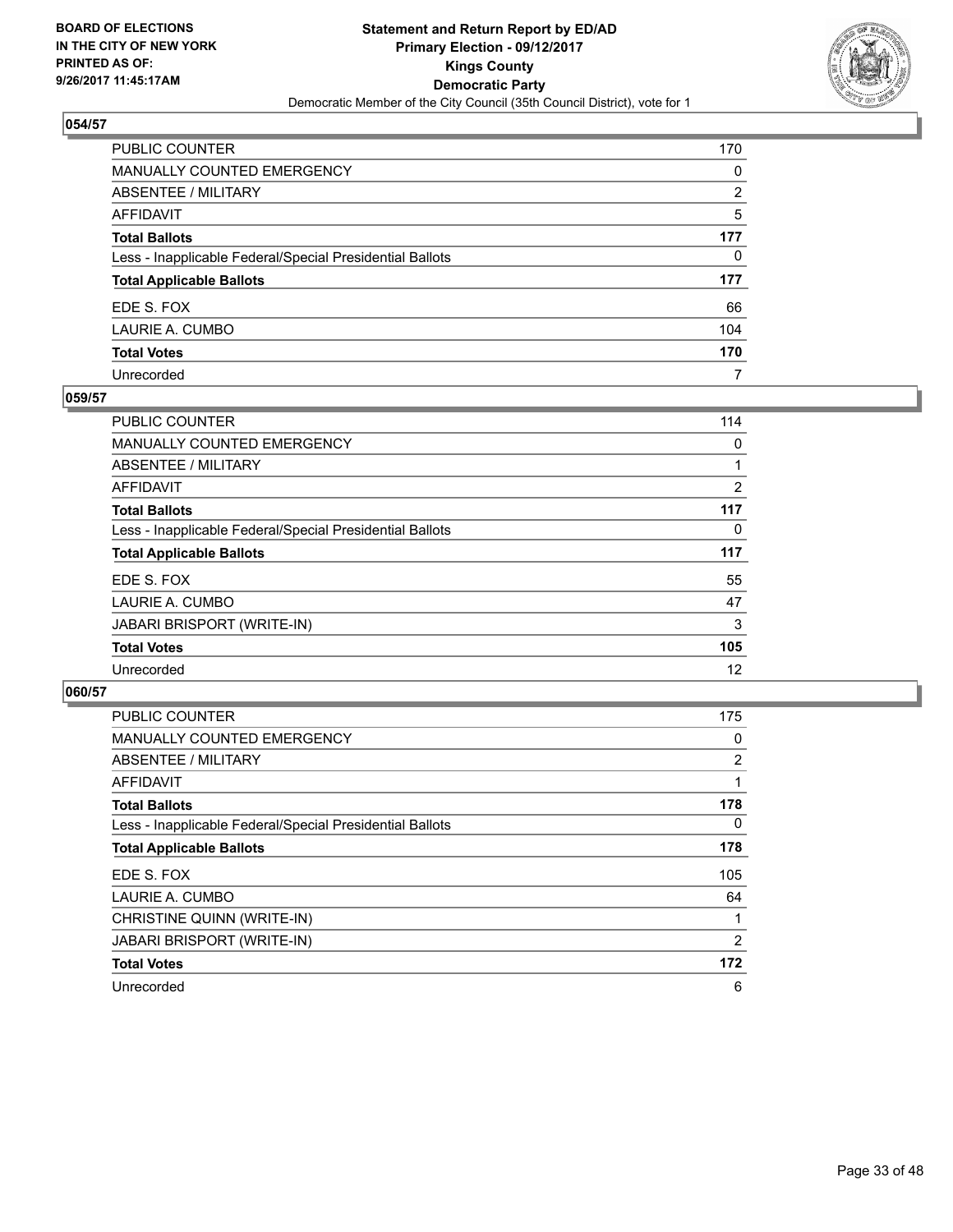BOARD OF ELECTIONS
IN THE CITY OF NEW YORK
PRINTED AS OF:
9/26/2017 11:45:17AM

# Statement and Return Report by ED/AD
## Primary Election - 09/12/2017
## Kings County
## Democratic Party
Democratic Member of the City Council (35th Council District), vote for 1

### 054/57

| | |
|---|---|
| PUBLIC COUNTER | 170 |
| MANUALLY COUNTED EMERGENCY | 0 |
| ABSENTEE / MILITARY | 2 |
| AFFIDAVIT | 5 |
| **Total Ballots** | **177** |
| Less - Inapplicable Federal/Special Presidential Ballots | 0 |
| **Total Applicable Ballots** | **177** |
| EDE S. FOX | 66 |
| LAURIE A. CUMBO | 104 |
| **Total Votes** | **170** |
| Unrecorded | 7 |

### 059/57

| | |
|---|---|
| PUBLIC COUNTER | 114 |
| MANUALLY COUNTED EMERGENCY | 0 |
| ABSENTEE / MILITARY | 1 |
| AFFIDAVIT | 2 |
| **Total Ballots** | **117** |
| Less - Inapplicable Federal/Special Presidential Ballots | 0 |
| **Total Applicable Ballots** | **117** |
| EDE S. FOX | 55 |
| LAURIE A. CUMBO | 47 |
| JABARI BRISPORT (WRITE-IN) | 3 |
| **Total Votes** | **105** |
| Unrecorded | 12 |

### 060/57

| | |
|---|---|
| PUBLIC COUNTER | 175 |
| MANUALLY COUNTED EMERGENCY | 0 |
| ABSENTEE / MILITARY | 2 |
| AFFIDAVIT | 1 |
| **Total Ballots** | **178** |
| Less - Inapplicable Federal/Special Presidential Ballots | 0 |
| **Total Applicable Ballots** | **178** |
| EDE S. FOX | 105 |
| LAURIE A. CUMBO | 64 |
| CHRISTINE QUINN (WRITE-IN) | 1 |
| JABARI BRISPORT (WRITE-IN) | 2 |
| **Total Votes** | **172** |
| Unrecorded | 6 |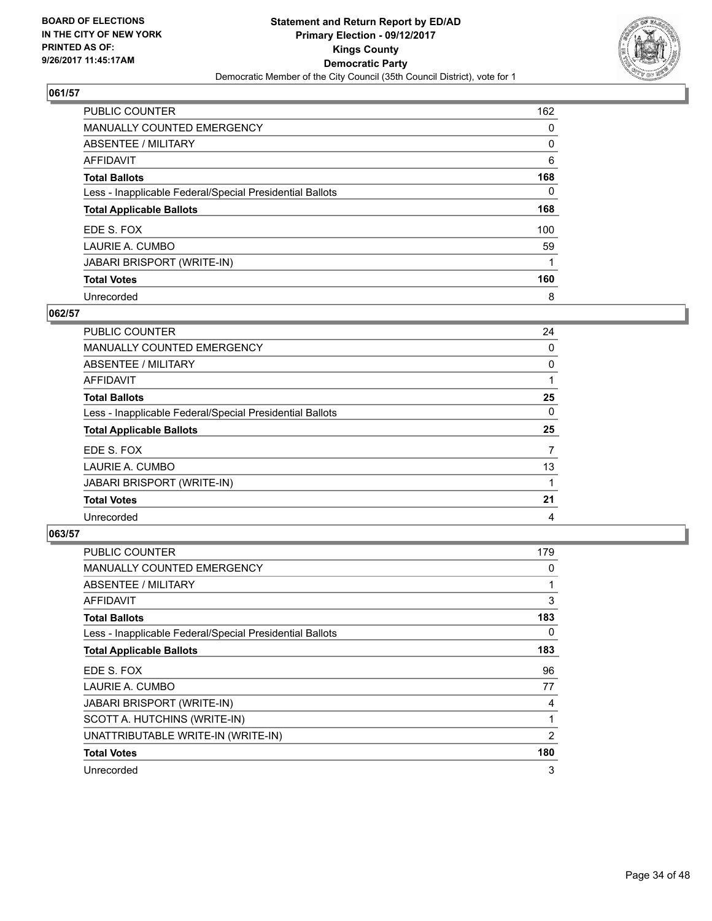BOARD OF ELECTIONS
IN THE CITY OF NEW YORK
PRINTED AS OF:
9/26/2017 11:45:17AM

**Statement and Return Report by ED/AD**
**Primary Election - 09/12/2017**
**Kings County**
**Democratic Party**
Democratic Member of the City Council (35th Council District), vote for 1

### 061/57

| | |
|---|---|
| PUBLIC COUNTER | 162 |
| MANUALLY COUNTED EMERGENCY | 0 |
| ABSENTEE / MILITARY | 0 |
| AFFIDAVIT | 6 |
| **Total Ballots** | **168** |
| Less - Inapplicable Federal/Special Presidential Ballots | 0 |
| **Total Applicable Ballots** | **168** |
| EDE S. FOX | 100 |
| LAURIE A. CUMBO | 59 |
| JABARI BRISPORT (WRITE-IN) | 1 |
| **Total Votes** | **160** |
| Unrecorded | 8 |

### 062/57

| | |
|---|---|
| PUBLIC COUNTER | 24 |
| MANUALLY COUNTED EMERGENCY | 0 |
| ABSENTEE / MILITARY | 0 |
| AFFIDAVIT | 1 |
| **Total Ballots** | **25** |
| Less - Inapplicable Federal/Special Presidential Ballots | 0 |
| **Total Applicable Ballots** | **25** |
| EDE S. FOX | 7 |
| LAURIE A. CUMBO | 13 |
| JABARI BRISPORT (WRITE-IN) | 1 |
| **Total Votes** | **21** |
| Unrecorded | 4 |

### 063/57

| | |
|---|---|
| PUBLIC COUNTER | 179 |
| MANUALLY COUNTED EMERGENCY | 0 |
| ABSENTEE / MILITARY | 1 |
| AFFIDAVIT | 3 |
| **Total Ballots** | **183** |
| Less - Inapplicable Federal/Special Presidential Ballots | 0 |
| **Total Applicable Ballots** | **183** |
| EDE S. FOX | 96 |
| LAURIE A. CUMBO | 77 |
| JABARI BRISPORT (WRITE-IN) | 4 |
| SCOTT A. HUTCHINS (WRITE-IN) | 1 |
| UNATTRIBUTABLE WRITE-IN (WRITE-IN) | 2 |
| **Total Votes** | **180** |
| Unrecorded | 3 |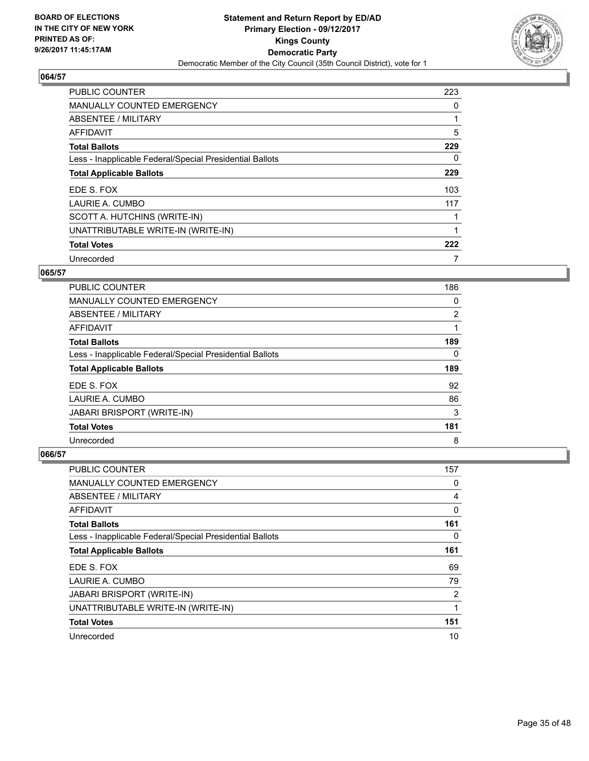BOARD OF ELECTIONS
IN THE CITY OF NEW YORK
PRINTED AS OF:
9/26/2017 11:45:17AM

**Statement and Return Report by ED/AD**
**Primary Election - 09/12/2017**
**Kings County**
**Democratic Party**
Democratic Member of the City Council (35th Council District), vote for 1

### 064/57

| | |
|---|---|
| PUBLIC COUNTER | 223 |
| MANUALLY COUNTED EMERGENCY | 0 |
| ABSENTEE / MILITARY | 1 |
| AFFIDAVIT | 5 |
| **Total Ballots** | **229** |
| Less - Inapplicable Federal/Special Presidential Ballots | 0 |
| **Total Applicable Ballots** | **229** |
| EDE S. FOX | 103 |
| LAURIE A. CUMBO | 117 |
| SCOTT A. HUTCHINS (WRITE-IN) | 1 |
| UNATTRIBUTABLE WRITE-IN (WRITE-IN) | 1 |
| **Total Votes** | **222** |
| Unrecorded | 7 |

### 065/57

| | |
|---|---|
| PUBLIC COUNTER | 186 |
| MANUALLY COUNTED EMERGENCY | 0 |
| ABSENTEE / MILITARY | 2 |
| AFFIDAVIT | 1 |
| **Total Ballots** | **189** |
| Less - Inapplicable Federal/Special Presidential Ballots | 0 |
| **Total Applicable Ballots** | **189** |
| EDE S. FOX | 92 |
| LAURIE A. CUMBO | 86 |
| JABARI BRISPORT (WRITE-IN) | 3 |
| **Total Votes** | **181** |
| Unrecorded | 8 |

### 066/57

| | |
|---|---|
| PUBLIC COUNTER | 157 |
| MANUALLY COUNTED EMERGENCY | 0 |
| ABSENTEE / MILITARY | 4 |
| AFFIDAVIT | 0 |
| **Total Ballots** | **161** |
| Less - Inapplicable Federal/Special Presidential Ballots | 0 |
| **Total Applicable Ballots** | **161** |
| EDE S. FOX | 69 |
| LAURIE A. CUMBO | 79 |
| JABARI BRISPORT (WRITE-IN) | 2 |
| UNATTRIBUTABLE WRITE-IN (WRITE-IN) | 1 |
| **Total Votes** | **151** |
| Unrecorded | 10 |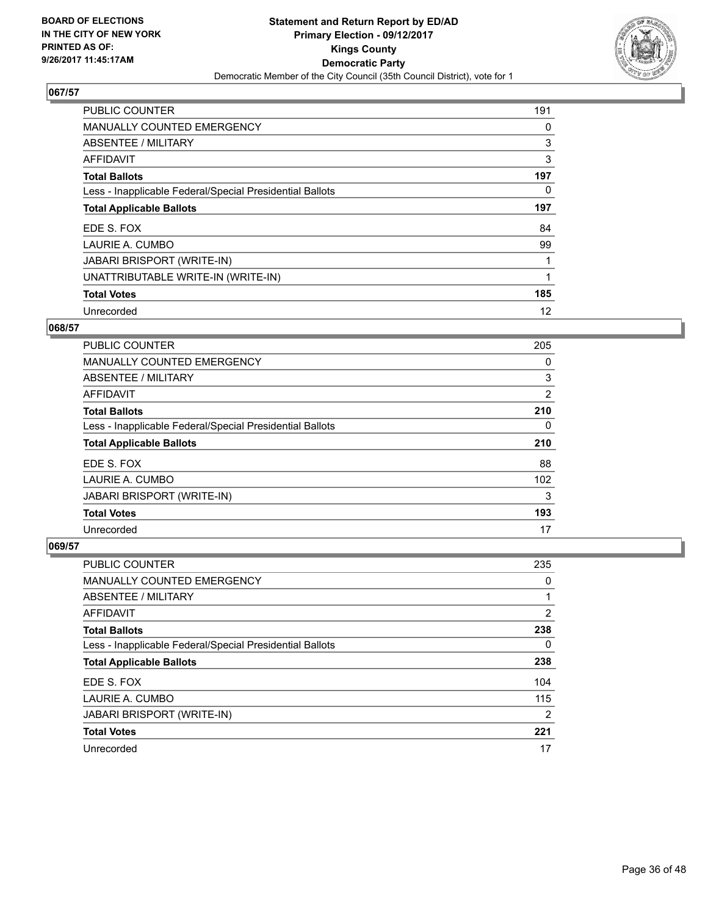**BOARD OF ELECTIONS IN THE CITY OF NEW YORK PRINTED AS OF: 9/26/2017 11:45:17AM**

**Statement and Return Report by ED/AD Primary Election - 09/12/2017 Kings County Democratic Party**

Democratic Member of the City Council (35th Council District), vote for 1

## 067/57

| | |
|---|---|
| PUBLIC COUNTER | 191 |
| MANUALLY COUNTED EMERGENCY | 0 |
| ABSENTEE / MILITARY | 3 |
| AFFIDAVIT | 3 |
| **Total Ballots** | **197** |
| Less - Inapplicable Federal/Special Presidential Ballots | 0 |
| **Total Applicable Ballots** | **197** |
| EDE S. FOX | 84 |
| LAURIE A. CUMBO | 99 |
| JABARI BRISPORT (WRITE-IN) | 1 |
| UNATTRIBUTABLE WRITE-IN (WRITE-IN) | 1 |
| **Total Votes** | **185** |
| Unrecorded | 12 |

## 068/57

| | |
|---|---|
| PUBLIC COUNTER | 205 |
| MANUALLY COUNTED EMERGENCY | 0 |
| ABSENTEE / MILITARY | 3 |
| AFFIDAVIT | 2 |
| **Total Ballots** | **210** |
| Less - Inapplicable Federal/Special Presidential Ballots | 0 |
| **Total Applicable Ballots** | **210** |
| EDE S. FOX | 88 |
| LAURIE A. CUMBO | 102 |
| JABARI BRISPORT (WRITE-IN) | 3 |
| **Total Votes** | **193** |
| Unrecorded | 17 |

## 069/57

| | |
|---|---|
| PUBLIC COUNTER | 235 |
| MANUALLY COUNTED EMERGENCY | 0 |
| ABSENTEE / MILITARY | 1 |
| AFFIDAVIT | 2 |
| **Total Ballots** | **238** |
| Less - Inapplicable Federal/Special Presidential Ballots | 0 |
| **Total Applicable Ballots** | **238** |
| EDE S. FOX | 104 |
| LAURIE A. CUMBO | 115 |
| JABARI BRISPORT (WRITE-IN) | 2 |
| **Total Votes** | **221** |
| Unrecorded | 17 |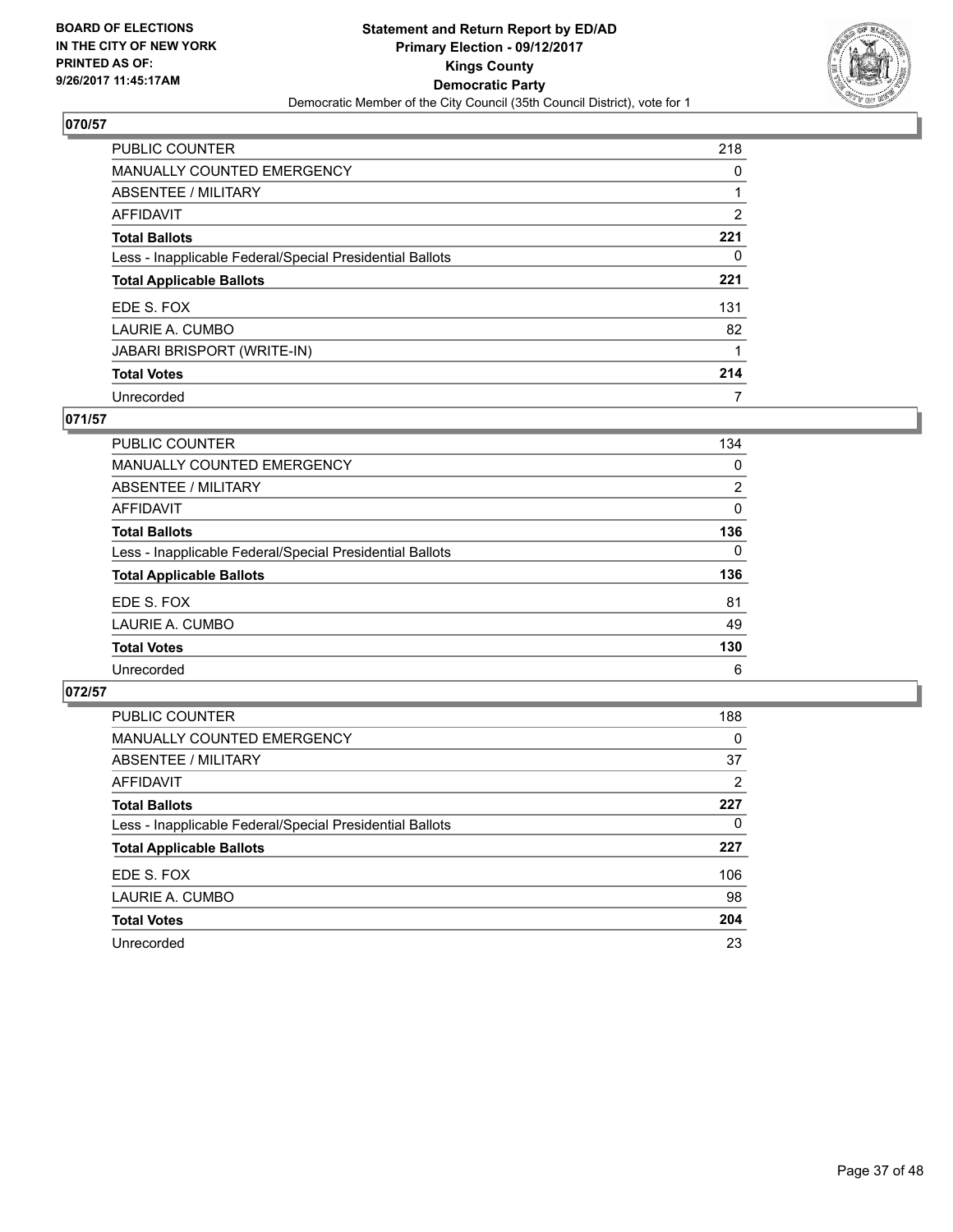**BOARD OF ELECTIONS IN THE CITY OF NEW YORK PRINTED AS OF: 9/26/2017 11:45:17AM**

**Statement and Return Report by ED/AD**
**Primary Election - 09/12/2017**
**Kings County**
**Democratic Party**
Democratic Member of the City Council (35th Council District), vote for 1

## 070/57

| | |
|---|---|
| PUBLIC COUNTER | 218 |
| MANUALLY COUNTED EMERGENCY | 0 |
| ABSENTEE / MILITARY | 1 |
| AFFIDAVIT | 2 |
| **Total Ballots** | **221** |
| Less - Inapplicable Federal/Special Presidential Ballots | 0 |
| **Total Applicable Ballots** | **221** |
| EDE S. FOX | 131 |
| LAURIE A. CUMBO | 82 |
| JABARI BRISPORT (WRITE-IN) | 1 |
| **Total Votes** | **214** |
| Unrecorded | 7 |

## 071/57

| | |
|---|---|
| PUBLIC COUNTER | 134 |
| MANUALLY COUNTED EMERGENCY | 0 |
| ABSENTEE / MILITARY | 2 |
| AFFIDAVIT | 0 |
| **Total Ballots** | **136** |
| Less - Inapplicable Federal/Special Presidential Ballots | 0 |
| **Total Applicable Ballots** | **136** |
| EDE S. FOX | 81 |
| LAURIE A. CUMBO | 49 |
| **Total Votes** | **130** |
| Unrecorded | 6 |

## 072/57

| | |
|---|---|
| PUBLIC COUNTER | 188 |
| MANUALLY COUNTED EMERGENCY | 0 |
| ABSENTEE / MILITARY | 37 |
| AFFIDAVIT | 2 |
| **Total Ballots** | **227** |
| Less - Inapplicable Federal/Special Presidential Ballots | 0 |
| **Total Applicable Ballots** | **227** |
| EDE S. FOX | 106 |
| LAURIE A. CUMBO | 98 |
| **Total Votes** | **204** |
| Unrecorded | 23 |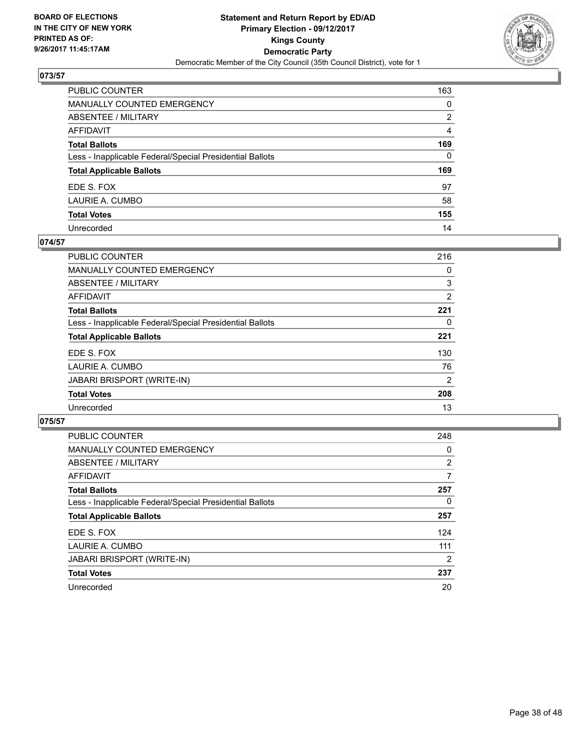BOARD OF ELECTIONS
IN THE CITY OF NEW YORK
PRINTED AS OF:
9/26/2017 11:45:17AM

**Statement and Return Report by ED/AD**
**Primary Election - 09/12/2017**
**Kings County**
**Democratic Party**
Democratic Member of the City Council (35th Council District), vote for 1

### 073/57

| | |
|---|---|
| PUBLIC COUNTER | 163 |
| MANUALLY COUNTED EMERGENCY | 0 |
| ABSENTEE / MILITARY | 2 |
| AFFIDAVIT | 4 |
| **Total Ballots** | **169** |
| Less - Inapplicable Federal/Special Presidential Ballots | 0 |
| **Total Applicable Ballots** | **169** |
| EDE S. FOX | 97 |
| LAURIE A. CUMBO | 58 |
| **Total Votes** | **155** |
| Unrecorded | 14 |

### 074/57

| | |
|---|---|
| PUBLIC COUNTER | 216 |
| MANUALLY COUNTED EMERGENCY | 0 |
| ABSENTEE / MILITARY | 3 |
| AFFIDAVIT | 2 |
| **Total Ballots** | **221** |
| Less - Inapplicable Federal/Special Presidential Ballots | 0 |
| **Total Applicable Ballots** | **221** |
| EDE S. FOX | 130 |
| LAURIE A. CUMBO | 76 |
| JABARI BRISPORT (WRITE-IN) | 2 |
| **Total Votes** | **208** |
| Unrecorded | 13 |

### 075/57

| | |
|---|---|
| PUBLIC COUNTER | 248 |
| MANUALLY COUNTED EMERGENCY | 0 |
| ABSENTEE / MILITARY | 2 |
| AFFIDAVIT | 7 |
| **Total Ballots** | **257** |
| Less - Inapplicable Federal/Special Presidential Ballots | 0 |
| **Total Applicable Ballots** | **257** |
| EDE S. FOX | 124 |
| LAURIE A. CUMBO | 111 |
| JABARI BRISPORT (WRITE-IN) | 2 |
| **Total Votes** | **237** |
| Unrecorded | 20 |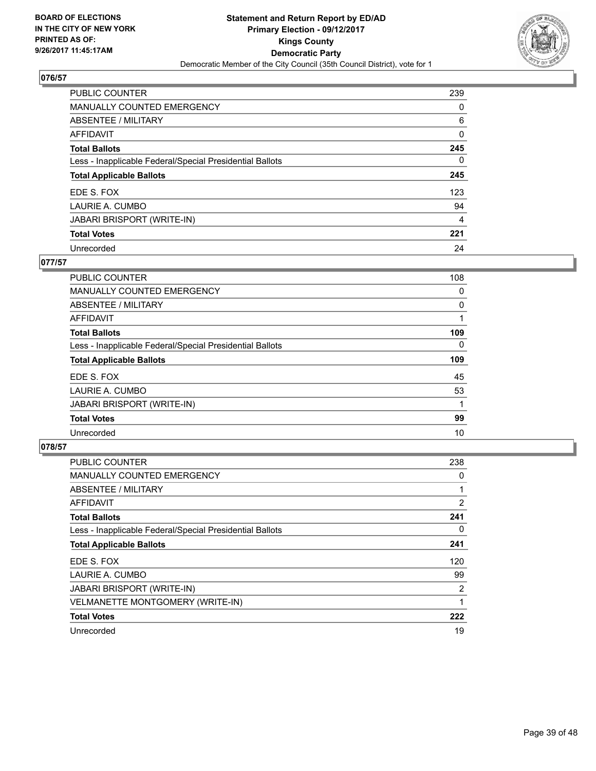**BOARD OF ELECTIONS IN THE CITY OF NEW YORK PRINTED AS OF: 9/26/2017 11:45:17AM**

**Statement and Return Report by ED/AD Primary Election - 09/12/2017 Kings County Democratic Party**

Democratic Member of the City Council (35th Council District), vote for 1

### 076/57

| | |
|---|---|
| PUBLIC COUNTER | 239 |
| MANUALLY COUNTED EMERGENCY | 0 |
| ABSENTEE / MILITARY | 6 |
| AFFIDAVIT | 0 |
| **Total Ballots** | **245** |
| Less - Inapplicable Federal/Special Presidential Ballots | 0 |
| **Total Applicable Ballots** | **245** |
| EDE S. FOX | 123 |
| LAURIE A. CUMBO | 94 |
| JABARI BRISPORT (WRITE-IN) | 4 |
| **Total Votes** | **221** |
| Unrecorded | 24 |

### 077/57

| | |
|---|---|
| PUBLIC COUNTER | 108 |
| MANUALLY COUNTED EMERGENCY | 0 |
| ABSENTEE / MILITARY | 0 |
| AFFIDAVIT | 1 |
| **Total Ballots** | **109** |
| Less - Inapplicable Federal/Special Presidential Ballots | 0 |
| **Total Applicable Ballots** | **109** |
| EDE S. FOX | 45 |
| LAURIE A. CUMBO | 53 |
| JABARI BRISPORT (WRITE-IN) | 1 |
| **Total Votes** | **99** |
| Unrecorded | 10 |

### 078/57

| | |
|---|---|
| PUBLIC COUNTER | 238 |
| MANUALLY COUNTED EMERGENCY | 0 |
| ABSENTEE / MILITARY | 1 |
| AFFIDAVIT | 2 |
| **Total Ballots** | **241** |
| Less - Inapplicable Federal/Special Presidential Ballots | 0 |
| **Total Applicable Ballots** | **241** |
| EDE S. FOX | 120 |
| LAURIE A. CUMBO | 99 |
| JABARI BRISPORT (WRITE-IN) | 2 |
| VELMANETTE MONTGOMERY (WRITE-IN) | 1 |
| **Total Votes** | **222** |
| Unrecorded | 19 |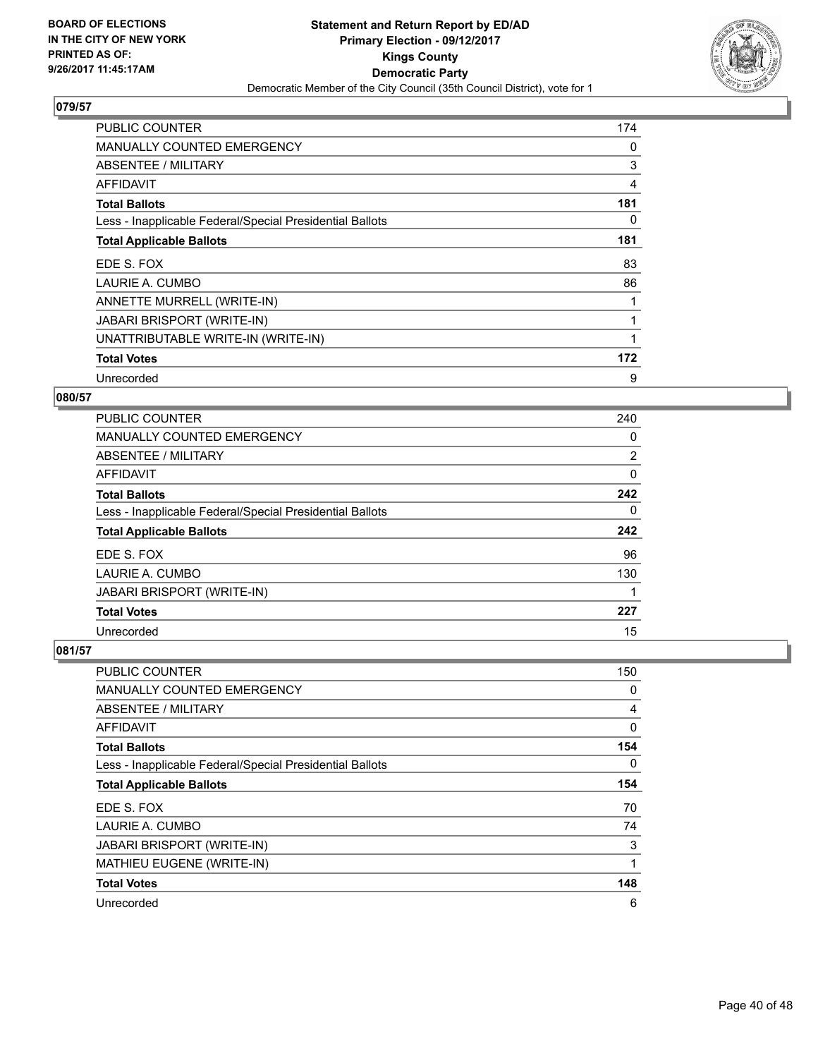**BOARD OF ELECTIONS IN THE CITY OF NEW YORK PRINTED AS OF: 9/26/2017 11:45:17AM**

# Statement and Return Report by ED/AD
## Primary Election - 09/12/2017
## Kings County
## Democratic Party
Democratic Member of the City Council (35th Council District), vote for 1

### 079/57

| | |
|---|---|
| PUBLIC COUNTER | 174 |
| MANUALLY COUNTED EMERGENCY | 0 |
| ABSENTEE / MILITARY | 3 |
| AFFIDAVIT | 4 |
| **Total Ballots** | **181** |
| Less - Inapplicable Federal/Special Presidential Ballots | 0 |
| **Total Applicable Ballots** | **181** |
| EDE S. FOX | 83 |
| LAURIE A. CUMBO | 86 |
| ANNETTE MURRELL (WRITE-IN) | 1 |
| JABARI BRISPORT (WRITE-IN) | 1 |
| UNATTRIBUTABLE WRITE-IN (WRITE-IN) | 1 |
| **Total Votes** | **172** |
| Unrecorded | 9 |

### 080/57

| | |
|---|---|
| PUBLIC COUNTER | 240 |
| MANUALLY COUNTED EMERGENCY | 0 |
| ABSENTEE / MILITARY | 2 |
| AFFIDAVIT | 0 |
| **Total Ballots** | **242** |
| Less - Inapplicable Federal/Special Presidential Ballots | 0 |
| **Total Applicable Ballots** | **242** |
| EDE S. FOX | 96 |
| LAURIE A. CUMBO | 130 |
| JABARI BRISPORT (WRITE-IN) | 1 |
| **Total Votes** | **227** |
| Unrecorded | 15 |

### 081/57

| | |
|---|---|
| PUBLIC COUNTER | 150 |
| MANUALLY COUNTED EMERGENCY | 0 |
| ABSENTEE / MILITARY | 4 |
| AFFIDAVIT | 0 |
| **Total Ballots** | **154** |
| Less - Inapplicable Federal/Special Presidential Ballots | 0 |
| **Total Applicable Ballots** | **154** |
| EDE S. FOX | 70 |
| LAURIE A. CUMBO | 74 |
| JABARI BRISPORT (WRITE-IN) | 3 |
| MATHIEU EUGENE (WRITE-IN) | 1 |
| **Total Votes** | **148** |
| Unrecorded | 6 |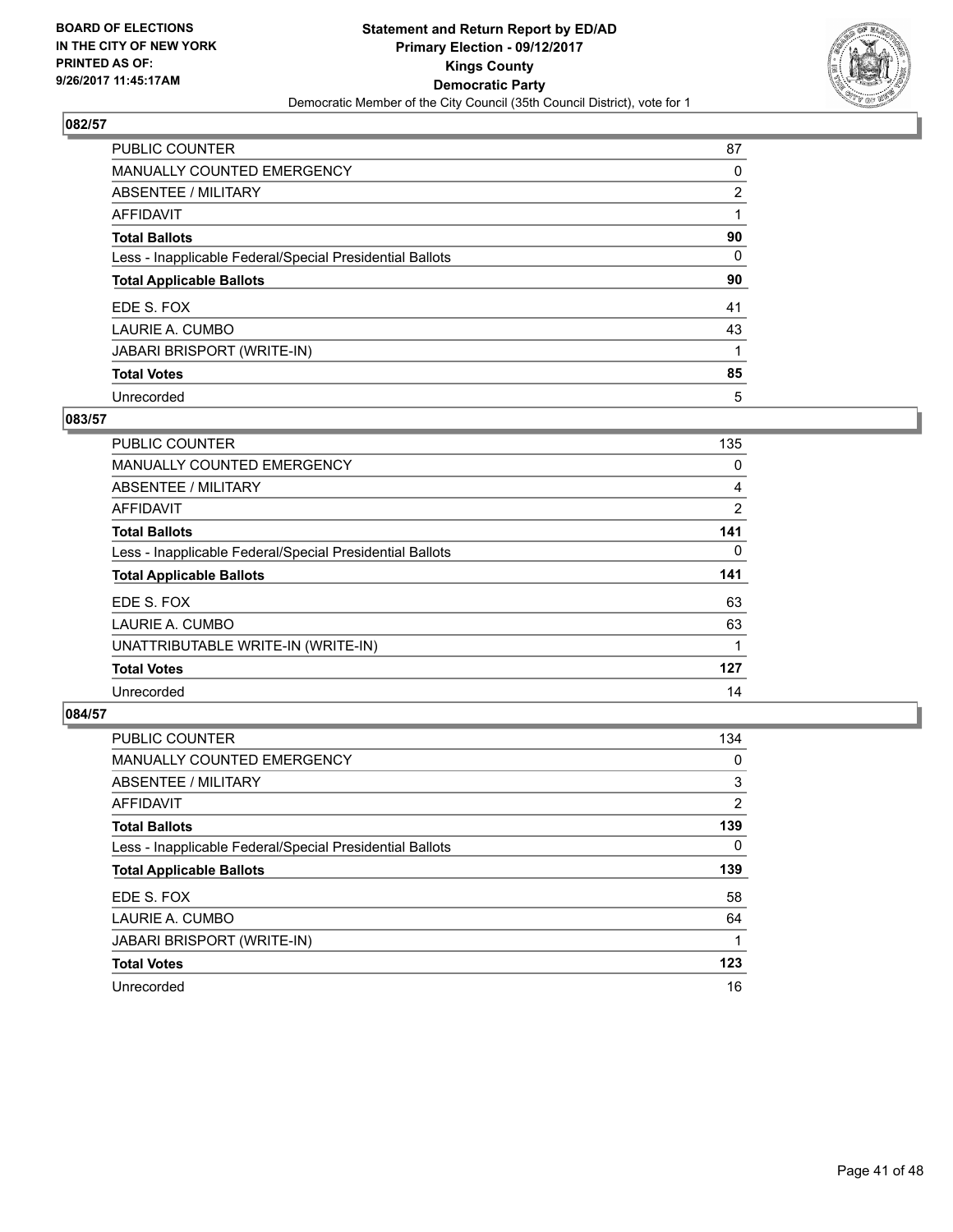**BOARD OF ELECTIONS IN THE CITY OF NEW YORK PRINTED AS OF: 9/26/2017 11:45:17AM**

**Statement and Return Report by ED/AD Primary Election - 09/12/2017 Kings County Democratic Party**

Democratic Member of the City Council (35th Council District), vote for 1

## 082/57

| | |
|---|---|
| PUBLIC COUNTER | 87 |
| MANUALLY COUNTED EMERGENCY | 0 |
| ABSENTEE / MILITARY | 2 |
| AFFIDAVIT | 1 |
| **Total Ballots** | **90** |
| Less - Inapplicable Federal/Special Presidential Ballots | 0 |
| **Total Applicable Ballots** | **90** |
| EDE S. FOX | 41 |
| LAURIE A. CUMBO | 43 |
| JABARI BRISPORT (WRITE-IN) | 1 |
| **Total Votes** | **85** |
| Unrecorded | 5 |

## 083/57

| | |
|---|---|
| PUBLIC COUNTER | 135 |
| MANUALLY COUNTED EMERGENCY | 0 |
| ABSENTEE / MILITARY | 4 |
| AFFIDAVIT | 2 |
| **Total Ballots** | **141** |
| Less - Inapplicable Federal/Special Presidential Ballots | 0 |
| **Total Applicable Ballots** | **141** |
| EDE S. FOX | 63 |
| LAURIE A. CUMBO | 63 |
| UNATTRIBUTABLE WRITE-IN (WRITE-IN) | 1 |
| **Total Votes** | **127** |
| Unrecorded | 14 |

## 084/57

| | |
|---|---|
| PUBLIC COUNTER | 134 |
| MANUALLY COUNTED EMERGENCY | 0 |
| ABSENTEE / MILITARY | 3 |
| AFFIDAVIT | 2 |
| **Total Ballots** | **139** |
| Less - Inapplicable Federal/Special Presidential Ballots | 0 |
| **Total Applicable Ballots** | **139** |
| EDE S. FOX | 58 |
| LAURIE A. CUMBO | 64 |
| JABARI BRISPORT (WRITE-IN) | 1 |
| **Total Votes** | **123** |
| Unrecorded | 16 |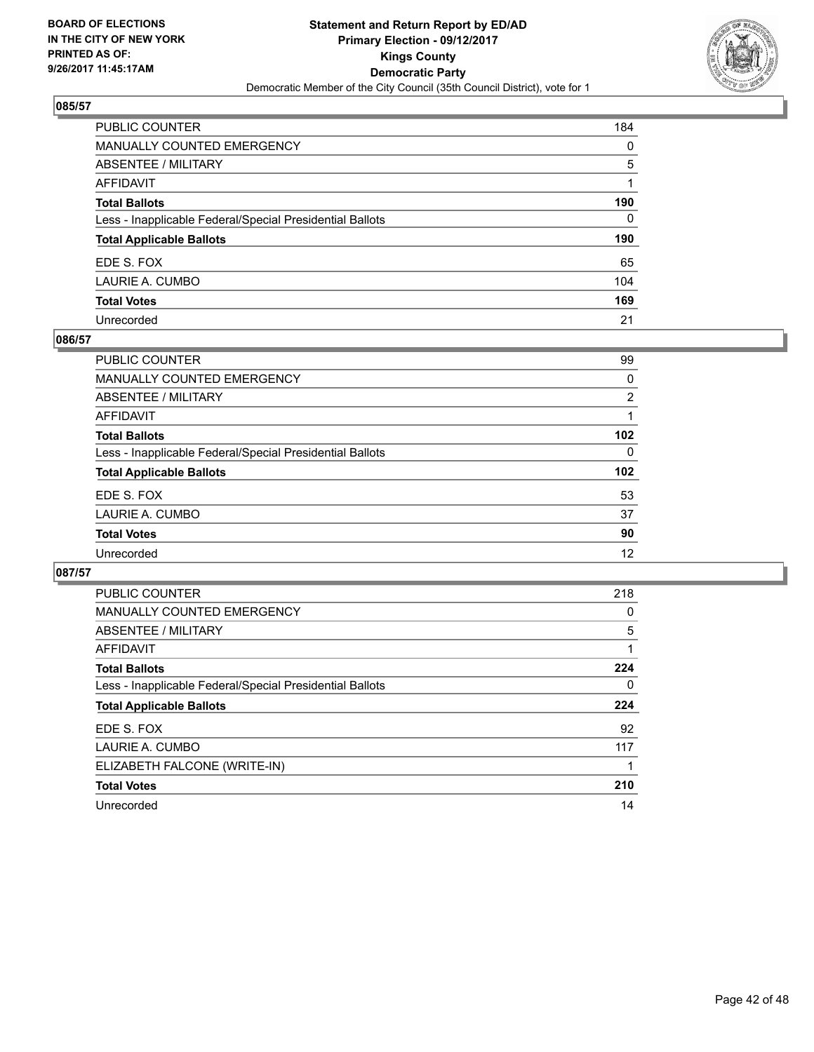BOARD OF ELECTIONS
IN THE CITY OF NEW YORK
PRINTED AS OF:
9/26/2017 11:45:17AM

**Statement and Return Report by ED/AD**
**Primary Election - 09/12/2017**
**Kings County**
**Democratic Party**
Democratic Member of the City Council (35th Council District), vote for 1

## 085/57

| | |
|---|---|
| PUBLIC COUNTER | 184 |
| MANUALLY COUNTED EMERGENCY | 0 |
| ABSENTEE / MILITARY | 5 |
| AFFIDAVIT | 1 |
| **Total Ballots** | **190** |
| Less - Inapplicable Federal/Special Presidential Ballots | 0 |
| **Total Applicable Ballots** | **190** |
| EDE S. FOX | 65 |
| LAURIE A. CUMBO | 104 |
| **Total Votes** | **169** |
| Unrecorded | 21 |

## 086/57

| | |
|---|---|
| PUBLIC COUNTER | 99 |
| MANUALLY COUNTED EMERGENCY | 0 |
| ABSENTEE / MILITARY | 2 |
| AFFIDAVIT | 1 |
| **Total Ballots** | **102** |
| Less - Inapplicable Federal/Special Presidential Ballots | 0 |
| **Total Applicable Ballots** | **102** |
| EDE S. FOX | 53 |
| LAURIE A. CUMBO | 37 |
| **Total Votes** | **90** |
| Unrecorded | 12 |

## 087/57

| | |
|---|---|
| PUBLIC COUNTER | 218 |
| MANUALLY COUNTED EMERGENCY | 0 |
| ABSENTEE / MILITARY | 5 |
| AFFIDAVIT | 1 |
| **Total Ballots** | **224** |
| Less - Inapplicable Federal/Special Presidential Ballots | 0 |
| **Total Applicable Ballots** | **224** |
| EDE S. FOX | 92 |
| LAURIE A. CUMBO | 117 |
| ELIZABETH FALCONE (WRITE-IN) | 1 |
| **Total Votes** | **210** |
| Unrecorded | 14 |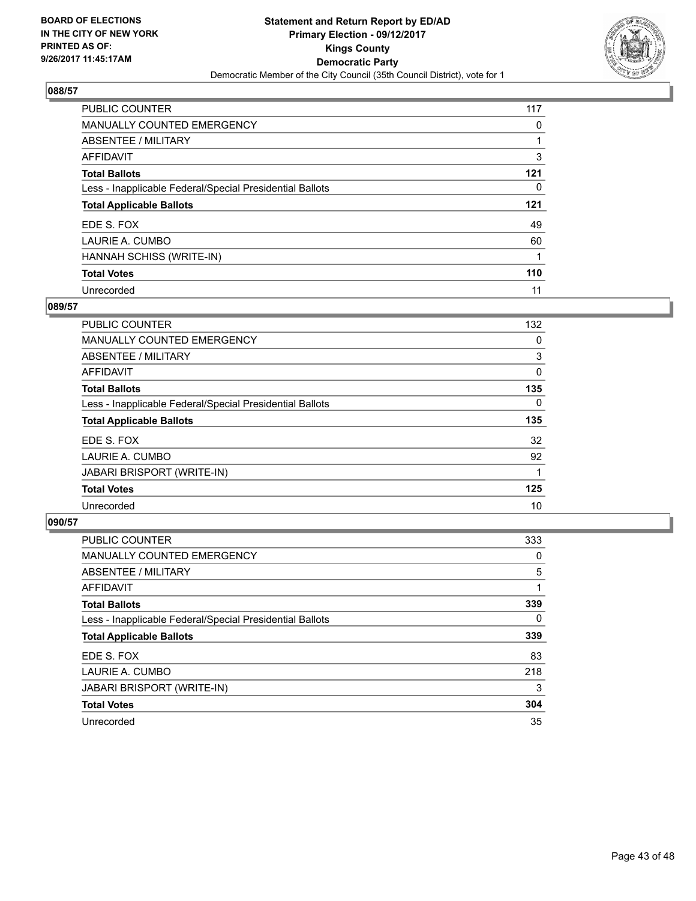**BOARD OF ELECTIONS IN THE CITY OF NEW YORK PRINTED AS OF: 9/26/2017 11:45:17AM**

**Statement and Return Report by ED/AD**
**Primary Election - 09/12/2017**
**Kings County**
**Democratic Party**
Democratic Member of the City Council (35th Council District), vote for 1

## 088/57

| | |
|---|---|
| PUBLIC COUNTER | 117 |
| MANUALLY COUNTED EMERGENCY | 0 |
| ABSENTEE / MILITARY | 1 |
| AFFIDAVIT | 3 |
| **Total Ballots** | **121** |
| Less - Inapplicable Federal/Special Presidential Ballots | 0 |
| **Total Applicable Ballots** | **121** |
| EDE S. FOX | 49 |
| LAURIE A. CUMBO | 60 |
| HANNAH SCHISS (WRITE-IN) | 1 |
| **Total Votes** | **110** |
| Unrecorded | 11 |

## 089/57

| | |
|---|---|
| PUBLIC COUNTER | 132 |
| MANUALLY COUNTED EMERGENCY | 0 |
| ABSENTEE / MILITARY | 3 |
| AFFIDAVIT | 0 |
| **Total Ballots** | **135** |
| Less - Inapplicable Federal/Special Presidential Ballots | 0 |
| **Total Applicable Ballots** | **135** |
| EDE S. FOX | 32 |
| LAURIE A. CUMBO | 92 |
| JABARI BRISPORT (WRITE-IN) | 1 |
| **Total Votes** | **125** |
| Unrecorded | 10 |

## 090/57

| | |
|---|---|
| PUBLIC COUNTER | 333 |
| MANUALLY COUNTED EMERGENCY | 0 |
| ABSENTEE / MILITARY | 5 |
| AFFIDAVIT | 1 |
| **Total Ballots** | **339** |
| Less - Inapplicable Federal/Special Presidential Ballots | 0 |
| **Total Applicable Ballots** | **339** |
| EDE S. FOX | 83 |
| LAURIE A. CUMBO | 218 |
| JABARI BRISPORT (WRITE-IN) | 3 |
| **Total Votes** | **304** |
| Unrecorded | 35 |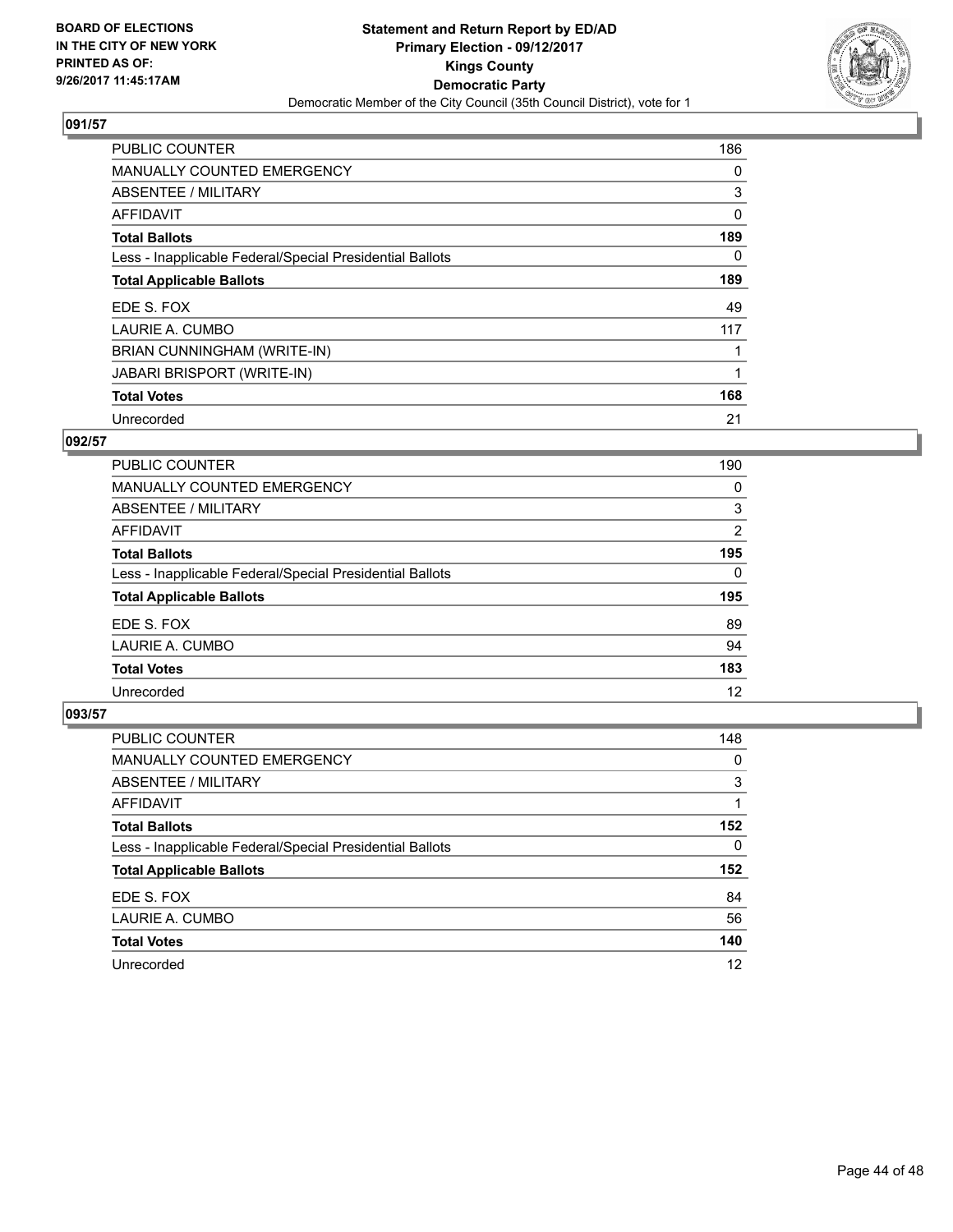BOARD OF ELECTIONS
IN THE CITY OF NEW YORK
PRINTED AS OF:
9/26/2017 11:45:17AM

**Statement and Return Report by ED/AD**
**Primary Election - 09/12/2017**
**Kings County**
**Democratic Party**
Democratic Member of the City Council (35th Council District), vote for 1

### 091/57

| | |
|---|---|
| PUBLIC COUNTER | 186 |
| MANUALLY COUNTED EMERGENCY | 0 |
| ABSENTEE / MILITARY | 3 |
| AFFIDAVIT | 0 |
| **Total Ballots** | **189** |
| Less - Inapplicable Federal/Special Presidential Ballots | 0 |
| **Total Applicable Ballots** | **189** |
| EDE S. FOX | 49 |
| LAURIE A. CUMBO | 117 |
| BRIAN CUNNINGHAM (WRITE-IN) | 1 |
| JABARI BRISPORT (WRITE-IN) | 1 |
| **Total Votes** | **168** |
| Unrecorded | 21 |

### 092/57

| | |
|---|---|
| PUBLIC COUNTER | 190 |
| MANUALLY COUNTED EMERGENCY | 0 |
| ABSENTEE / MILITARY | 3 |
| AFFIDAVIT | 2 |
| **Total Ballots** | **195** |
| Less - Inapplicable Federal/Special Presidential Ballots | 0 |
| **Total Applicable Ballots** | **195** |
| EDE S. FOX | 89 |
| LAURIE A. CUMBO | 94 |
| **Total Votes** | **183** |
| Unrecorded | 12 |

### 093/57

| | |
|---|---|
| PUBLIC COUNTER | 148 |
| MANUALLY COUNTED EMERGENCY | 0 |
| ABSENTEE / MILITARY | 3 |
| AFFIDAVIT | 1 |
| **Total Ballots** | **152** |
| Less - Inapplicable Federal/Special Presidential Ballots | 0 |
| **Total Applicable Ballots** | **152** |
| EDE S. FOX | 84 |
| LAURIE A. CUMBO | 56 |
| **Total Votes** | **140** |
| Unrecorded | 12 |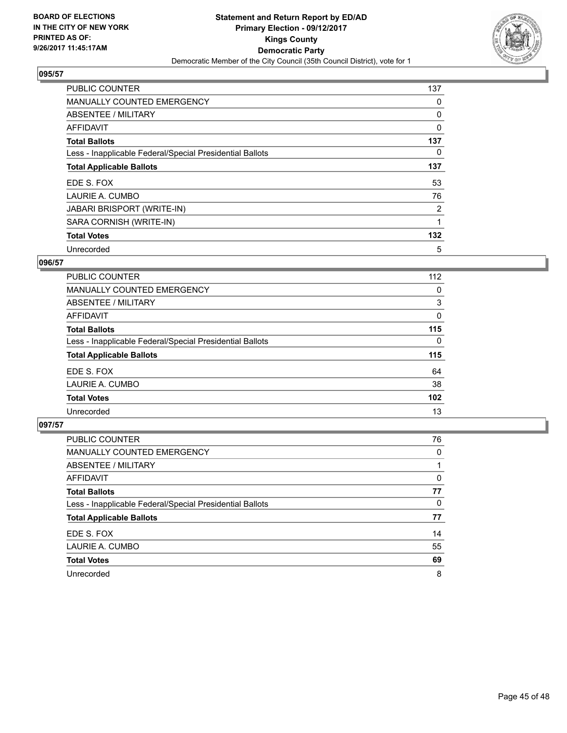BOARD OF ELECTIONS
IN THE CITY OF NEW YORK
PRINTED AS OF:
9/26/2017 11:45:17AM

**Statement and Return Report by ED/AD**
**Primary Election - 09/12/2017**
**Kings County**
**Democratic Party**
Democratic Member of the City Council (35th Council District), vote for 1

### 095/57

| | |
|---|---|
| PUBLIC COUNTER | 137 |
| MANUALLY COUNTED EMERGENCY | 0 |
| ABSENTEE / MILITARY | 0 |
| AFFIDAVIT | 0 |
| **Total Ballots** | **137** |
| Less - Inapplicable Federal/Special Presidential Ballots | 0 |
| **Total Applicable Ballots** | **137** |
| EDE S. FOX | 53 |
| LAURIE A. CUMBO | 76 |
| JABARI BRISPORT (WRITE-IN) | 2 |
| SARA CORNISH (WRITE-IN) | 1 |
| **Total Votes** | **132** |
| Unrecorded | 5 |

### 096/57

| | |
|---|---|
| PUBLIC COUNTER | 112 |
| MANUALLY COUNTED EMERGENCY | 0 |
| ABSENTEE / MILITARY | 3 |
| AFFIDAVIT | 0 |
| **Total Ballots** | **115** |
| Less - Inapplicable Federal/Special Presidential Ballots | 0 |
| **Total Applicable Ballots** | **115** |
| EDE S. FOX | 64 |
| LAURIE A. CUMBO | 38 |
| **Total Votes** | **102** |
| Unrecorded | 13 |

### 097/57

| | |
|---|---|
| PUBLIC COUNTER | 76 |
| MANUALLY COUNTED EMERGENCY | 0 |
| ABSENTEE / MILITARY | 1 |
| AFFIDAVIT | 0 |
| **Total Ballots** | **77** |
| Less - Inapplicable Federal/Special Presidential Ballots | 0 |
| **Total Applicable Ballots** | **77** |
| EDE S. FOX | 14 |
| LAURIE A. CUMBO | 55 |
| **Total Votes** | **69** |
| Unrecorded | 8 |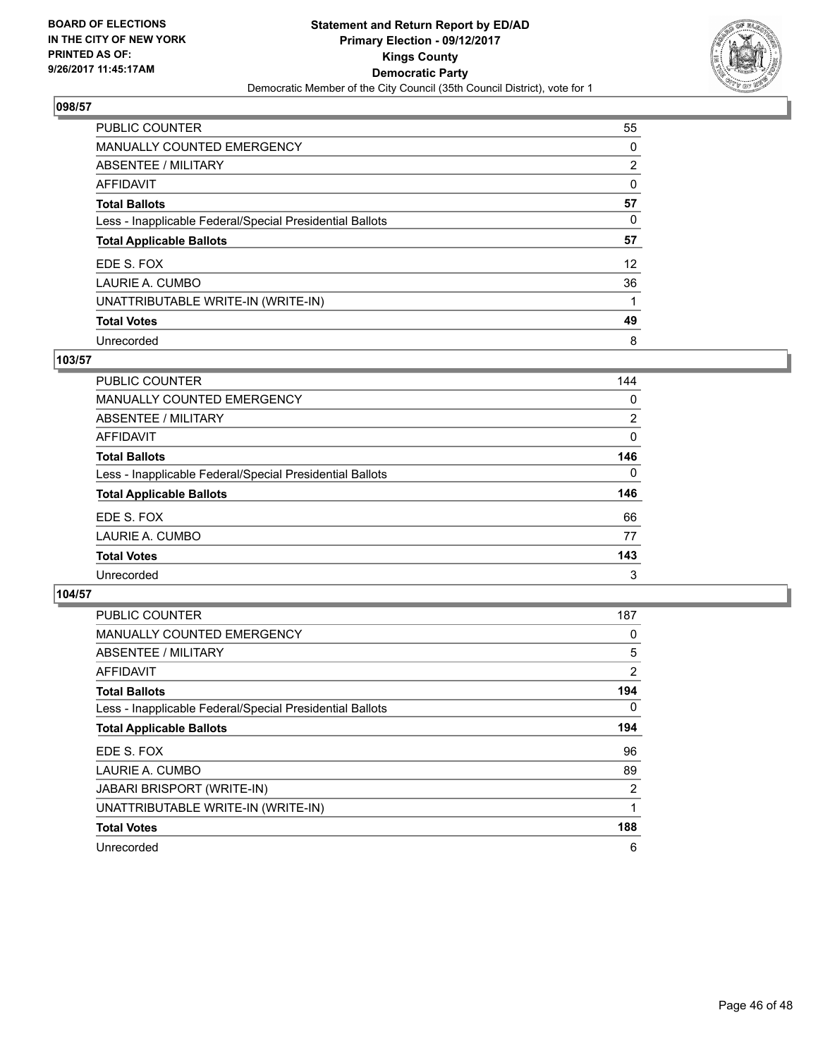**BOARD OF ELECTIONS IN THE CITY OF NEW YORK PRINTED AS OF: 9/26/2017 11:45:17AM**

**Statement and Return Report by ED/AD**
**Primary Election - 09/12/2017**
**Kings County**
**Democratic Party**
Democratic Member of the City Council (35th Council District), vote for 1

## 098/57

| | |
|---|---|
| PUBLIC COUNTER | 55 |
| MANUALLY COUNTED EMERGENCY | 0 |
| ABSENTEE / MILITARY | 2 |
| AFFIDAVIT | 0 |
| **Total Ballots** | **57** |
| Less - Inapplicable Federal/Special Presidential Ballots | 0 |
| **Total Applicable Ballots** | **57** |
| EDE S. FOX | 12 |
| LAURIE A. CUMBO | 36 |
| UNATTRIBUTABLE WRITE-IN (WRITE-IN) | 1 |
| **Total Votes** | **49** |
| Unrecorded | 8 |

## 103/57

| | |
|---|---|
| PUBLIC COUNTER | 144 |
| MANUALLY COUNTED EMERGENCY | 0 |
| ABSENTEE / MILITARY | 2 |
| AFFIDAVIT | 0 |
| **Total Ballots** | **146** |
| Less - Inapplicable Federal/Special Presidential Ballots | 0 |
| **Total Applicable Ballots** | **146** |
| EDE S. FOX | 66 |
| LAURIE A. CUMBO | 77 |
| **Total Votes** | **143** |
| Unrecorded | 3 |

## 104/57

| | |
|---|---|
| PUBLIC COUNTER | 187 |
| MANUALLY COUNTED EMERGENCY | 0 |
| ABSENTEE / MILITARY | 5 |
| AFFIDAVIT | 2 |
| **Total Ballots** | **194** |
| Less - Inapplicable Federal/Special Presidential Ballots | 0 |
| **Total Applicable Ballots** | **194** |
| EDE S. FOX | 96 |
| LAURIE A. CUMBO | 89 |
| JABARI BRISPORT (WRITE-IN) | 2 |
| UNATTRIBUTABLE WRITE-IN (WRITE-IN) | 1 |
| **Total Votes** | **188** |
| Unrecorded | 6 |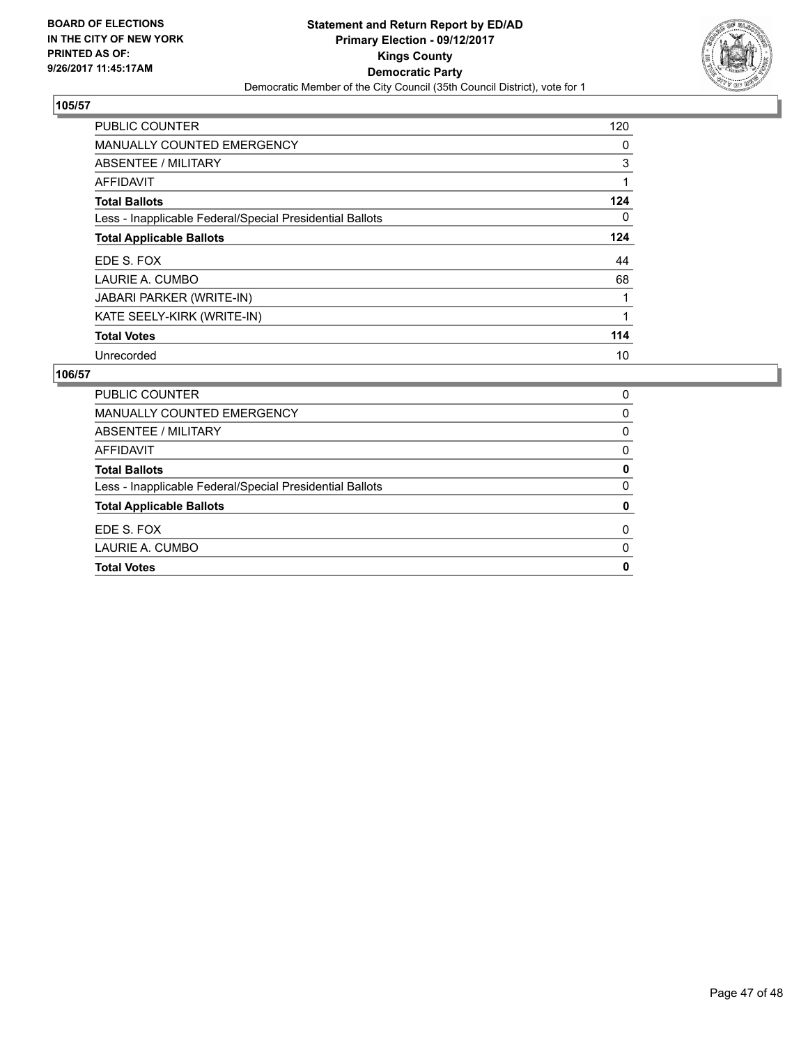**BOARD OF ELECTIONS IN THE CITY OF NEW YORK PRINTED AS OF: 9/26/2017 11:45:17AM**

**Statement and Return Report by ED/AD**
**Primary Election - 09/12/2017**
**Kings County**
**Democratic Party**
Democratic Member of the City Council (35th Council District), vote for 1

## 105/57

| | |
|---|---|
| PUBLIC COUNTER | 120 |
| MANUALLY COUNTED EMERGENCY | 0 |
| ABSENTEE / MILITARY | 3 |
| AFFIDAVIT | 1 |
| **Total Ballots** | **124** |
| Less - Inapplicable Federal/Special Presidential Ballots | 0 |
| **Total Applicable Ballots** | **124** |
| EDE S. FOX | 44 |
| LAURIE A. CUMBO | 68 |
| JABARI PARKER (WRITE-IN) | 1 |
| KATE SEELY-KIRK (WRITE-IN) | 1 |
| **Total Votes** | **114** |
| Unrecorded | 10 |

## 106/57

| | |
|---|---|
| PUBLIC COUNTER | 0 |
| MANUALLY COUNTED EMERGENCY | 0 |
| ABSENTEE / MILITARY | 0 |
| AFFIDAVIT | 0 |
| **Total Ballots** | **0** |
| Less - Inapplicable Federal/Special Presidential Ballots | 0 |
| **Total Applicable Ballots** | **0** |
| EDE S. FOX | 0 |
| LAURIE A. CUMBO | 0 |
| **Total Votes** | **0** |